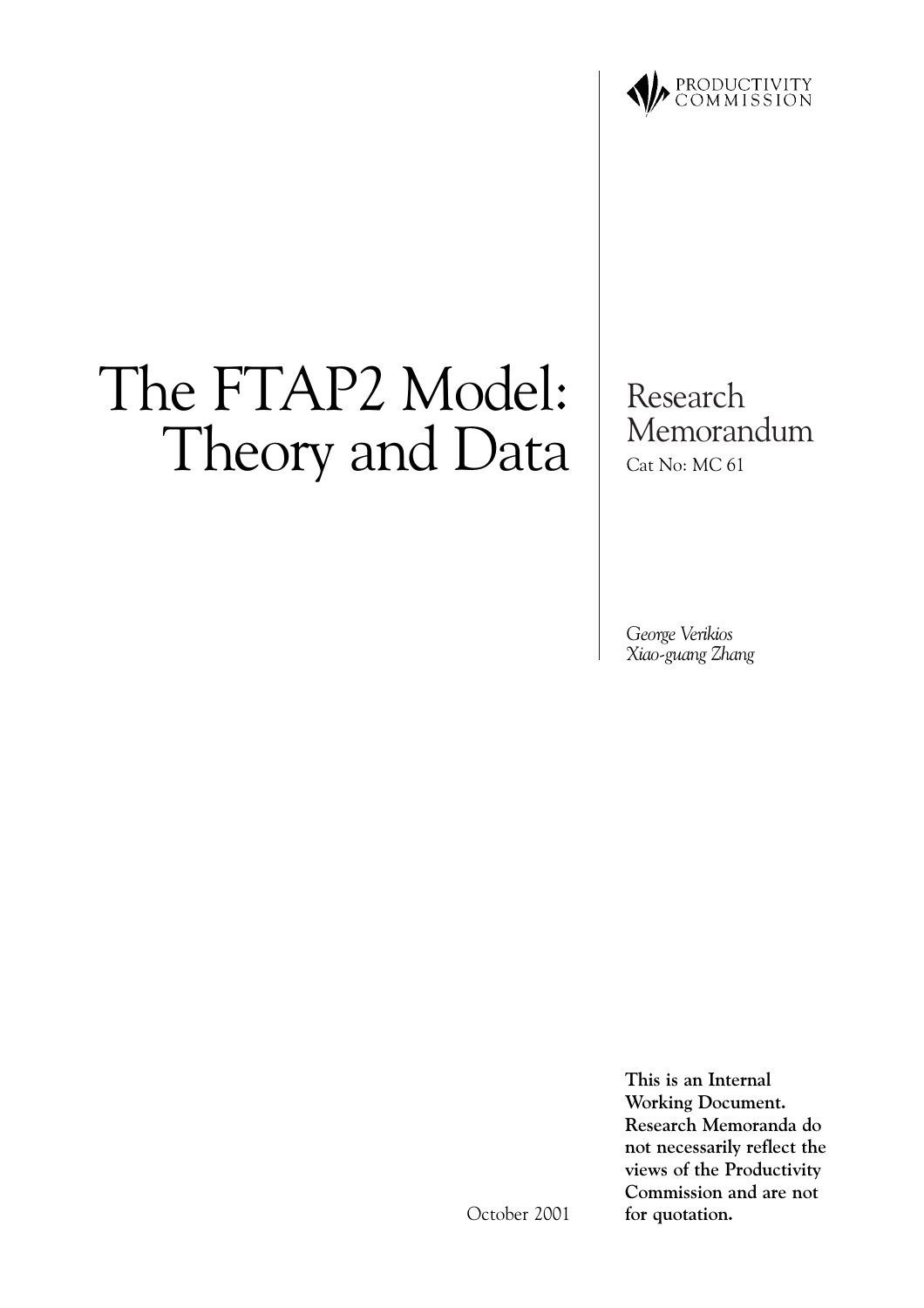PRODUCTIVITY COMMISSION

# The FTAP2 Model: Theory and Data

Research Memorandum

Cat No: MC 61

*George Verikios*
*Xiao-guang Zhang*

October 2001

**This is an Internal Working Document. Research Memoranda do not necessarily reflect the views of the Productivity Commission and are not for quotation.**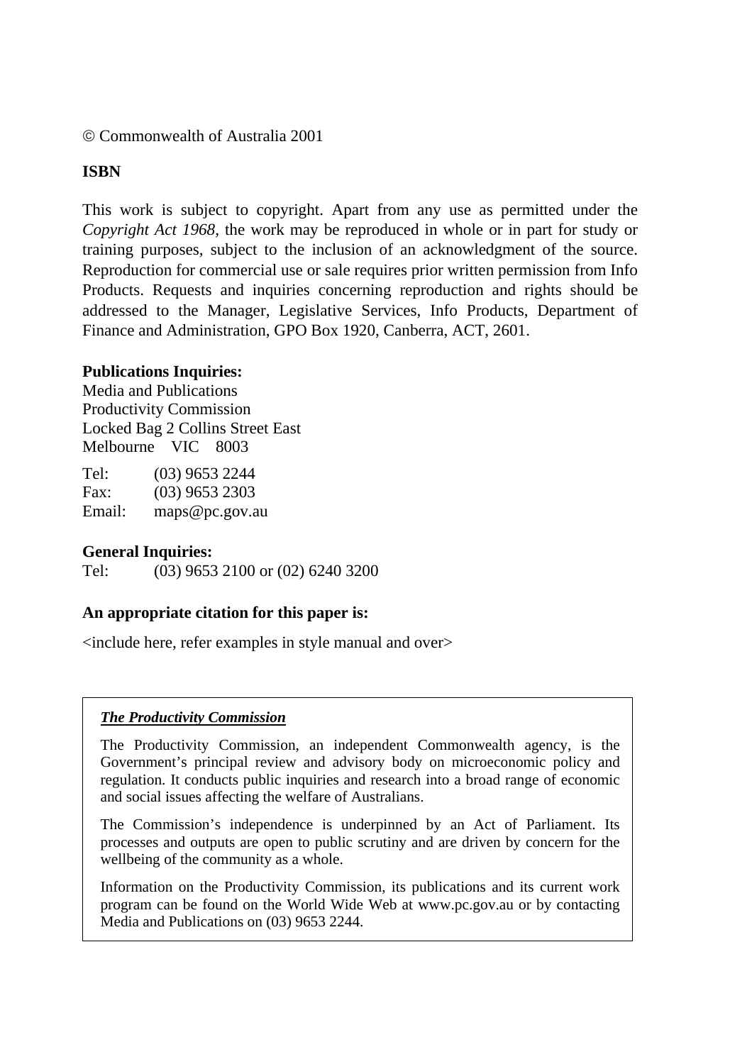© Commonwealth of Australia 2001

**ISBN**

This work is subject to copyright. Apart from any use as permitted under the *Copyright Act 1968*, the work may be reproduced in whole or in part for study or training purposes, subject to the inclusion of an acknowledgment of the source. Reproduction for commercial use or sale requires prior written permission from Info Products. Requests and inquiries concerning reproduction and rights should be addressed to the Manager, Legislative Services, Info Products, Department of Finance and Administration, GPO Box 1920, Canberra, ACT, 2601.

**Publications Inquiries:**
Media and Publications
Productivity Commission
Locked Bag 2 Collins Street East
Melbourne VIC 8003

Tel: (03) 9653 2244
Fax: (03) 9653 2303
Email: maps@pc.gov.au

**General Inquiries:**
Tel: (03) 9653 2100 or (02) 6240 3200

**An appropriate citation for this paper is:**

<include here, refer examples in style manual and over>

***The Productivity Commission***

The Productivity Commission, an independent Commonwealth agency, is the Government's principal review and advisory body on microeconomic policy and regulation. It conducts public inquiries and research into a broad range of economic and social issues affecting the welfare of Australians.

The Commission's independence is underpinned by an Act of Parliament. Its processes and outputs are open to public scrutiny and are driven by concern for the wellbeing of the community as a whole.

Information on the Productivity Commission, its publications and its current work program can be found on the World Wide Web at www.pc.gov.au or by contacting Media and Publications on (03) 9653 2244.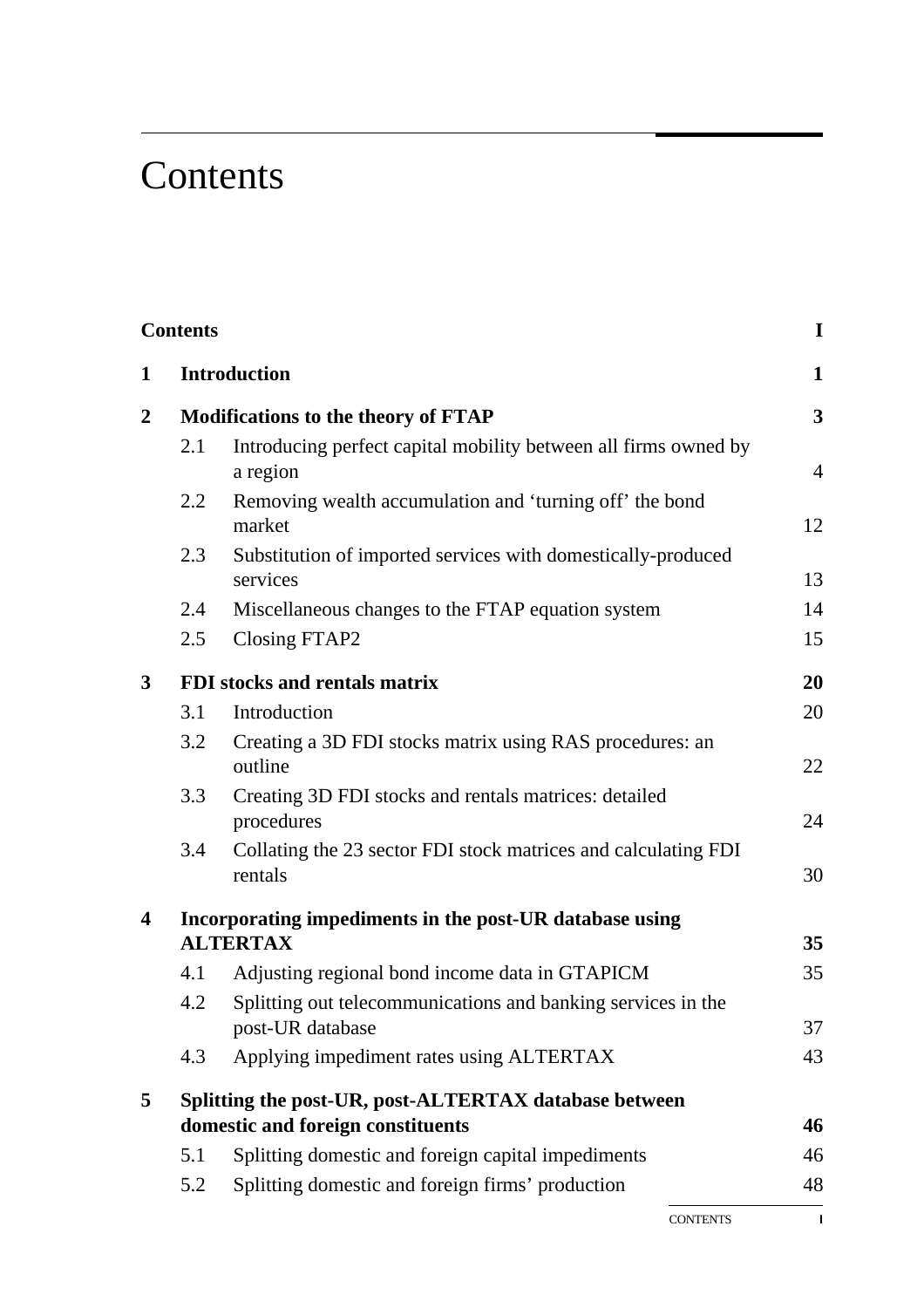# Contents

| | | |
|---|---|---|
| **Contents** | | **I** |
| **1** | **Introduction** | **1** |
| **2** | **Modifications to the theory of FTAP** | **3** |
| 2.1 | Introducing perfect capital mobility between all firms owned by a region | 4 |
| 2.2 | Removing wealth accumulation and 'turning off' the bond market | 12 |
| 2.3 | Substitution of imported services with domestically-produced services | 13 |
| 2.4 | Miscellaneous changes to the FTAP equation system | 14 |
| 2.5 | Closing FTAP2 | 15 |
| **3** | **FDI stocks and rentals matrix** | **20** |
| 3.1 | Introduction | 20 |
| 3.2 | Creating a 3D FDI stocks matrix using RAS procedures: an outline | 22 |
| 3.3 | Creating 3D FDI stocks and rentals matrices: detailed procedures | 24 |
| 3.4 | Collating the 23 sector FDI stock matrices and calculating FDI rentals | 30 |
| **4** | **Incorporating impediments in the post-UR database using ALTERTAX** | **35** |
| 4.1 | Adjusting regional bond income data in GTAPICM | 35 |
| 4.2 | Splitting out telecommunications and banking services in the post-UR database | 37 |
| 4.3 | Applying impediment rates using ALTERTAX | 43 |
| **5** | **Splitting the post-UR, post-ALTERTAX database between domestic and foreign constituents** | **46** |
| 5.1 | Splitting domestic and foreign capital impediments | 46 |
| 5.2 | Splitting domestic and foreign firms' production | 48 |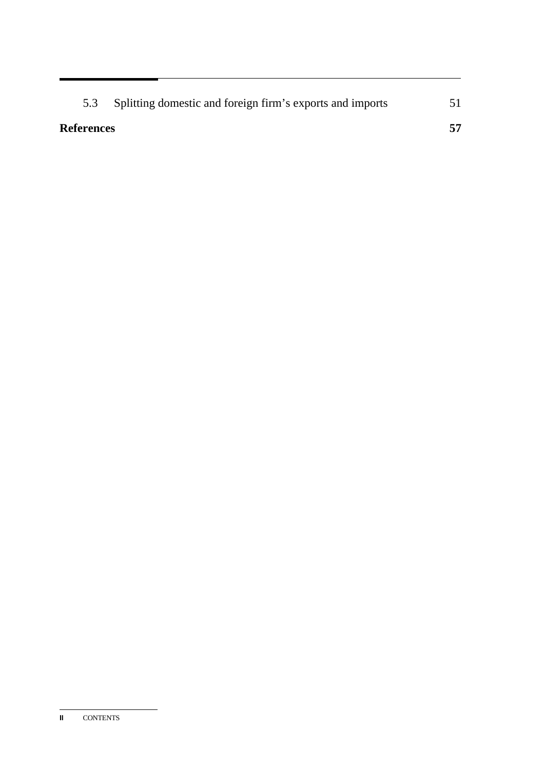5.3 Splitting domestic and foreign firm's exports and imports 51

**References** **57**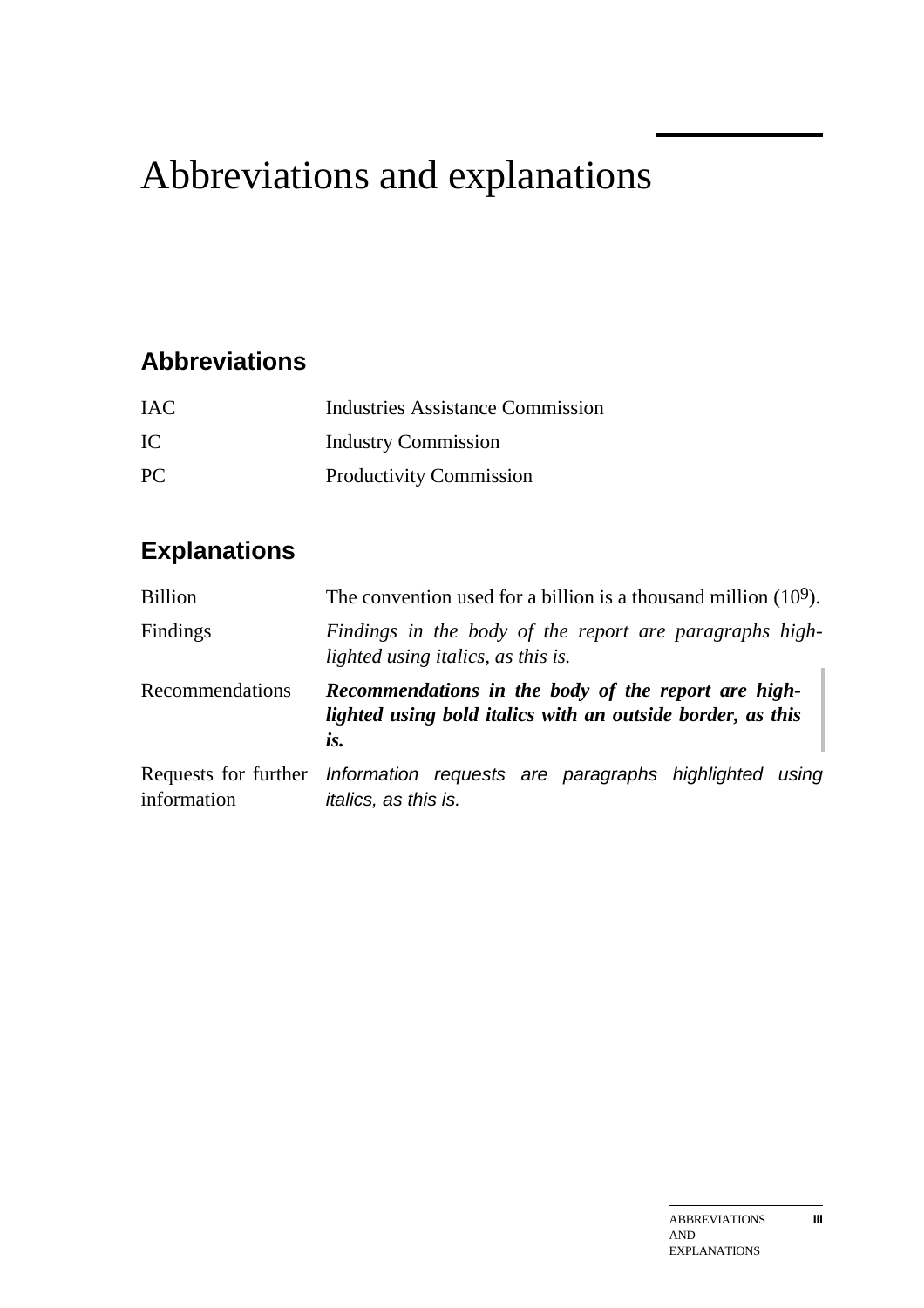# Abbreviations and explanations

## Abbreviations

| | |
|---|---|
| IAC | Industries Assistance Commission |
| IC | Industry Commission |
| PC | Productivity Commission |

## Explanations

| | |
|---|---|
| Billion | The convention used for a billion is a thousand million ($10^9$). |
| Findings | *Findings in the body of the report are paragraphs high-lighted using italics, as this is.* |
| Recommendations | ***Recommendations in the body of the report are high-lighted using bold italics with an outside border, as this is.*** |
| Requests for further information | *Information requests are paragraphs highlighted using italics, as this is.* |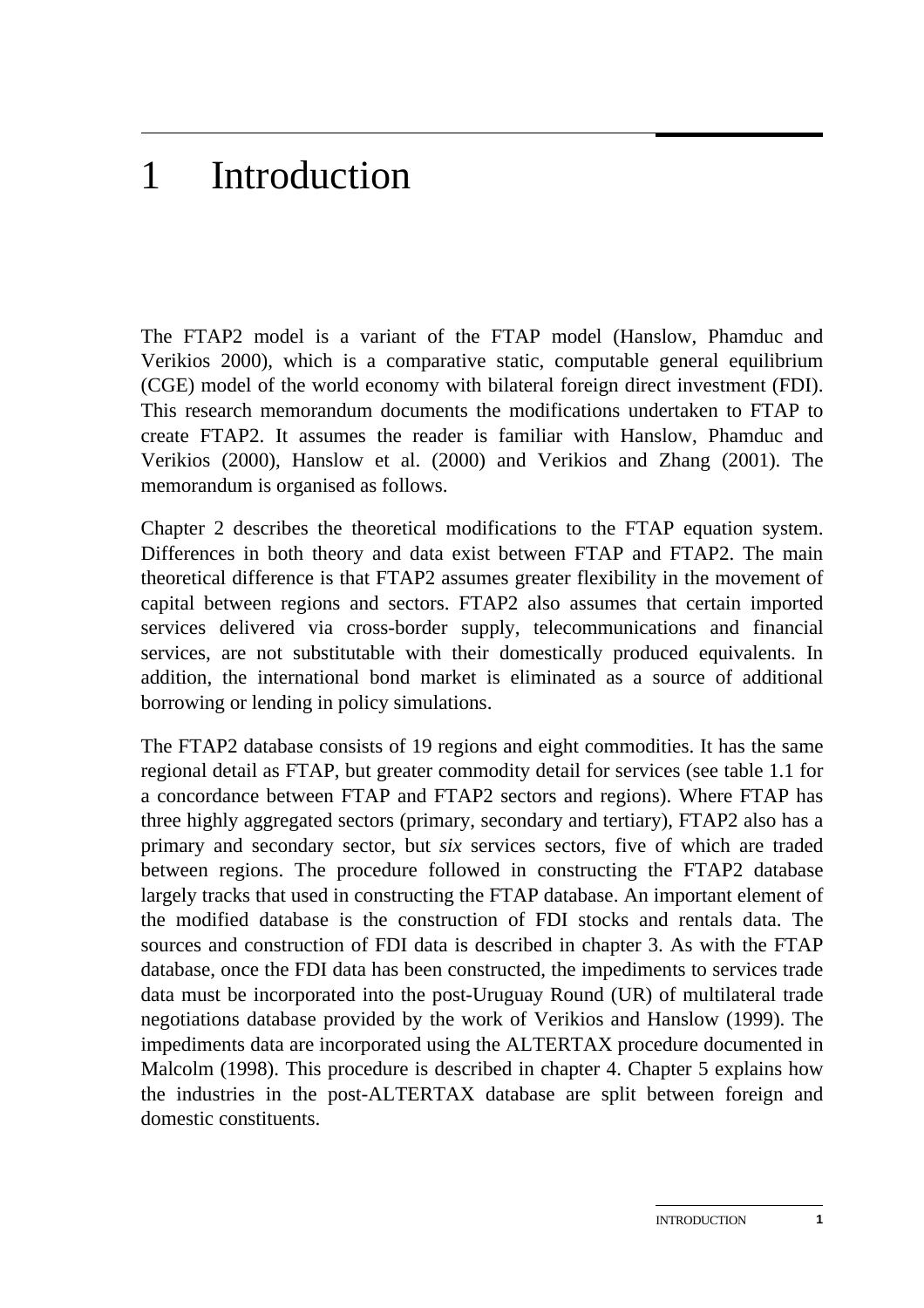# 1 Introduction

The FTAP2 model is a variant of the FTAP model (Hanslow, Phamduc and Verikios 2000), which is a comparative static, computable general equilibrium (CGE) model of the world economy with bilateral foreign direct investment (FDI). This research memorandum documents the modifications undertaken to FTAP to create FTAP2. It assumes the reader is familiar with Hanslow, Phamduc and Verikios (2000), Hanslow et al. (2000) and Verikios and Zhang (2001). The memorandum is organised as follows.

Chapter 2 describes the theoretical modifications to the FTAP equation system. Differences in both theory and data exist between FTAP and FTAP2. The main theoretical difference is that FTAP2 assumes greater flexibility in the movement of capital between regions and sectors. FTAP2 also assumes that certain imported services delivered via cross-border supply, telecommunications and financial services, are not substitutable with their domestically produced equivalents. In addition, the international bond market is eliminated as a source of additional borrowing or lending in policy simulations.

The FTAP2 database consists of 19 regions and eight commodities. It has the same regional detail as FTAP, but greater commodity detail for services (see table 1.1 for a concordance between FTAP and FTAP2 sectors and regions). Where FTAP has three highly aggregated sectors (primary, secondary and tertiary), FTAP2 also has a primary and secondary sector, but *six* services sectors, five of which are traded between regions. The procedure followed in constructing the FTAP2 database largely tracks that used in constructing the FTAP database. An important element of the modified database is the construction of FDI stocks and rentals data. The sources and construction of FDI data is described in chapter 3. As with the FTAP database, once the FDI data has been constructed, the impediments to services trade data must be incorporated into the post-Uruguay Round (UR) of multilateral trade negotiations database provided by the work of Verikios and Hanslow (1999). The impediments data are incorporated using the ALTERTAX procedure documented in Malcolm (1998). This procedure is described in chapter 4. Chapter 5 explains how the industries in the post-ALTERTAX database are split between foreign and domestic constituents.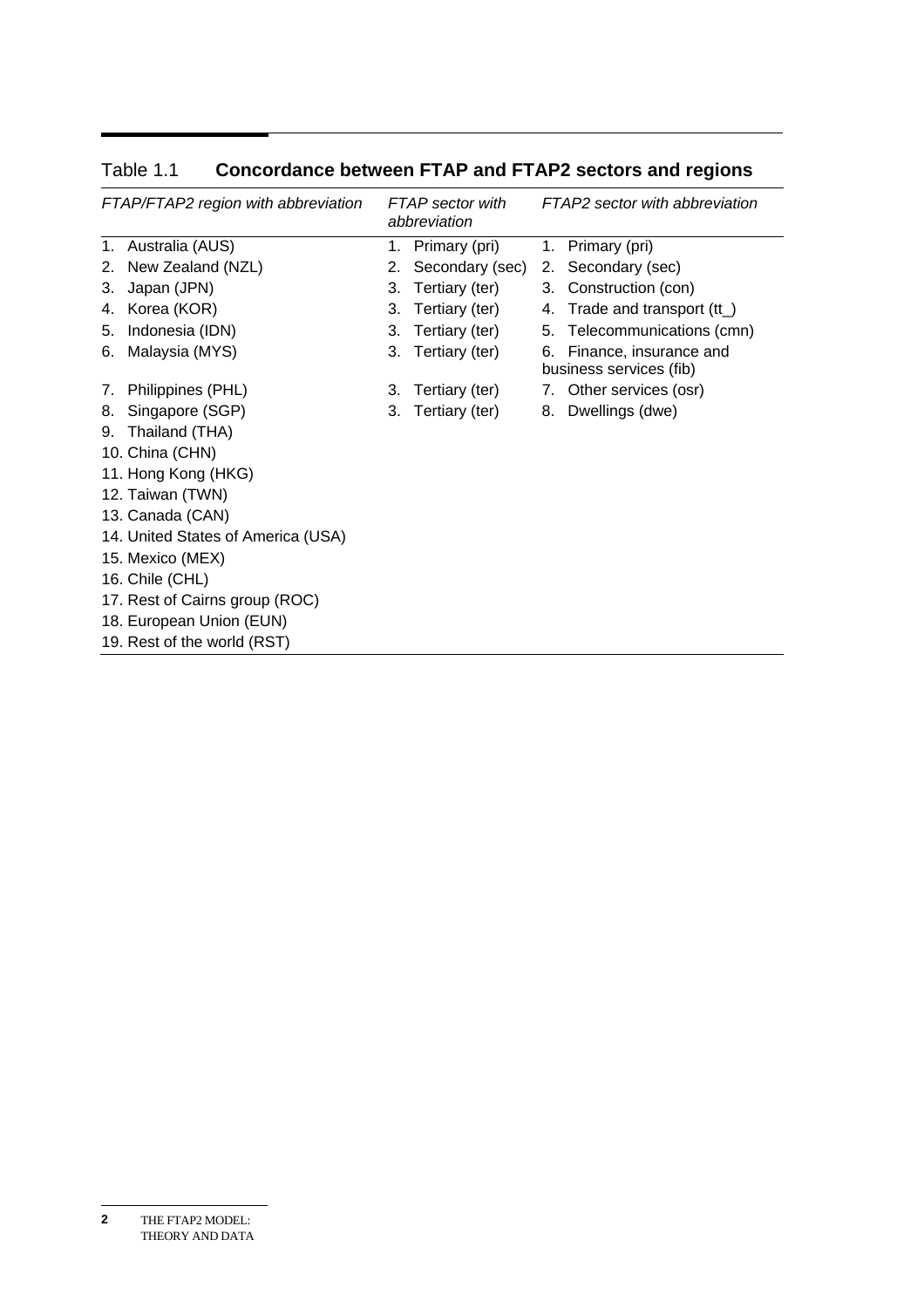Table 1.1 **Concordance between FTAP and FTAP2 sectors and regions**

| *FTAP/FTAP2 region with abbreviation* | *FTAP sector with abbreviation* | *FTAP2 sector with abbreviation* |
|---|---|---|
| 1. Australia (AUS) | 1. Primary (pri) | 1. Primary (pri) |
| 2. New Zealand (NZL) | 2. Secondary (sec) | 2. Secondary (sec) |
| 3. Japan (JPN) | 3. Tertiary (ter) | 3. Construction (con) |
| 4. Korea (KOR) | 3. Tertiary (ter) | 4. Trade and transport (tt_) |
| 5. Indonesia (IDN) | 3. Tertiary (ter) | 5. Telecommunications (cmn) |
| 6. Malaysia (MYS) | 3. Tertiary (ter) | 6. Finance, insurance and business services (fib) |
| 7. Philippines (PHL) | 3. Tertiary (ter) | 7. Other services (osr) |
| 8. Singapore (SGP) | 3. Tertiary (ter) | 8. Dwellings (dwe) |
| 9. Thailand (THA) | | |
| 10. China (CHN) | | |
| 11. Hong Kong (HKG) | | |
| 12. Taiwan (TWN) | | |
| 13. Canada (CAN) | | |
| 14. United States of America (USA) | | |
| 15. Mexico (MEX) | | |
| 16. Chile (CHL) | | |
| 17. Rest of Cairns group (ROC) | | |
| 18. European Union (EUN) | | |
| 19. Rest of the world (RST) | | |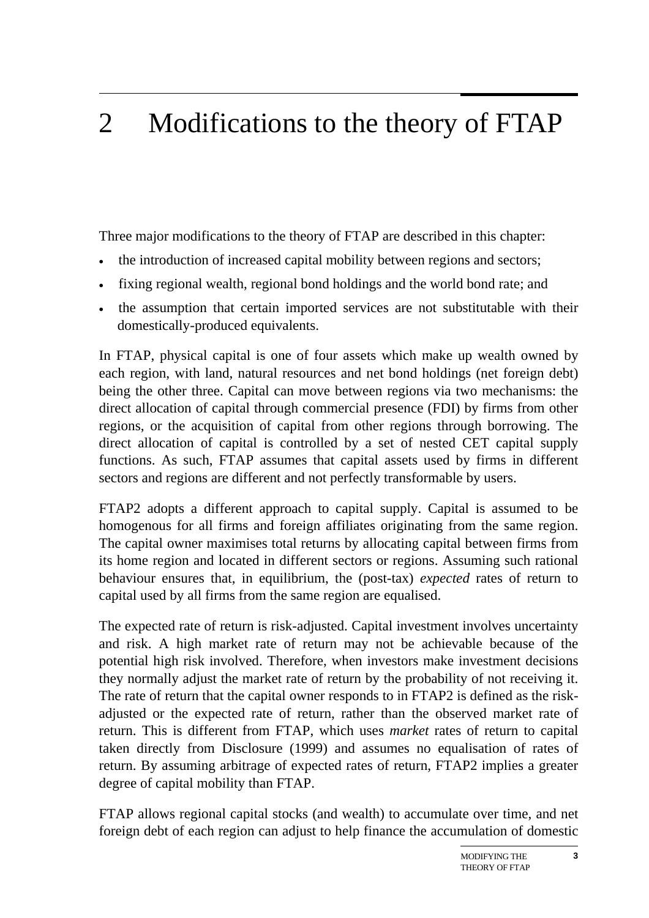# 2 Modifications to the theory of FTAP

Three major modifications to the theory of FTAP are described in this chapter:

- the introduction of increased capital mobility between regions and sectors;
- fixing regional wealth, regional bond holdings and the world bond rate; and
- the assumption that certain imported services are not substitutable with their domestically-produced equivalents.

In FTAP, physical capital is one of four assets which make up wealth owned by each region, with land, natural resources and net bond holdings (net foreign debt) being the other three. Capital can move between regions via two mechanisms: the direct allocation of capital through commercial presence (FDI) by firms from other regions, or the acquisition of capital from other regions through borrowing. The direct allocation of capital is controlled by a set of nested CET capital supply functions. As such, FTAP assumes that capital assets used by firms in different sectors and regions are different and not perfectly transformable by users.

FTAP2 adopts a different approach to capital supply. Capital is assumed to be homogenous for all firms and foreign affiliates originating from the same region. The capital owner maximises total returns by allocating capital between firms from its home region and located in different sectors or regions. Assuming such rational behaviour ensures that, in equilibrium, the (post-tax) *expected* rates of return to capital used by all firms from the same region are equalised.

The expected rate of return is risk-adjusted. Capital investment involves uncertainty and risk. A high market rate of return may not be achievable because of the potential high risk involved. Therefore, when investors make investment decisions they normally adjust the market rate of return by the probability of not receiving it. The rate of return that the capital owner responds to in FTAP2 is defined as the risk-adjusted or the expected rate of return, rather than the observed market rate of return. This is different from FTAP, which uses *market* rates of return to capital taken directly from Disclosure (1999) and assumes no equalisation of rates of return. By assuming arbitrage of expected rates of return, FTAP2 implies a greater degree of capital mobility than FTAP.

FTAP allows regional capital stocks (and wealth) to accumulate over time, and net foreign debt of each region can adjust to help finance the accumulation of domestic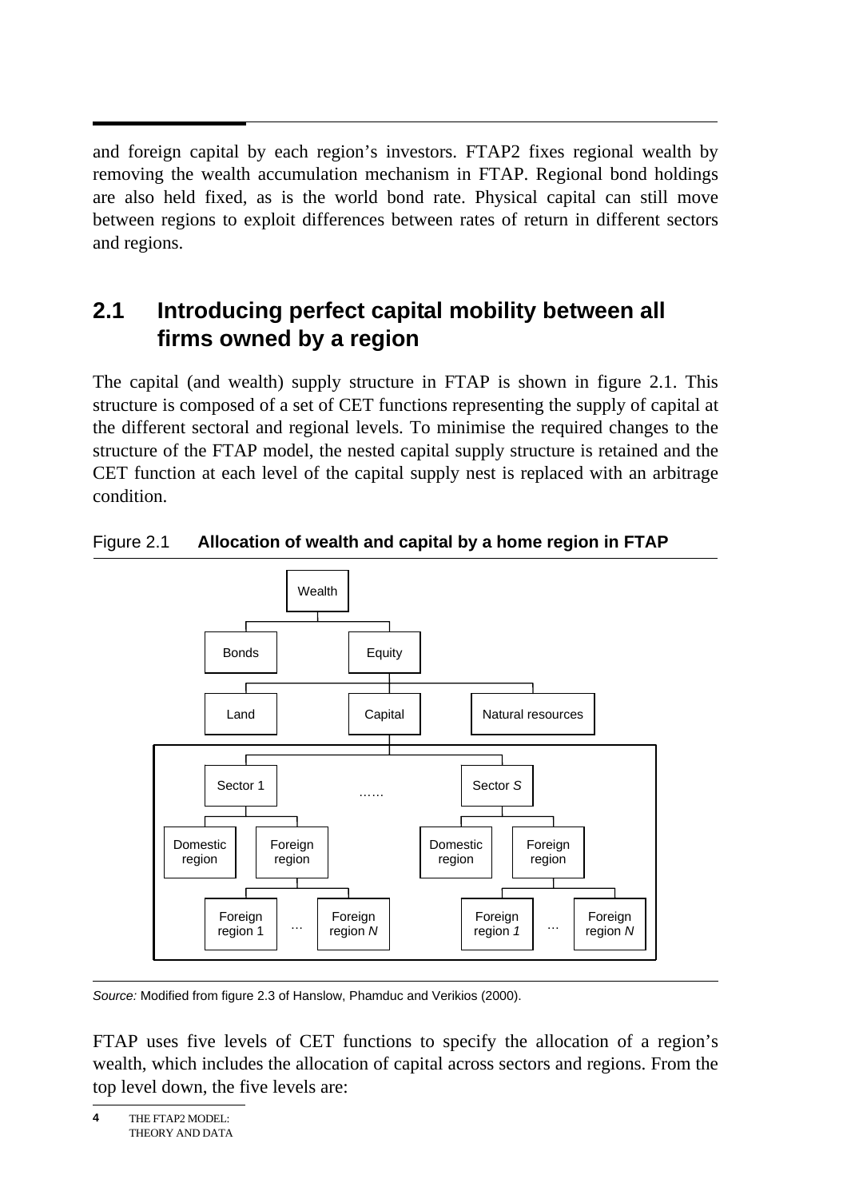and foreign capital by each region's investors. FTAP2 fixes regional wealth by removing the wealth accumulation mechanism in FTAP. Regional bond holdings are also held fixed, as is the world bond rate. Physical capital can still move between regions to exploit differences between rates of return in different sectors and regions.

## 2.1 Introducing perfect capital mobility between all firms owned by a region

The capital (and wealth) supply structure in FTAP is shown in figure 2.1. This structure is composed of a set of CET functions representing the supply of capital at the different sectoral and regional levels. To minimise the required changes to the structure of the FTAP model, the nested capital supply structure is retained and the CET function at each level of the capital supply nest is replaced with an arbitrage condition.

Figure 2.1 **Allocation of wealth and capital by a home region in FTAP**

- Wealth
  - Bonds
  - Equity
    - Land
    - Capital
      - Sector 1
        - Domestic region
        - Foreign region
          - Foreign region 1 … Foreign region *N*
      - ……
      - Sector *S*
        - Domestic region
        - Foreign region
          - Foreign region *1* … Foreign region *N*
    - Natural resources

*Source:* Modified from figure 2.3 of Hanslow, Phamduc and Verikios (2000).

FTAP uses five levels of CET functions to specify the allocation of a region's wealth, which includes the allocation of capital across sectors and regions. From the top level down, the five levels are: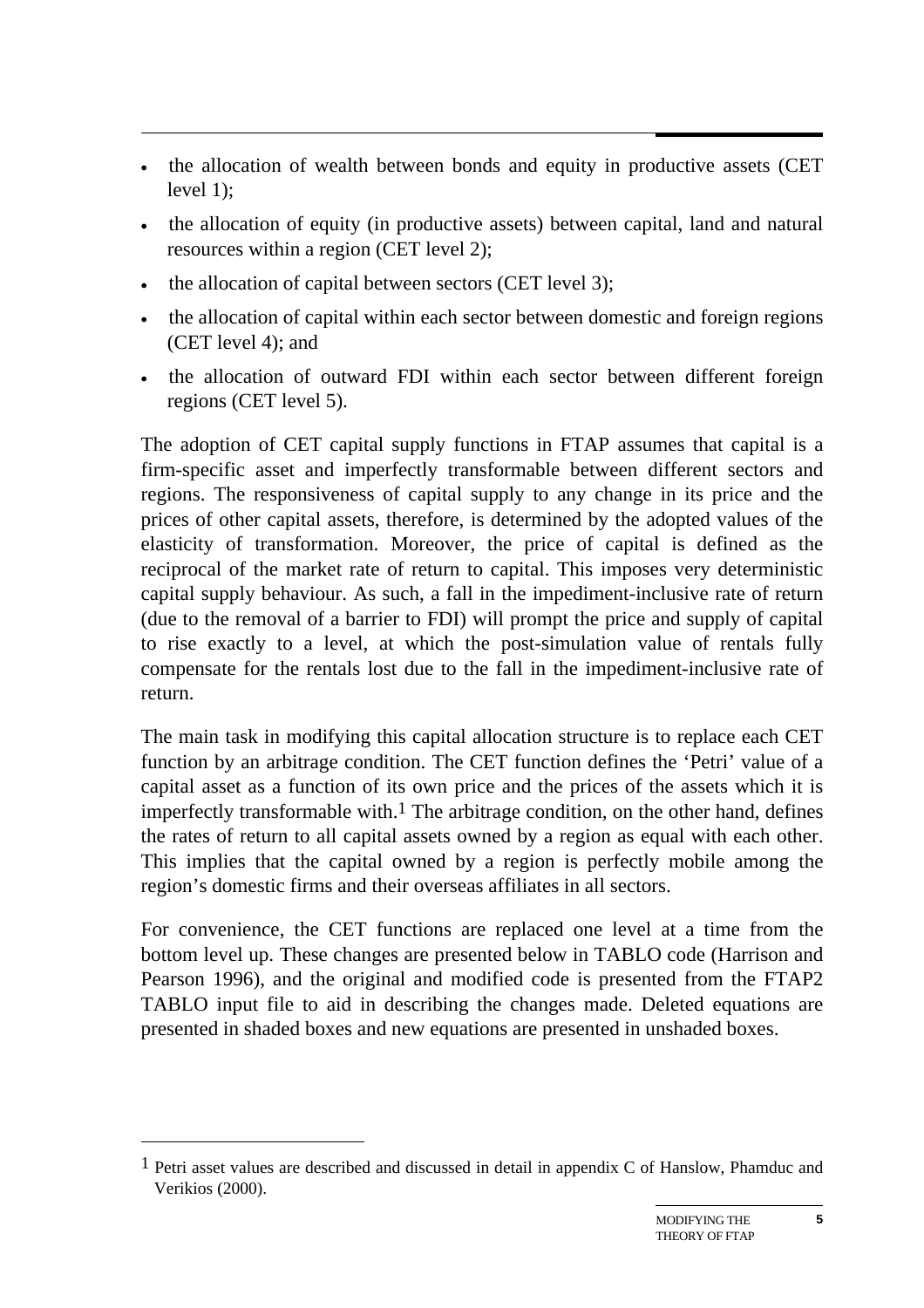- the allocation of wealth between bonds and equity in productive assets (CET level 1);
- the allocation of equity (in productive assets) between capital, land and natural resources within a region (CET level 2);
- the allocation of capital between sectors (CET level 3);
- the allocation of capital within each sector between domestic and foreign regions (CET level 4); and
- the allocation of outward FDI within each sector between different foreign regions (CET level 5).

The adoption of CET capital supply functions in FTAP assumes that capital is a firm-specific asset and imperfectly transformable between different sectors and regions. The responsiveness of capital supply to any change in its price and the prices of other capital assets, therefore, is determined by the adopted values of the elasticity of transformation. Moreover, the price of capital is defined as the reciprocal of the market rate of return to capital. This imposes very deterministic capital supply behaviour. As such, a fall in the impediment-inclusive rate of return (due to the removal of a barrier to FDI) will prompt the price and supply of capital to rise exactly to a level, at which the post-simulation value of rentals fully compensate for the rentals lost due to the fall in the impediment-inclusive rate of return.

The main task in modifying this capital allocation structure is to replace each CET function by an arbitrage condition. The CET function defines the 'Petri' value of a capital asset as a function of its own price and the prices of the assets which it is imperfectly transformable with.[1] The arbitrage condition, on the other hand, defines the rates of return to all capital assets owned by a region as equal with each other. This implies that the capital owned by a region is perfectly mobile among the region's domestic firms and their overseas affiliates in all sectors.

For convenience, the CET functions are replaced one level at a time from the bottom level up. These changes are presented below in TABLO code (Harrison and Pearson 1996), and the original and modified code is presented from the FTAP2 TABLO input file to aid in describing the changes made. Deleted equations are presented in shaded boxes and new equations are presented in unshaded boxes.

---

[1] Petri asset values are described and discussed in detail in appendix C of Hanslow, Phamduc and Verikios (2000).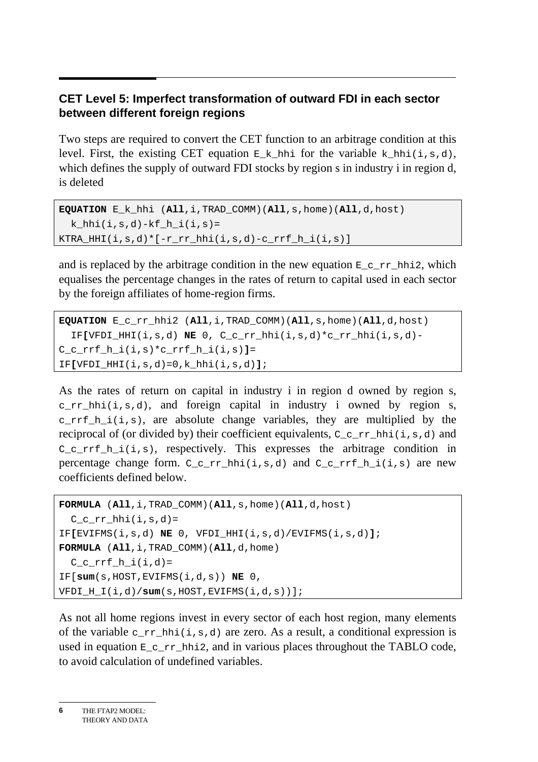## CET Level 5: Imperfect transformation of outward FDI in each sector between different foreign regions

Two steps are required to convert the CET function to an arbitrage condition at this level. First, the existing CET equation `E_k_hhi` for the variable `k_hhi(i,s,d)`, which defines the supply of outward FDI stocks by region s in industry i in region d, is deleted

```
EQUATION E_k_hhi (All,i,TRAD_COMM)(All,s,home)(All,d,host)
  k_hhi(i,s,d)-kf_h_i(i,s)=
KTRA_HHI(i,s,d)*[-r_rr_hhi(i,s,d)-c_rrf_h_i(i,s)]
```

and is replaced by the arbitrage condition in the new equation `E_c_rr_hhi2`, which equalises the percentage changes in the rates of return to capital used in each sector by the foreign affiliates of home-region firms.

```
EQUATION E_c_rr_hhi2 (All,i,TRAD_COMM)(All,s,home)(All,d,host)
  IF[VFDI_HHI(i,s,d) NE 0, C_c_rr_hhi(i,s,d)*c_rr_hhi(i,s,d)-
C_c_rrf_h_i(i,s)*c_rrf_h_i(i,s)]=
IF[VFDI_HHI(i,s,d)=0,k_hhi(i,s,d)];
```

As the rates of return on capital in industry i in region d owned by region s, `c_rr_hhi(i,s,d)`, and foreign capital in industry i owned by region s, `c_rrf_h_i(i,s)`, are absolute change variables, they are multiplied by the reciprocal of (or divided by) their coefficient equivalents, `C_c_rr_hhi(i,s,d)` and `C_c_rrf_h_i(i,s)`, respectively. This expresses the arbitrage condition in percentage change form. `C_c_rr_hhi(i,s,d)` and `C_c_rrf_h_i(i,s)` are new coefficients defined below.

```
FORMULA (All,i,TRAD_COMM)(All,s,home)(All,d,host)
  C_c_rr_hhi(i,s,d)=
IF[EVIFMS(i,s,d) NE 0, VFDI_HHI(i,s,d)/EVIFMS(i,s,d)];
FORMULA (All,i,TRAD_COMM)(All,d,home)
  C_c_rrf_h_i(i,d)=
IF[sum(s,HOST,EVIFMS(i,d,s)) NE 0,
VFDI_H_I(i,d)/sum(s,HOST,EVIFMS(i,d,s))];
```

As not all home regions invest in every sector of each host region, many elements of the variable `c_rr_hhi(i,s,d)` are zero. As a result, a conditional expression is used in equation `E_c_rr_hhi2`, and in various places throughout the TABLO code, to avoid calculation of undefined variables.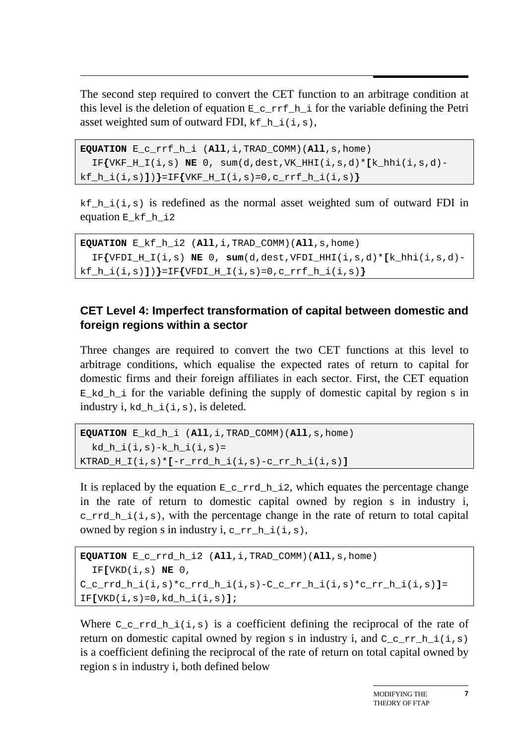The second step required to convert the CET function to an arbitrage condition at this level is the deletion of equation `E_c_rrf_h_i` for the variable defining the Petri asset weighted sum of outward FDI, `kf_h_i(i,s)`,

```
EQUATION E_c_rrf_h_i (All,i,TRAD_COMM)(All,s,home)
  IF{VKF_H_I(i,s) NE 0, sum(d,dest,VK_HHI(i,s,d)*[k_hhi(i,s,d)-
kf_h_i(i,s)])}=IF{VKF_H_I(i,s)=0,c_rrf_h_i(i,s)}
```

`kf_h_i(i,s)` is redefined as the normal asset weighted sum of outward FDI in equation `E_kf_h_i2`

```
EQUATION E_kf_h_i2 (All,i,TRAD_COMM)(All,s,home)
  IF{VFDI_H_I(i,s) NE 0, sum(d,dest,VFDI_HHI(i,s,d)*[k_hhi(i,s,d)-
kf_h_i(i,s)])}=IF{VFDI_H_I(i,s)=0,c_rrf_h_i(i,s)}
```

### CET Level 4: Imperfect transformation of capital between domestic and foreign regions within a sector

Three changes are required to convert the two CET functions at this level to arbitrage conditions, which equalise the expected rates of return to capital for domestic firms and their foreign affiliates in each sector. First, the CET equation `E_kd_h_i` for the variable defining the supply of domestic capital by region s in industry i, `kd_h_i(i,s)`, is deleted.

```
EQUATION E_kd_h_i (All,i,TRAD_COMM)(All,s,home)
  kd_h_i(i,s)-k_h_i(i,s)=
KTRAD_H_I(i,s)*[-r_rrd_h_i(i,s)-c_rr_h_i(i,s)]
```

It is replaced by the equation `E_c_rrd_h_i2`, which equates the percentage change in the rate of return to domestic capital owned by region s in industry i, `c_rrd_h_i(i,s)`, with the percentage change in the rate of return to total capital owned by region s in industry i, `c_rr_h_i(i,s)`,

```
EQUATION E_c_rrd_h_i2 (All,i,TRAD_COMM)(All,s,home)
  IF[VKD(i,s) NE 0,
C_c_rrd_h_i(i,s)*c_rrd_h_i(i,s)-C_c_rr_h_i(i,s)*c_rr_h_i(i,s)]=
IF[VKD(i,s)=0,kd_h_i(i,s)];
```

Where `C_c_rrd_h_i(i,s)` is a coefficient defining the reciprocal of the rate of return on domestic capital owned by region s in industry i, and `C_c_rr_h_i(i,s)` is a coefficient defining the reciprocal of the rate of return on total capital owned by region s in industry i, both defined below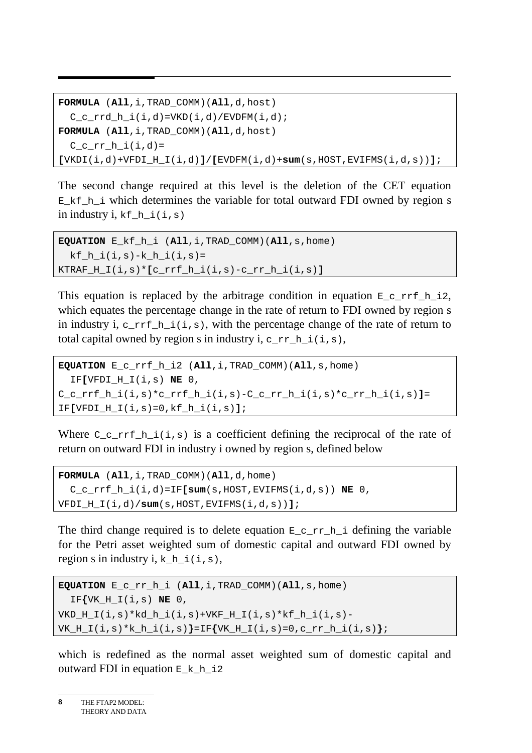```
FORMULA (All,i,TRAD_COMM)(All,d,host)
  C_c_rrd_h_i(i,d)=VKD(i,d)/EVDFM(i,d);
FORMULA (All,i,TRAD_COMM)(All,d,host)
  C_c_rr_h_i(i,d)=
[VKDI(i,d)+VFDI_H_I(i,d)]/[EVDFM(i,d)+sum(s,HOST,EVIFMS(i,d,s))];
```

The second change required at this level is the deletion of the CET equation `E_kf_h_i` which determines the variable for total outward FDI owned by region s in industry i, `kf_h_i(i,s)`

```
EQUATION E_kf_h_i (All,i,TRAD_COMM)(All,s,home)
  kf_h_i(i,s)-k_h_i(i,s)=
KTRAF_H_I(i,s)*[c_rrf_h_i(i,s)-c_rr_h_i(i,s)]
```

This equation is replaced by the arbitrage condition in equation `E_c_rrf_h_i2`, which equates the percentage change in the rate of return to FDI owned by region s in industry i, `c_rrf_h_i(i,s)`, with the percentage change of the rate of return to total capital owned by region s in industry i, `c_rr_h_i(i,s)`,

```
EQUATION E_c_rrf_h_i2 (All,i,TRAD_COMM)(All,s,home)
  IF[VFDI_H_I(i,s) NE 0,
C_c_rrf_h_i(i,s)*c_rrf_h_i(i,s)-C_c_rr_h_i(i,s)*c_rr_h_i(i,s)]=
IF[VFDI_H_I(i,s)=0,kf_h_i(i,s)];
```

Where `C_c_rrf_h_i(i,s)` is a coefficient defining the reciprocal of the rate of return on outward FDI in industry i owned by region s, defined below

```
FORMULA (All,i,TRAD_COMM)(All,d,home)
  C_c_rrf_h_i(i,d)=IF[sum(s,HOST,EVIFMS(i,d,s)) NE 0,
VFDI_H_I(i,d)/sum(s,HOST,EVIFMS(i,d,s))];
```

The third change required is to delete equation `E_c_rr_h_i` defining the variable for the Petri asset weighted sum of domestic capital and outward FDI owned by region s in industry i, `k_h_i(i,s)`,

```
EQUATION E_c_rr_h_i (All,i,TRAD_COMM)(All,s,home)
  IF{VK_H_I(i,s) NE 0,
VKD_H_I(i,s)*kd_h_i(i,s)+VKF_H_I(i,s)*kf_h_i(i,s)-
VK_H_I(i,s)*k_h_i(i,s)}=IF{VK_H_I(i,s)=0,c_rr_h_i(i,s)};
```

which is redefined as the normal asset weighted sum of domestic capital and outward FDI in equation `E_k_h_i2`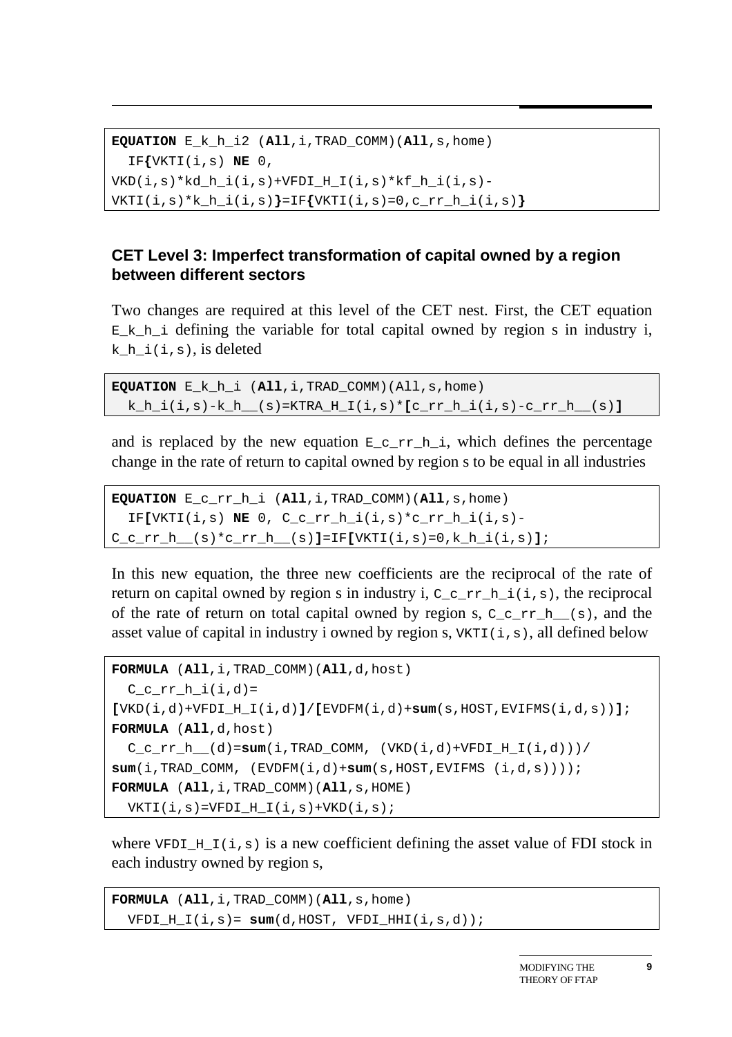```
EQUATION E_k_h_i2 (All,i,TRAD_COMM)(All,s,home)
  IF{VKTI(i,s) NE 0,
VKD(i,s)*kd_h_i(i,s)+VFDI_H_I(i,s)*kf_h_i(i,s)-
VKTI(i,s)*k_h_i(i,s)}=IF{VKTI(i,s)=0,c_rr_h_i(i,s)}
```

### CET Level 3: Imperfect transformation of capital owned by a region between different sectors

Two changes are required at this level of the CET nest. First, the CET equation `E_k_h_i` defining the variable for total capital owned by region s in industry i, `k_h_i(i,s)`, is deleted

```
EQUATION E_k_h_i (All,i,TRAD_COMM)(All,s,home)
  k_h_i(i,s)-k_h__(s)=KTRA_H_I(i,s)*[c_rr_h_i(i,s)-c_rr_h__(s)]
```

and is replaced by the new equation `E_c_rr_h_i`, which defines the percentage change in the rate of return to capital owned by region s to be equal in all industries

```
EQUATION E_c_rr_h_i (All,i,TRAD_COMM)(All,s,home)
  IF[VKTI(i,s) NE 0, C_c_rr_h_i(i,s)*c_rr_h_i(i,s)-
C_c_rr_h__(s)*c_rr_h__(s)]=IF[VKTI(i,s)=0,k_h_i(i,s)];
```

In this new equation, the three new coefficients are the reciprocal of the rate of return on capital owned by region s in industry i, `C_c_rr_h_i(i,s)`, the reciprocal of the rate of return on total capital owned by region s, `C_c_rr_h__(s)`, and the asset value of capital in industry i owned by region s, `VKTI(i,s)`, all defined below

```
FORMULA (All,i,TRAD_COMM)(All,d,host)
  C_c_rr_h_i(i,d)=
[VKD(i,d)+VFDI_H_I(i,d)]/[EVDFM(i,d)+sum(s,HOST,EVIFMS(i,d,s))];
FORMULA (All,d,host)
  C_c_rr_h__(d)=sum(i,TRAD_COMM, (VKD(i,d)+VFDI_H_I(i,d)))/
sum(i,TRAD_COMM, (EVDFM(i,d)+sum(s,HOST,EVIFMS (i,d,s))));
FORMULA (All,i,TRAD_COMM)(All,s,HOME)
  VKTI(i,s)=VFDI_H_I(i,s)+VKD(i,s);
```

where `VFDI_H_I(i,s)` is a new coefficient defining the asset value of FDI stock in each industry owned by region s,

```
FORMULA (All,i,TRAD_COMM)(All,s,home)
  VFDI_H_I(i,s)= sum(d,HOST, VFDI_HHI(i,s,d));
```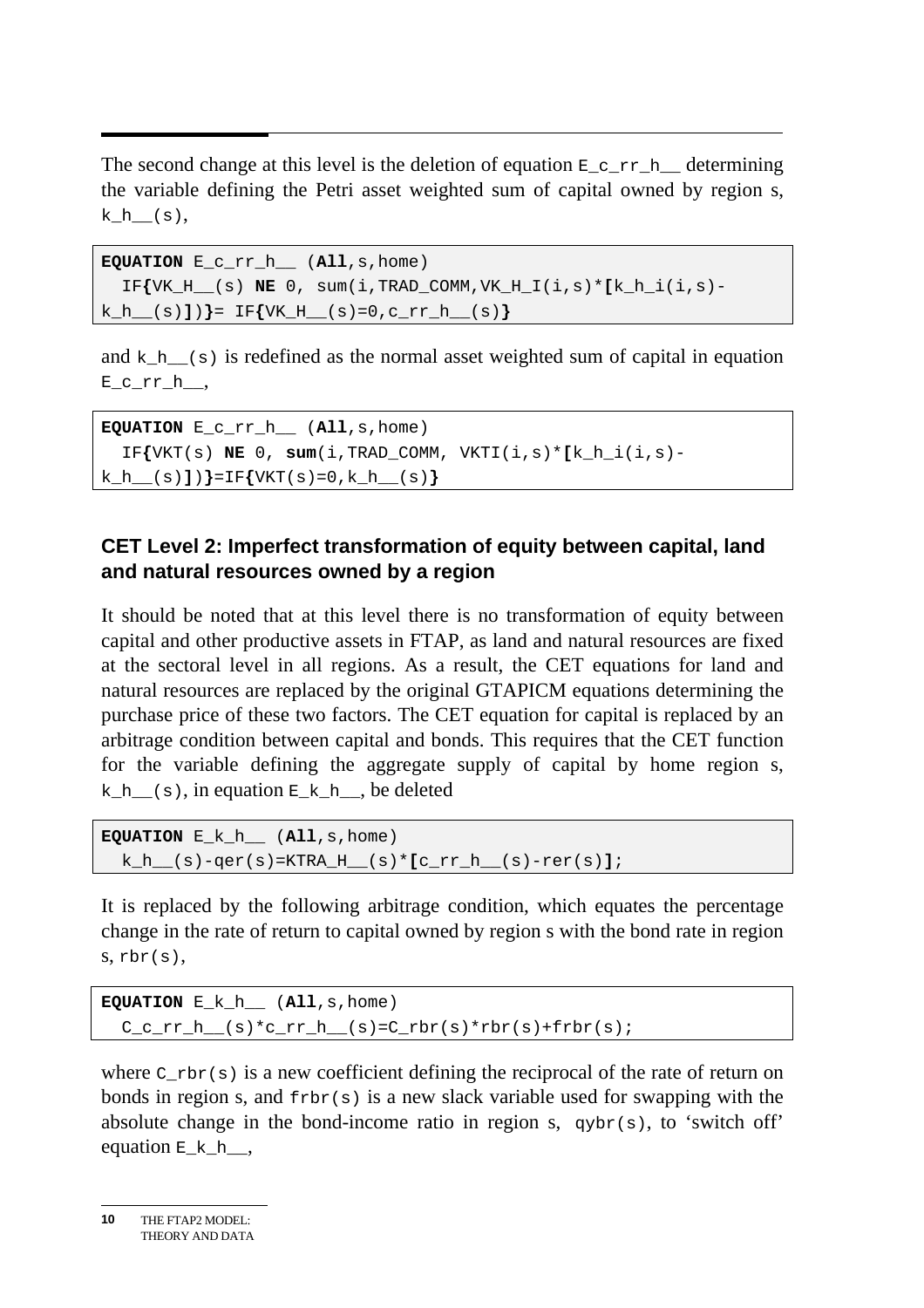The second change at this level is the deletion of equation E_c_rr_h__ determining the variable defining the Petri asset weighted sum of capital owned by region s, k_h__(s),

```
EQUATION E_c_rr_h__ (All,s,home)
  IF{VK_H__(s) NE 0, sum(i,TRAD_COMM,VK_H_I(i,s)*[k_h_i(i,s)-
k_h__(s)])}= IF{VK_H__(s)=0,c_rr_h__(s)}
```

and k_h__(s) is redefined as the normal asset weighted sum of capital in equation E_c_rr_h__,

```
EQUATION E_c_rr_h__ (All,s,home)
  IF{VKT(s) NE 0, sum(i,TRAD_COMM, VKTI(i,s)*[k_h_i(i,s)-
k_h__(s)])}=IF{VKT(s)=0,k_h__(s)}
```

### CET Level 2: Imperfect transformation of equity between capital, land and natural resources owned by a region

It should be noted that at this level there is no transformation of equity between capital and other productive assets in FTAP, as land and natural resources are fixed at the sectoral level in all regions. As a result, the CET equations for land and natural resources are replaced by the original GTAPICM equations determining the purchase price of these two factors. The CET equation for capital is replaced by an arbitrage condition between capital and bonds. This requires that the CET function for the variable defining the aggregate supply of capital by home region s, k_h__(s), in equation E_k_h__, be deleted

```
EQUATION E_k_h__ (All,s,home)
  k_h__(s)-qer(s)=KTRA_H__(s)*[c_rr_h__(s)-rer(s)];
```

It is replaced by the following arbitrage condition, which equates the percentage change in the rate of return to capital owned by region s with the bond rate in region s, rbr(s),

```
EQUATION E_k_h__ (All,s,home)
  C_c_rr_h__(s)*c_rr_h__(s)=C_rbr(s)*rbr(s)+frbr(s);
```

where C_rbr(s) is a new coefficient defining the reciprocal of the rate of return on bonds in region s, and frbr(s) is a new slack variable used for swapping with the absolute change in the bond-income ratio in region s, qybr(s), to 'switch off' equation E_k_h__,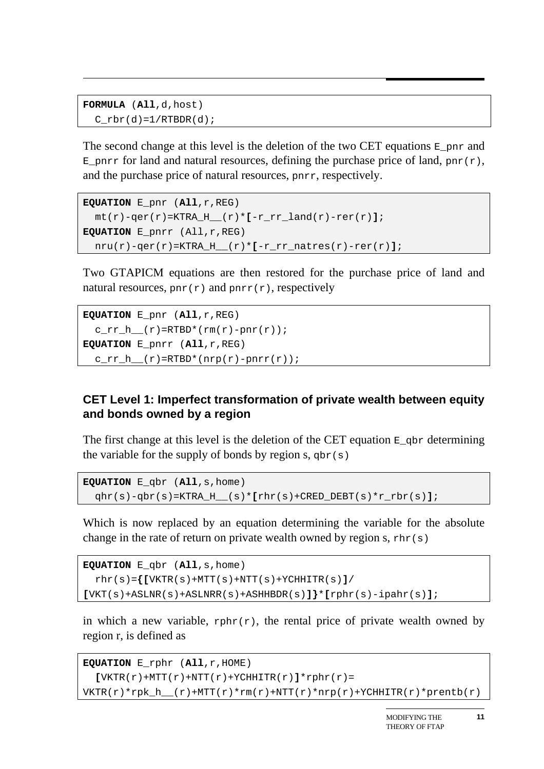```
FORMULA (All,d,host)
  C_rbr(d)=1/RTBDR(d);
```

The second change at this level is the deletion of the two CET equations `E_pnr` and `E_pnrr` for land and natural resources, defining the purchase price of land, `pnr(r)`, and the purchase price of natural resources, `pnrr`, respectively.

```
EQUATION E_pnr (All,r,REG)
  mt(r)-qer(r)=KTRA_H__(r)*[-r_rr_land(r)-rer(r)];
EQUATION E_pnrr (All,r,REG)
  nru(r)-qer(r)=KTRA_H__(r)*[-r_rr_natres(r)-rer(r)];
```

Two GTAPICM equations are then restored for the purchase price of land and natural resources, `pnr(r)` and `pnrr(r)`, respectively

```
EQUATION E_pnr (All,r,REG)
  c_rr_h__(r)=RTBD*(rm(r)-pnr(r));
EQUATION E_pnrr (All,r,REG)
  c_rr_h__(r)=RTBD*(nrp(r)-pnrr(r));
```

### CET Level 1: Imperfect transformation of private wealth between equity and bonds owned by a region

The first change at this level is the deletion of the CET equation `E_qbr` determining the variable for the supply of bonds by region s, `qbr(s)`

```
EQUATION E_qbr (All,s,home)
  qhr(s)-qbr(s)=KTRA_H__(s)*[rhr(s)+CRED_DEBT(s)*r_rbr(s)];
```

Which is now replaced by an equation determining the variable for the absolute change in the rate of return on private wealth owned by region s, `rhr(s)`

```
EQUATION E_qbr (All,s,home)
  rhr(s)={[VKTR(s)+MTT(s)+NTT(s)+YCHHITR(s)]/
[VKT(s)+ASLNR(s)+ASLNRR(s)+ASHHBDR(s)]}*[rphr(s)-ipahr(s)];
```

in which a new variable, `rphr(r)`, the rental price of private wealth owned by region r, is defined as

```
EQUATION E_rphr (All,r,HOME)
  [VKTR(r)+MTT(r)+NTT(r)+YCHHITR(r)]*rphr(r)=
VKTR(r)*rpk_h__(r)+MTT(r)*rm(r)+NTT(r)*nrp(r)+YCHHITR(r)*prentb(r)
```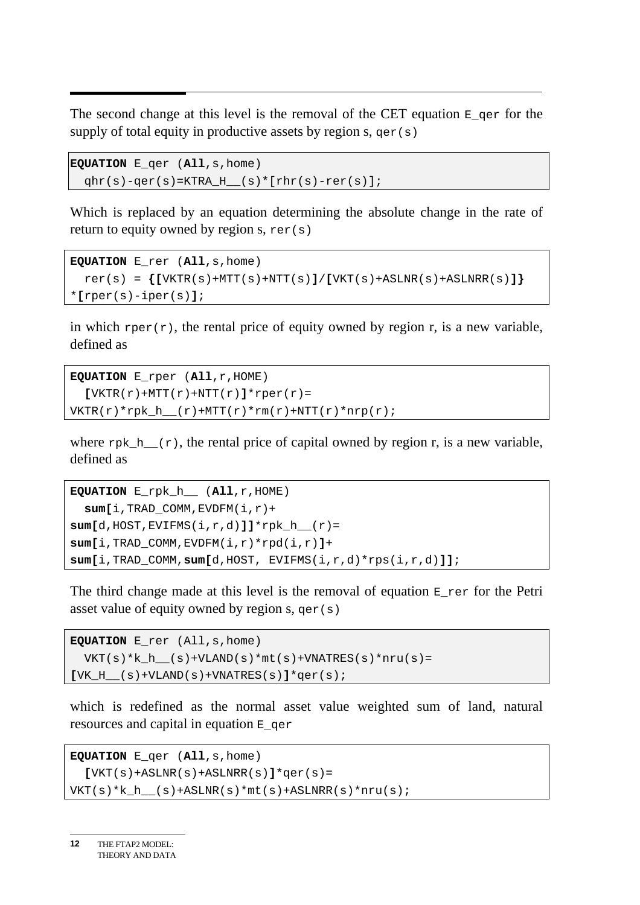The second change at this level is the removal of the CET equation `E_qer` for the supply of total equity in productive assets by region s, `qer(s)`

```
EQUATION E_qer (All,s,home)
  qhr(s)-qer(s)=KTRA_H__(s)*[rhr(s)-rer(s)];
```

Which is replaced by an equation determining the absolute change in the rate of return to equity owned by region s, `rer(s)`

```
EQUATION E_rer (All,s,home)
  rer(s) = {[VKTR(s)+MTT(s)+NTT(s)]/[VKT(s)+ASLNR(s)+ASLNRR(s)]}
*[rper(s)-iper(s)];
```

in which `rper(r)`, the rental price of equity owned by region r, is a new variable, defined as

```
EQUATION E_rper (All,r,HOME)
  [VKTR(r)+MTT(r)+NTT(r)]*rper(r)=
VKTR(r)*rpk_h__(r)+MTT(r)*rm(r)+NTT(r)*nrp(r);
```

where `rpk_h__(r)`, the rental price of capital owned by region r, is a new variable, defined as

```
EQUATION E_rpk_h__ (All,r,HOME)
  sum[i,TRAD_COMM,EVDFM(i,r)+
sum[d,HOST,EVIFMS(i,r,d)]]*rpk_h__(r)=
sum[i,TRAD_COMM,EVDFM(i,r)*rpd(i,r)]+
sum[i,TRAD_COMM,sum[d,HOST, EVIFMS(i,r,d)*rps(i,r,d)]];
```

The third change made at this level is the removal of equation `E_rer` for the Petri asset value of equity owned by region s, `qer(s)`

```
EQUATION E_rer (All,s,home)
  VKT(s)*k_h__(s)+VLAND(s)*mt(s)+VNATRES(s)*nru(s)=
[VK_H__(s)+VLAND(s)+VNATRES(s)]*qer(s);
```

which is redefined as the normal asset value weighted sum of land, natural resources and capital in equation `E_qer`

```
EQUATION E_qer (All,s,home)
  [VKT(s)+ASLNR(s)+ASLNRR(s)]*qer(s)=
VKT(s)*k_h__(s)+ASLNR(s)*mt(s)+ASLNRR(s)*nru(s);
```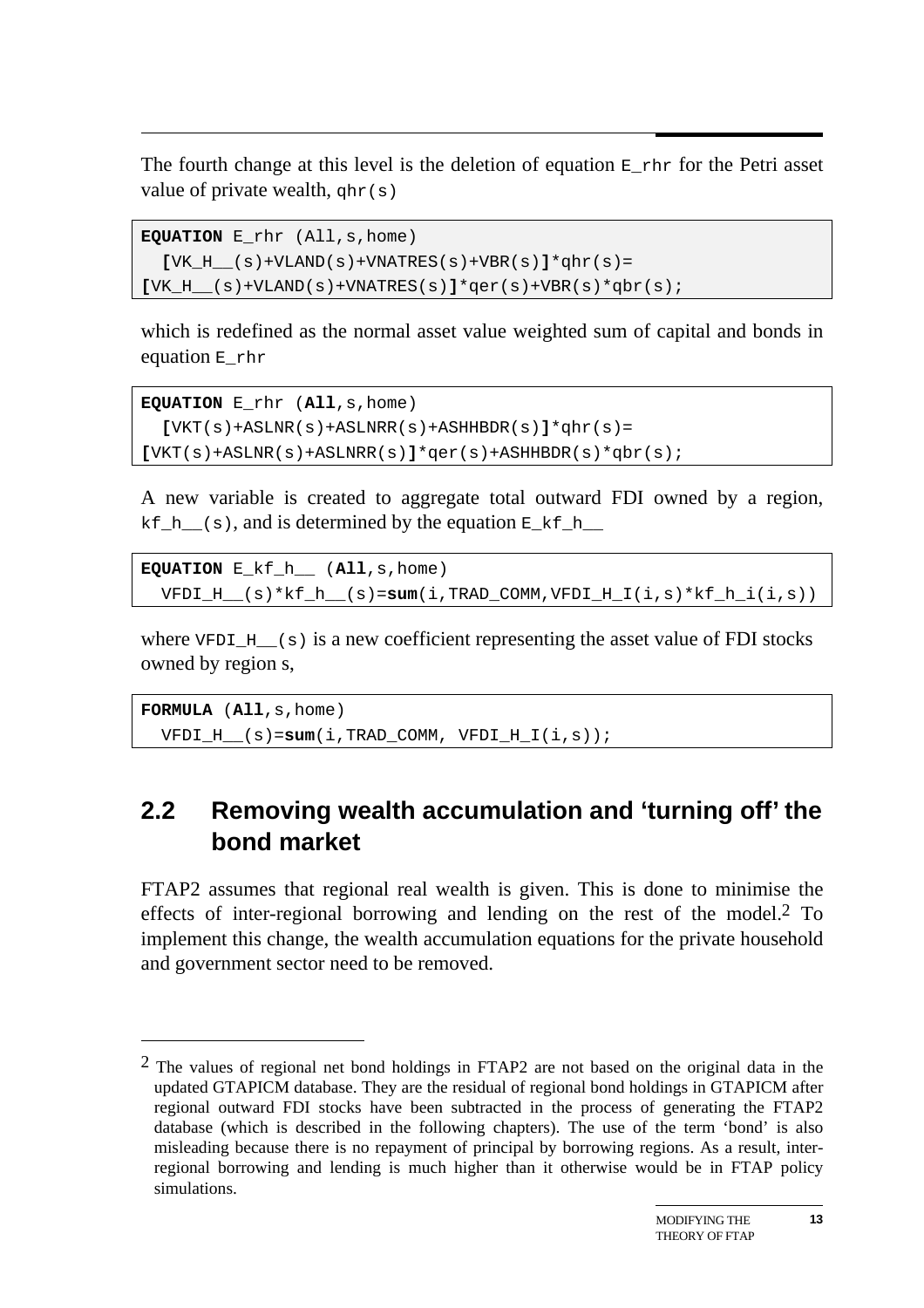The fourth change at this level is the deletion of equation `E_rhr` for the Petri asset value of private wealth, `qhr(s)`

```
EQUATION E_rhr (All,s,home)
  [VK_H__(s)+VLAND(s)+VNATRES(s)+VBR(s)]*qhr(s)=
[VK_H__(s)+VLAND(s)+VNATRES(s)]*qer(s)+VBR(s)*qbr(s);
```

which is redefined as the normal asset value weighted sum of capital and bonds in equation `E_rhr`

```
EQUATION E_rhr (All,s,home)
  [VKT(s)+ASLNR(s)+ASLNRR(s)+ASHHBDR(s)]*qhr(s)=
[VKT(s)+ASLNR(s)+ASLNRR(s)]*qer(s)+ASHHBDR(s)*qbr(s);
```

A new variable is created to aggregate total outward FDI owned by a region, `kf_h__(s)`, and is determined by the equation `E_kf_h__`

```
EQUATION E_kf_h__ (All,s,home)
  VFDI_H__(s)*kf_h__(s)=sum(i,TRAD_COMM,VFDI_H_I(i,s)*kf_h_i(i,s))
```

where `VFDI_H__(s)` is a new coefficient representing the asset value of FDI stocks owned by region s,

```
FORMULA (All,s,home)
  VFDI_H__(s)=sum(i,TRAD_COMM, VFDI_H_I(i,s));
```

## 2.2 Removing wealth accumulation and 'turning off' the bond market

FTAP2 assumes that regional real wealth is given. This is done to minimise the effects of inter-regional borrowing and lending on the rest of the model.[2] To implement this change, the wealth accumulation equations for the private household and government sector need to be removed.

---

[2] The values of regional net bond holdings in FTAP2 are not based on the original data in the updated GTAPICM database. They are the residual of regional bond holdings in GTAPICM after regional outward FDI stocks have been subtracted in the process of generating the FTAP2 database (which is described in the following chapters). The use of the term 'bond' is also misleading because there is no repayment of principal by borrowing regions. As a result, inter-regional borrowing and lending is much higher than it otherwise would be in FTAP policy simulations.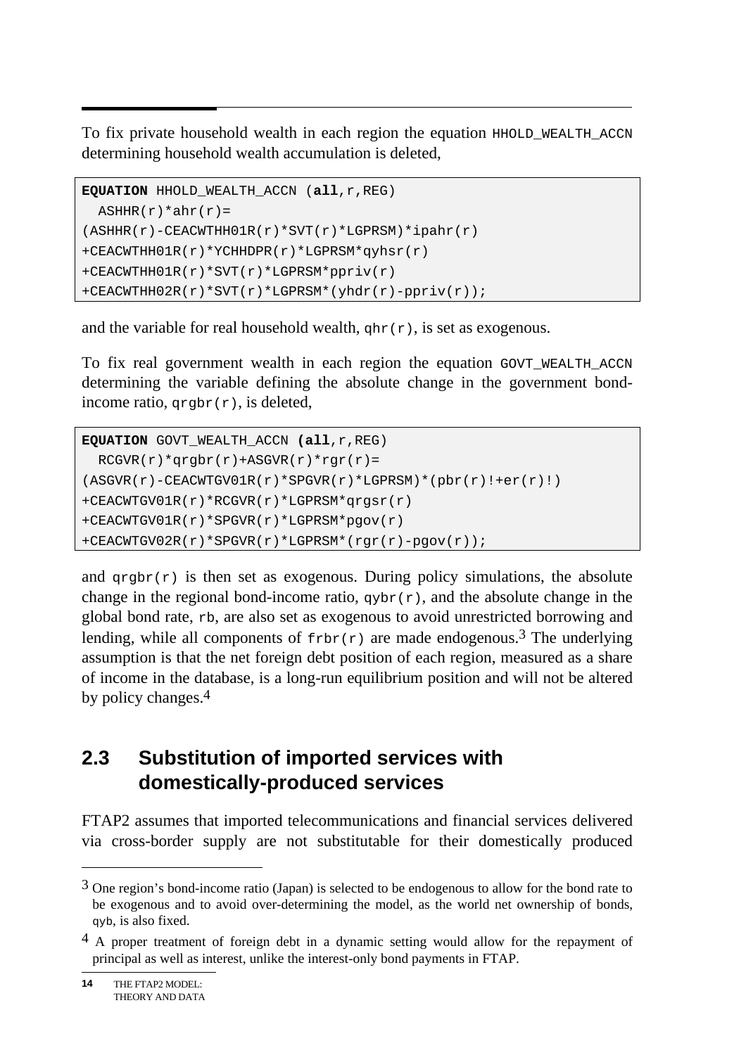To fix private household wealth in each region the equation `HHOLD_WEALTH_ACCN` determining household wealth accumulation is deleted,

```
EQUATION HHOLD_WEALTH_ACCN (all,r,REG)
  ASHHR(r)*ahr(r)=
(ASHHR(r)-CEACWTHH01R(r)*SVT(r)*LGPRSM)*ipahr(r)
+CEACWTHH01R(r)*YCHHDPR(r)*LGPRSM*qyhsr(r)
+CEACWTHH01R(r)*SVT(r)*LGPRSM*ppriv(r)
+CEACWTHH02R(r)*SVT(r)*LGPRSM*(yhdr(r)-ppriv(r));
```

and the variable for real household wealth, `qhr(r)`, is set as exogenous.

To fix real government wealth in each region the equation `GOVT_WEALTH_ACCN` determining the variable defining the absolute change in the government bond-income ratio, `qrgbr(r)`, is deleted,

```
EQUATION GOVT_WEALTH_ACCN (all,r,REG)
  RCGVR(r)*qrgbr(r)+ASGVR(r)*rgr(r)=
(ASGVR(r)-CEACWTGV01R(r)*SPGVR(r)*LGPRSM)*(pbr(r)!+er(r)!)
+CEACWTGV01R(r)*RCGVR(r)*LGPRSM*qrgsr(r)
+CEACWTGV01R(r)*SPGVR(r)*LGPRSM*pgov(r)
+CEACWTGV02R(r)*SPGVR(r)*LGPRSM*(rgr(r)-pgov(r));
```

and `qrgbr(r)` is then set as exogenous. During policy simulations, the absolute change in the regional bond-income ratio, `qybr(r)`, and the absolute change in the global bond rate, `rb`, are also set as exogenous to avoid unrestricted borrowing and lending, while all components of `frbr(r)` are made endogenous.[3] The underlying assumption is that the net foreign debt position of each region, measured as a share of income in the database, is a long-run equilibrium position and will not be altered by policy changes.[4]

## 2.3 Substitution of imported services with domestically-produced services

FTAP2 assumes that imported telecommunications and financial services delivered via cross-border supply are not substitutable for their domestically produced

---

[3] One region's bond-income ratio (Japan) is selected to be endogenous to allow for the bond rate to be exogenous and to avoid over-determining the model, as the world net ownership of bonds, `qyb`, is also fixed.

[4] A proper treatment of foreign debt in a dynamic setting would allow for the repayment of principal as well as interest, unlike the interest-only bond payments in FTAP.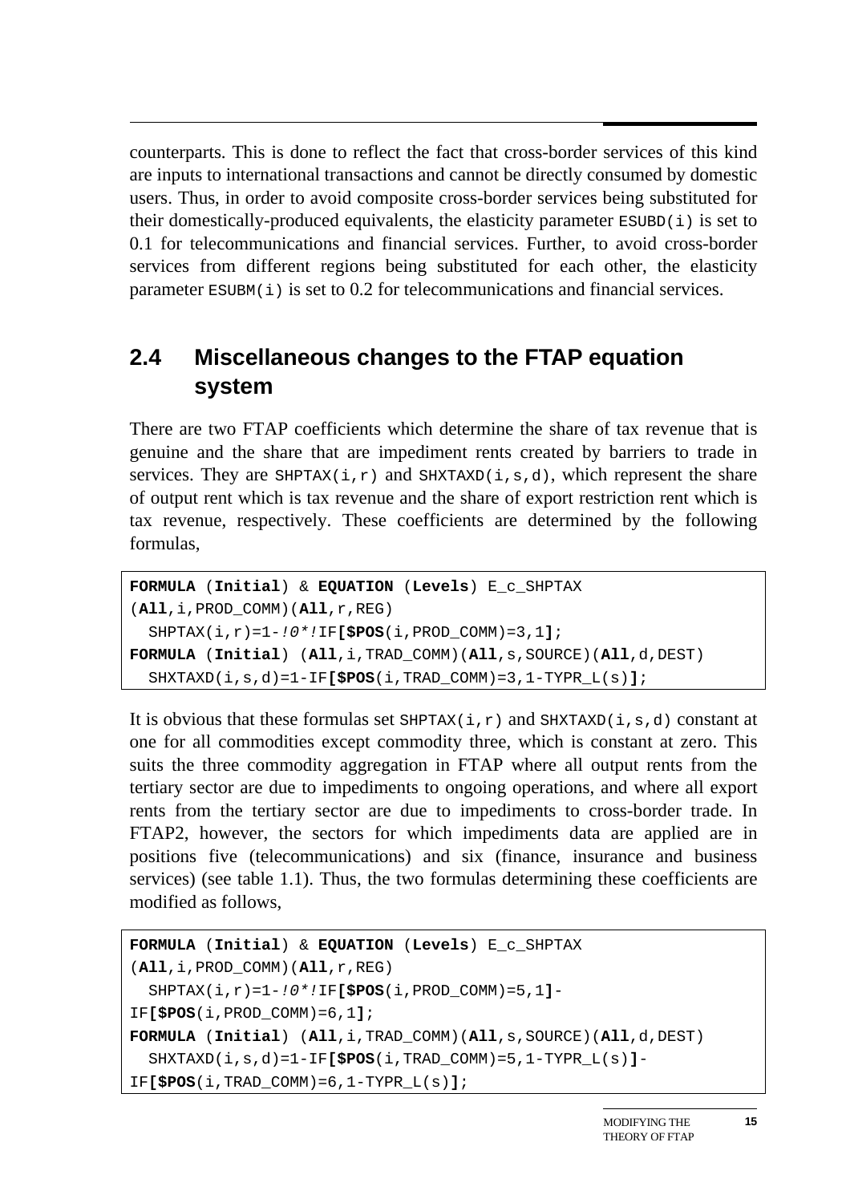counterparts. This is done to reflect the fact that cross-border services of this kind are inputs to international transactions and cannot be directly consumed by domestic users. Thus, in order to avoid composite cross-border services being substituted for their domestically-produced equivalents, the elasticity parameter `ESUBD(i)` is set to 0.1 for telecommunications and financial services. Further, to avoid cross-border services from different regions being substituted for each other, the elasticity parameter `ESUBM(i)` is set to 0.2 for telecommunications and financial services.

## 2.4 Miscellaneous changes to the FTAP equation system

There are two FTAP coefficients which determine the share of tax revenue that is genuine and the share that are impediment rents created by barriers to trade in services. They are `SHPTAX(i,r)` and `SHXTAXD(i,s,d)`, which represent the share of output rent which is tax revenue and the share of export restriction rent which is tax revenue, respectively. These coefficients are determined by the following formulas,

```
FORMULA (Initial) & EQUATION (Levels) E_c_SHPTAX
(All,i,PROD_COMM)(All,r,REG)
  SHPTAX(i,r)=1-!0*!IF[$POS(i,PROD_COMM)=3,1];
FORMULA (Initial) (All,i,TRAD_COMM)(All,s,SOURCE)(All,d,DEST)
  SHXTAXD(i,s,d)=1-IF[$POS(i,TRAD_COMM)=3,1-TYPR_L(s)];
```

It is obvious that these formulas set `SHPTAX(i,r)` and `SHXTAXD(i,s,d)` constant at one for all commodities except commodity three, which is constant at zero. This suits the three commodity aggregation in FTAP where all output rents from the tertiary sector are due to impediments to ongoing operations, and where all export rents from the tertiary sector are due to impediments to cross-border trade. In FTAP2, however, the sectors for which impediments data are applied are in positions five (telecommunications) and six (finance, insurance and business services) (see table 1.1). Thus, the two formulas determining these coefficients are modified as follows,

```
FORMULA (Initial) & EQUATION (Levels) E_c_SHPTAX
(All,i,PROD_COMM)(All,r,REG)
  SHPTAX(i,r)=1-!0*!IF[$POS(i,PROD_COMM)=5,1]-
IF[$POS(i,PROD_COMM)=6,1];
FORMULA (Initial) (All,i,TRAD_COMM)(All,s,SOURCE)(All,d,DEST)
  SHXTAXD(i,s,d)=1-IF[$POS(i,TRAD_COMM)=5,1-TYPR_L(s)]-
IF[$POS(i,TRAD_COMM)=6,1-TYPR_L(s)];
```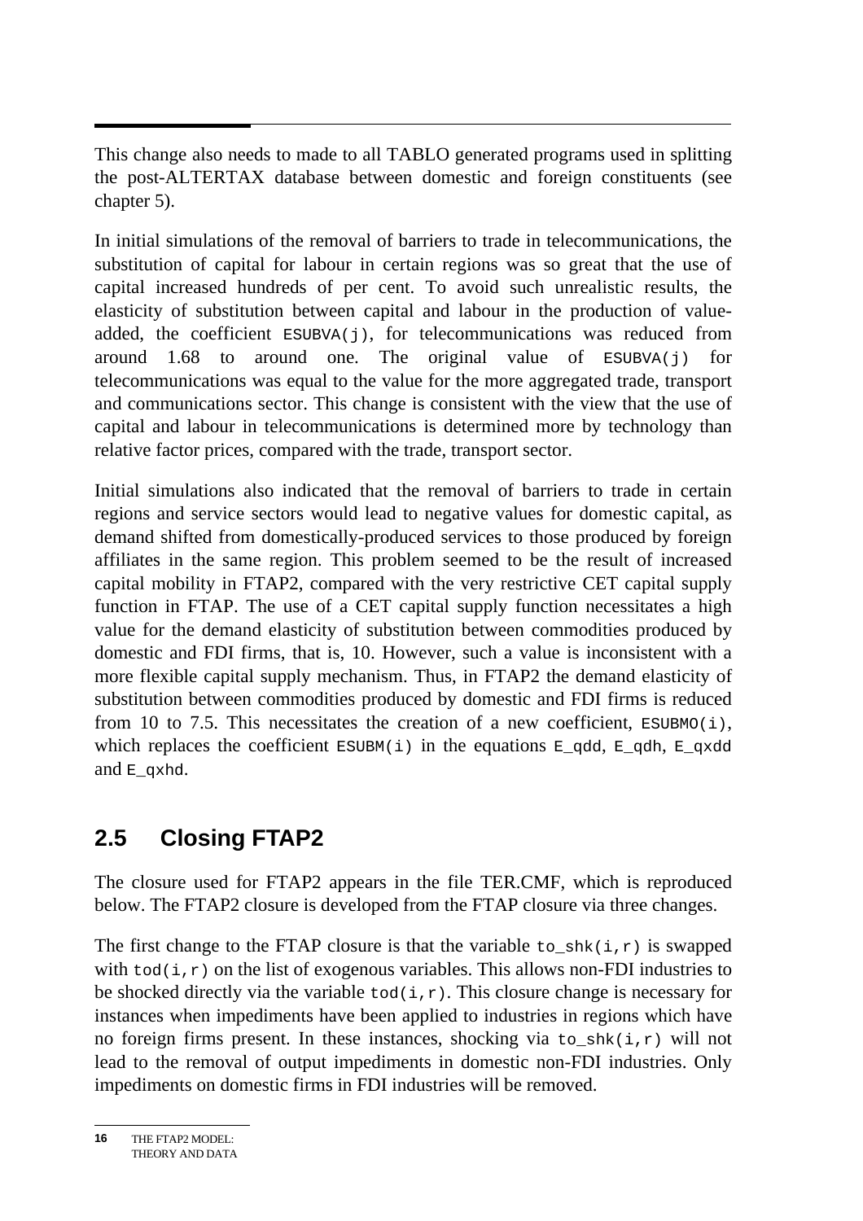This change also needs to made to all TABLO generated programs used in splitting the post-ALTERTAX database between domestic and foreign constituents (see chapter 5).

In initial simulations of the removal of barriers to trade in telecommunications, the substitution of capital for labour in certain regions was so great that the use of capital increased hundreds of per cent. To avoid such unrealistic results, the elasticity of substitution between capital and labour in the production of value-added, the coefficient `ESUBVA(j)`, for telecommunications was reduced from around 1.68 to around one. The original value of `ESUBVA(j)` for telecommunications was equal to the value for the more aggregated trade, transport and communications sector. This change is consistent with the view that the use of capital and labour in telecommunications is determined more by technology than relative factor prices, compared with the trade, transport sector.

Initial simulations also indicated that the removal of barriers to trade in certain regions and service sectors would lead to negative values for domestic capital, as demand shifted from domestically-produced services to those produced by foreign affiliates in the same region. This problem seemed to be the result of increased capital mobility in FTAP2, compared with the very restrictive CET capital supply function in FTAP. The use of a CET capital supply function necessitates a high value for the demand elasticity of substitution between commodities produced by domestic and FDI firms, that is, 10. However, such a value is inconsistent with a more flexible capital supply mechanism. Thus, in FTAP2 the demand elasticity of substitution between commodities produced by domestic and FDI firms is reduced from 10 to 7.5. This necessitates the creation of a new coefficient, `ESUBMO(i)`, which replaces the coefficient `ESUBM(i)` in the equations `E_qdd`, `E_qdh`, `E_qxdd` and `E_qxhd`.

## 2.5 Closing FTAP2

The closure used for FTAP2 appears in the file TER.CMF, which is reproduced below. The FTAP2 closure is developed from the FTAP closure via three changes.

The first change to the FTAP closure is that the variable `to_shk(i,r)` is swapped with `tod(i,r)` on the list of exogenous variables. This allows non-FDI industries to be shocked directly via the variable `tod(i,r)`. This closure change is necessary for instances when impediments have been applied to industries in regions which have no foreign firms present. In these instances, shocking via `to_shk(i,r)` will not lead to the removal of output impediments in domestic non-FDI industries. Only impediments on domestic firms in FDI industries will be removed.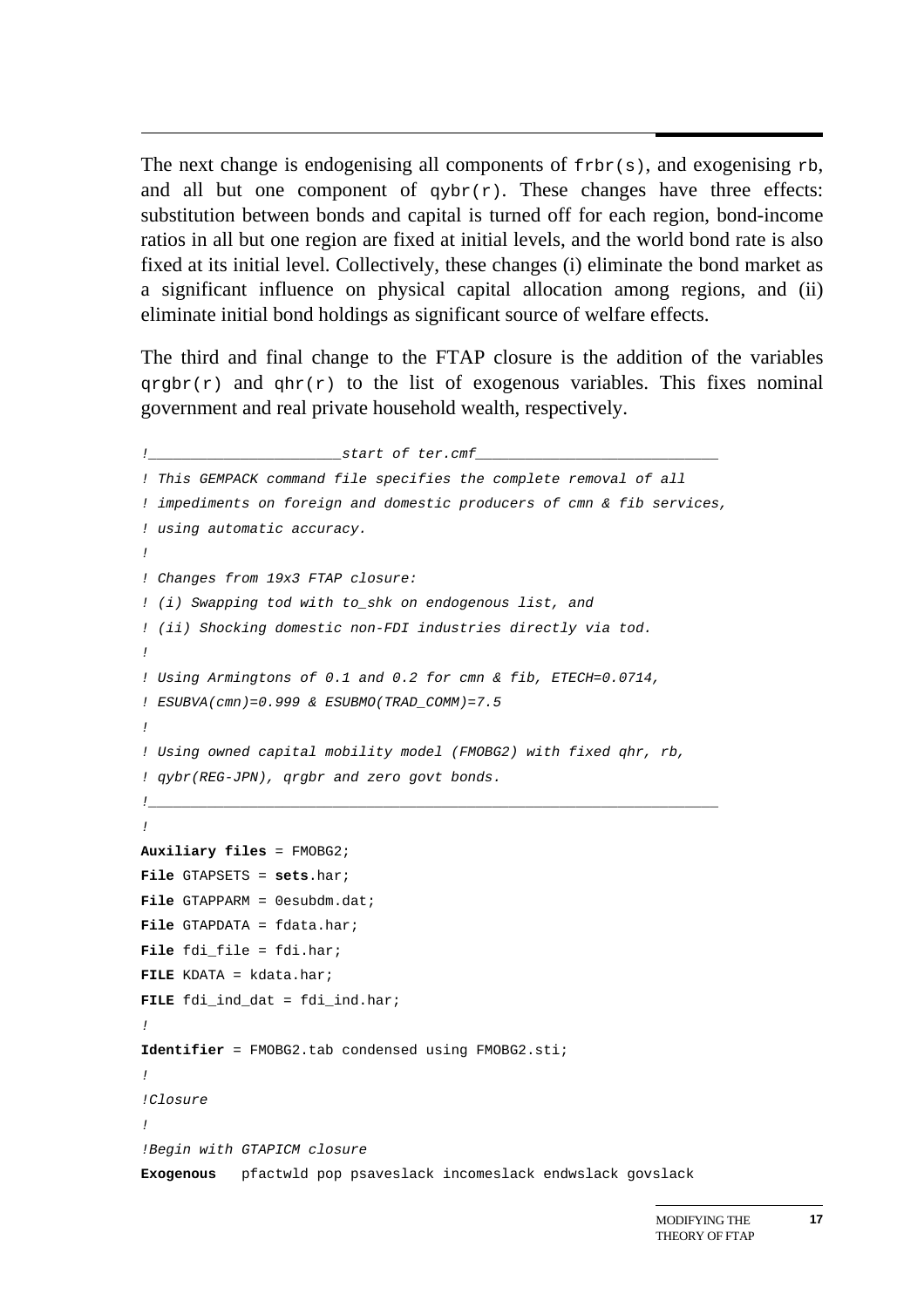The next change is endogenising all components of `frbr(s)`, and exogenising `rb`, and all but one component of `qybr(r)`. These changes have three effects: substitution between bonds and capital is turned off for each region, bond-income ratios in all but one region are fixed at initial levels, and the world bond rate is also fixed at its initial level. Collectively, these changes (i) eliminate the bond market as a significant influence on physical capital allocation among regions, and (ii) eliminate initial bond holdings as significant source of welfare effects.

The third and final change to the FTAP closure is the addition of the variables `qrgbr(r)` and `qhr(r)` to the list of exogenous variables. This fixes nominal government and real private household wealth, respectively.

```
!______________________start of ter.cmf____________________________
! This GEMPACK command file specifies the complete removal of all
! impediments on foreign and domestic producers of cmn & fib services,
! using automatic accuracy.
!
! Changes from 19x3 FTAP closure:
! (i) Swapping tod with to_shk on endogenous list, and
! (ii) Shocking domestic non-FDI industries directly via tod.
!
! Using Armingtons of 0.1 and 0.2 for cmn & fib, ETECH=0.0714,
! ESUBVA(cmn)=0.999 & ESUBMO(TRAD_COMM)=7.5
!
! Using owned capital mobility model (FMOBG2) with fixed qhr, rb,
! qybr(REG-JPN), qrgbr and zero govt bonds.
!__________________________________________________________________
!
Auxiliary files = FMOBG2;
File GTAPSETS = sets.har;
File GTAPPARM = 0esubdm.dat;
File GTAPDATA = fdata.har;
File fdi_file = fdi.har;
FILE KDATA = kdata.har;
FILE fdi_ind_dat = fdi_ind.har;
!
Identifier = FMOBG2.tab condensed using FMOBG2.sti;
!
!Closure
!
!Begin with GTAPICM closure
Exogenous   pfactwld pop psaveslack incomeslack endwslack govslack
```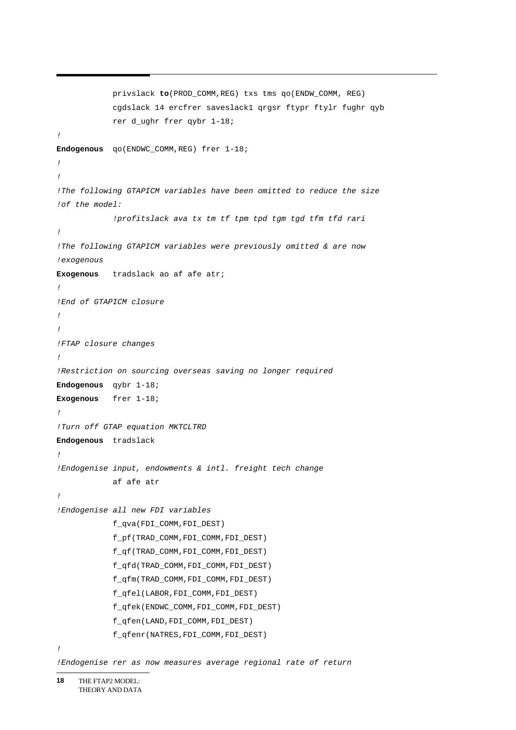```
            privslack to(PROD_COMM,REG) txs tms qo(ENDW_COMM, REG)
            cgdslack 14 ercfrer saveslack1 qrgsr ftypr ftylr fughr qyb
            rer d_ughr frer qybr 1-18;
!
Endogenous  qo(ENDWC_COMM,REG) frer 1-18;
!
!
!The following GTAPICM variables have been omitted to reduce the size
!of the model:
            !profitslack ava tx tm tf tpm tpd tgm tgd tfm tfd rari
!
!The following GTAPICM variables were previously omitted & are now
!exogenous
Exogenous   tradslack ao af afe atr;
!
!End of GTAPICM closure
!
!
!FTAP closure changes
!
!Restriction on sourcing overseas saving no longer required
Endogenous  qybr 1-18;
Exogenous   frer 1-18;
!
!Turn off GTAP equation MKTCLTRD
Endogenous  tradslack
!
!Endogenise input, endowments & intl. freight tech change
            af afe atr
!
!Endogenise all new FDI variables
            f_qva(FDI_COMM,FDI_DEST)
            f_pf(TRAD_COMM,FDI_COMM,FDI_DEST)
            f_qf(TRAD_COMM,FDI_COMM,FDI_DEST)
            f_qfd(TRAD_COMM,FDI_COMM,FDI_DEST)
            f_qfm(TRAD_COMM,FDI_COMM,FDI_DEST)
            f_qfel(LABOR,FDI_COMM,FDI_DEST)
            f_qfek(ENDWC_COMM,FDI_COMM,FDI_DEST)
            f_qfen(LAND,FDI_COMM,FDI_DEST)
            f_qfenr(NATRES,FDI_COMM,FDI_DEST)
!
!Endogenise rer as now measures average regional rate of return
```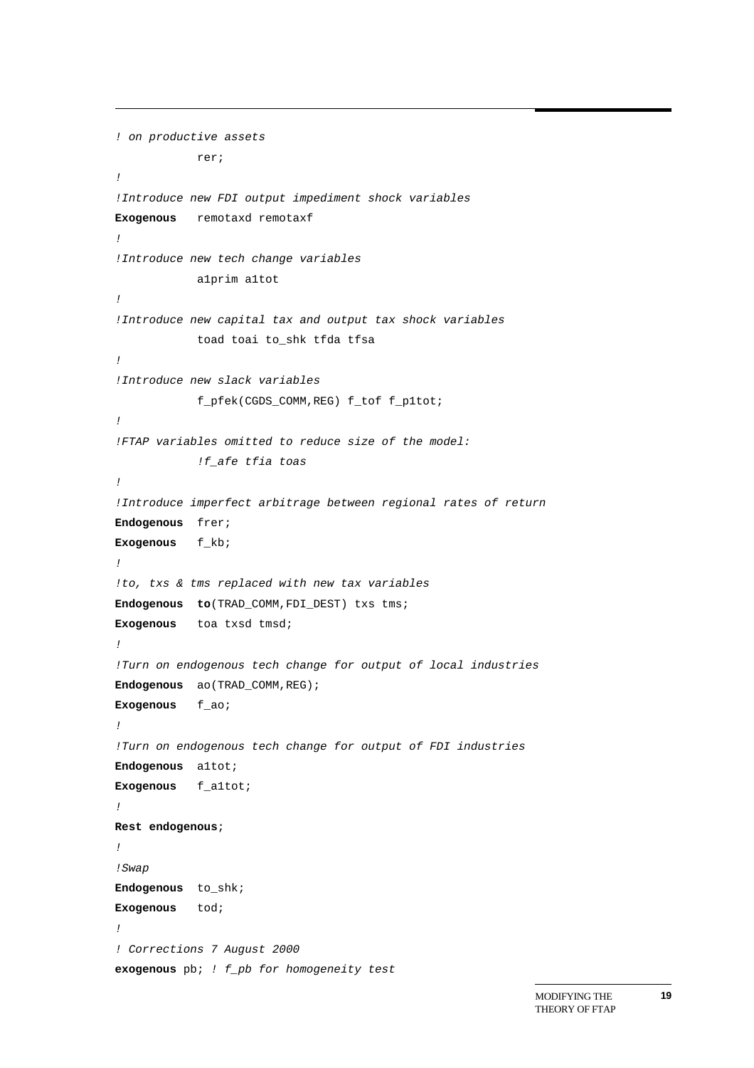```
! on productive assets
            rer;
!
!Introduce new FDI output impediment shock variables
Exogenous   remotaxd remotaxf
!
!Introduce new tech change variables
            a1prim a1tot
!
!Introduce new capital tax and output tax shock variables
            toad toai to_shk tfda tfsa
!
!Introduce new slack variables
            f_pfek(CGDS_COMM,REG) f_tof f_p1tot;
!
!FTAP variables omitted to reduce size of the model:
            !f_afe tfia toas
!
!Introduce imperfect arbitrage between regional rates of return
Endogenous  frer;
Exogenous   f_kb;
!
!to, txs & tms replaced with new tax variables
Endogenous  to(TRAD_COMM,FDI_DEST) txs tms;
Exogenous   toa txsd tmsd;
!
!Turn on endogenous tech change for output of local industries
Endogenous  ao(TRAD_COMM,REG);
Exogenous   f_ao;
!
!Turn on endogenous tech change for output of FDI industries
Endogenous  a1tot;
Exogenous   f_a1tot;
!
Rest endogenous;
!
!Swap
Endogenous  to_shk;
Exogenous   tod;
!
! Corrections 7 August 2000
exogenous pb; ! f_pb for homogeneity test
```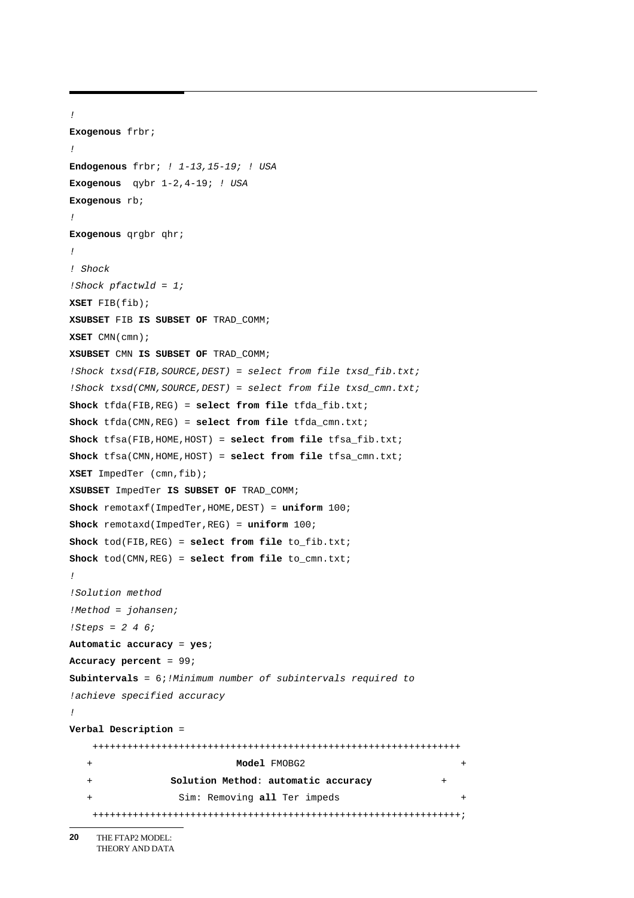```
!
Exogenous frbr;
!
Endogenous frbr; ! 1-13,15-19; ! USA
Exogenous  qybr 1-2,4-19; ! USA
Exogenous rb;
!
Exogenous qrgbr qhr;
!
! Shock
!Shock pfactwld = 1;
XSET FIB(fib);
XSUBSET FIB IS SUBSET OF TRAD_COMM;
XSET CMN(cmn);
XSUBSET CMN IS SUBSET OF TRAD_COMM;
!Shock txsd(FIB,SOURCE,DEST) = select from file txsd_fib.txt;
!Shock txsd(CMN,SOURCE,DEST) = select from file txsd_cmn.txt;
Shock tfda(FIB,REG) = select from file tfda_fib.txt;
Shock tfda(CMN,REG) = select from file tfda_cmn.txt;
Shock tfsa(FIB,HOME,HOST) = select from file tfsa_fib.txt;
Shock tfsa(CMN,HOME,HOST) = select from file tfsa_cmn.txt;
XSET ImpedTer (cmn,fib);
XSUBSET ImpedTer IS SUBSET OF TRAD_COMM;
Shock remotaxf(ImpedTer,HOME,DEST) = uniform 100;
Shock remotaxd(ImpedTer,REG) = uniform 100;
Shock tod(FIB,REG) = select from file to_fib.txt;
Shock tod(CMN,REG) = select from file to_cmn.txt;
!
!Solution method
!Method = johansen;
!Steps = 2 4 6;
Automatic accuracy = yes;
Accuracy percent = 99;
Subintervals = 6;!Minimum number of subintervals required to
!achieve specified accuracy
!
Verbal Description =
    +++++++++++++++++++++++++++++++++++++++++++++++++++++++++++++++++
   +                        Model FMOBG2                            +
   +              Solution Method: automatic accuracy           +
   +               Sim: Removing all Ter impeds                     +
    +++++++++++++++++++++++++++++++++++++++++++++++++++++++++++++++++;
```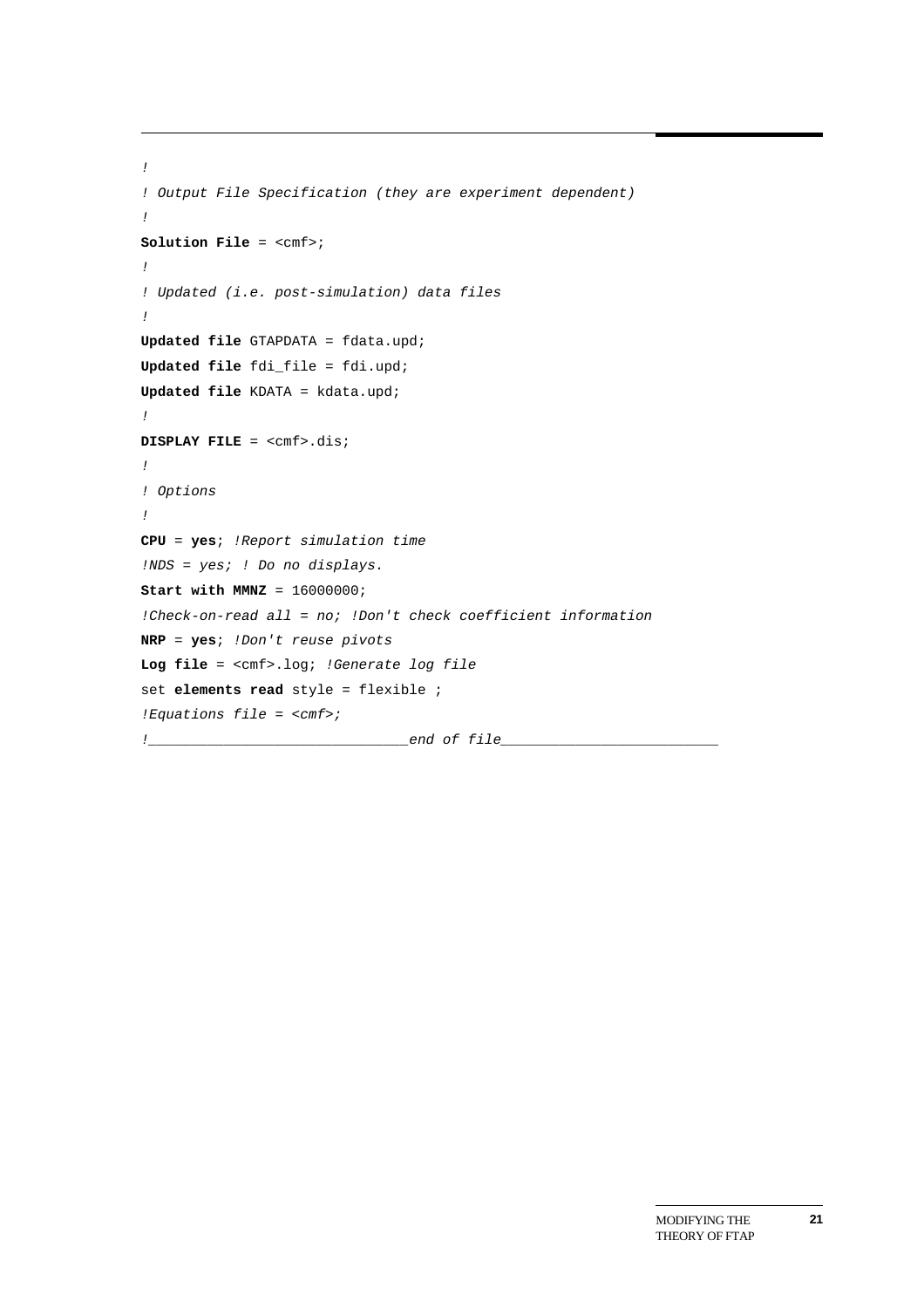```
!
! Output File Specification (they are experiment dependent)
!
Solution File = <cmf>;
!
! Updated (i.e. post-simulation) data files
!
Updated file GTAPDATA = fdata.upd;
Updated file fdi_file = fdi.upd;
Updated file KDATA = kdata.upd;
!
DISPLAY FILE = <cmf>.dis;
!
! Options
!
CPU = yes; !Report simulation time
!NDS = yes; ! Do no displays.
Start with MMNZ = 16000000;
!Check-on-read all = no; !Don't check coefficient information
NRP = yes; !Don't reuse pivots
Log file = <cmf>.log; !Generate log file
set elements read style = flexible ;
!Equations file = <cmf>;
!_______________________________end of file__________________________
```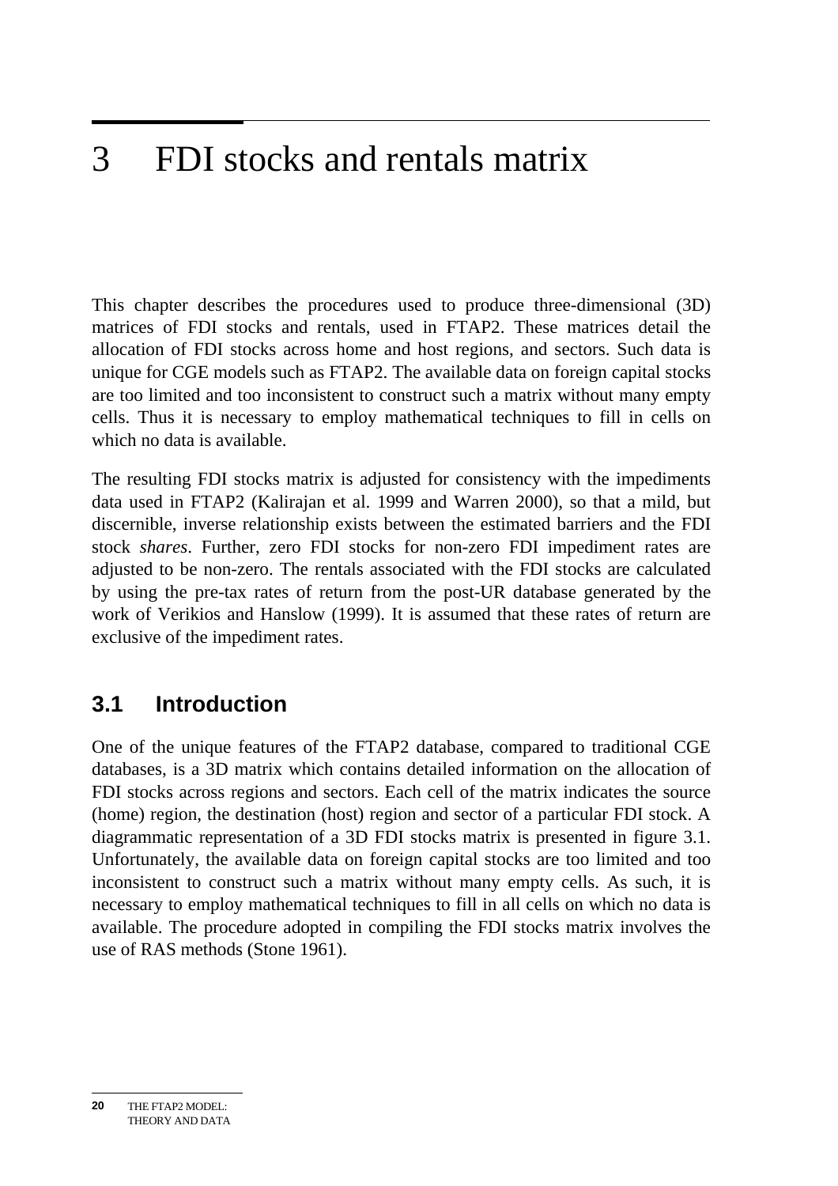# 3 FDI stocks and rentals matrix

This chapter describes the procedures used to produce three-dimensional (3D) matrices of FDI stocks and rentals, used in FTAP2. These matrices detail the allocation of FDI stocks across home and host regions, and sectors. Such data is unique for CGE models such as FTAP2. The available data on foreign capital stocks are too limited and too inconsistent to construct such a matrix without many empty cells. Thus it is necessary to employ mathematical techniques to fill in cells on which no data is available.

The resulting FDI stocks matrix is adjusted for consistency with the impediments data used in FTAP2 (Kalirajan et al. 1999 and Warren 2000), so that a mild, but discernible, inverse relationship exists between the estimated barriers and the FDI stock *shares*. Further, zero FDI stocks for non-zero FDI impediment rates are adjusted to be non-zero. The rentals associated with the FDI stocks are calculated by using the pre-tax rates of return from the post-UR database generated by the work of Verikios and Hanslow (1999). It is assumed that these rates of return are exclusive of the impediment rates.

## 3.1 Introduction

One of the unique features of the FTAP2 database, compared to traditional CGE databases, is a 3D matrix which contains detailed information on the allocation of FDI stocks across regions and sectors. Each cell of the matrix indicates the source (home) region, the destination (host) region and sector of a particular FDI stock. A diagrammatic representation of a 3D FDI stocks matrix is presented in figure 3.1. Unfortunately, the available data on foreign capital stocks are too limited and too inconsistent to construct such a matrix without many empty cells. As such, it is necessary to employ mathematical techniques to fill in all cells on which no data is available. The procedure adopted in compiling the FDI stocks matrix involves the use of RAS methods (Stone 1961).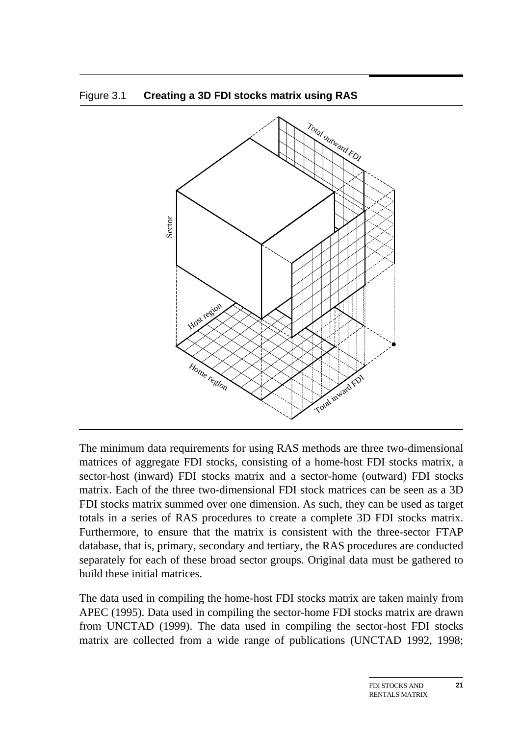Figure 3.1 **Creating a 3D FDI stocks matrix using RAS**

The minimum data requirements for using RAS methods are three two-dimensional matrices of aggregate FDI stocks, consisting of a home-host FDI stocks matrix, a sector-host (inward) FDI stocks matrix and a sector-home (outward) FDI stocks matrix. Each of the three two-dimensional FDI stock matrices can be seen as a 3D FDI stocks matrix summed over one dimension. As such, they can be used as target totals in a series of RAS procedures to create a complete 3D FDI stocks matrix. Furthermore, to ensure that the matrix is consistent with the three-sector FTAP database, that is, primary, secondary and tertiary, the RAS procedures are conducted separately for each of these broad sector groups. Original data must be gathered to build these initial matrices.

The data used in compiling the home-host FDI stocks matrix are taken mainly from APEC (1995). Data used in compiling the sector-home FDI stocks matrix are drawn from UNCTAD (1999). The data used in compiling the sector-host FDI stocks matrix are collected from a wide range of publications (UNCTAD 1992, 1998;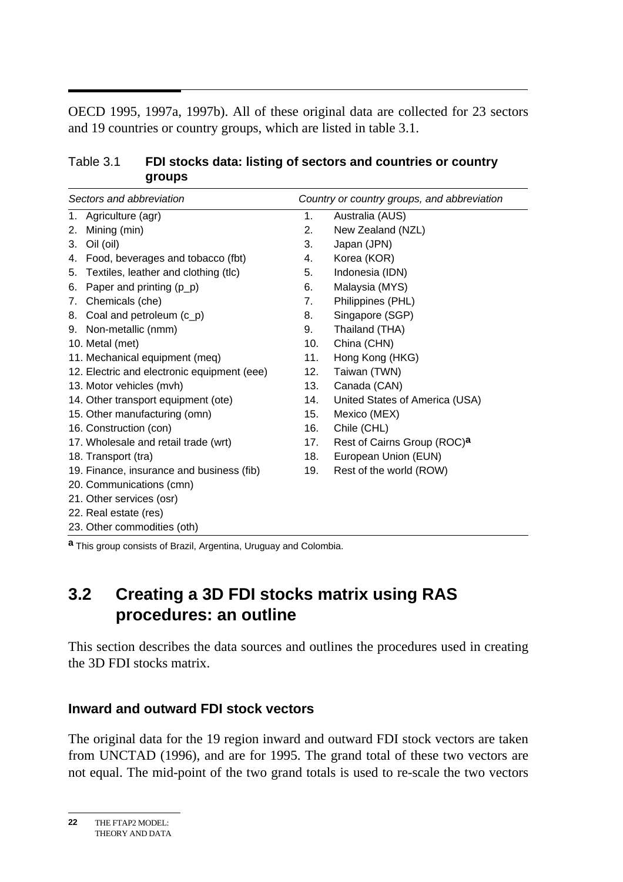OECD 1995, 1997a, 1997b). All of these original data are collected for 23 sectors and 19 countries or country groups, which are listed in table 3.1.

Table 3.1 **FDI stocks data: listing of sectors and countries or country groups**

| *Sectors and abbreviation* | | *Country or country groups, and abbreviation* |
|---|---|---|
| 1. Agriculture (agr) | 1. | Australia (AUS) |
| 2. Mining (min) | 2. | New Zealand (NZL) |
| 3. Oil (oil) | 3. | Japan (JPN) |
| 4. Food, beverages and tobacco (fbt) | 4. | Korea (KOR) |
| 5. Textiles, leather and clothing (tlc) | 5. | Indonesia (IDN) |
| 6. Paper and printing (p_p) | 6. | Malaysia (MYS) |
| 7. Chemicals (che) | 7. | Philippines (PHL) |
| 8. Coal and petroleum (c_p) | 8. | Singapore (SGP) |
| 9. Non-metallic (nmm) | 9. | Thailand (THA) |
| 10. Metal (met) | 10. | China (CHN) |
| 11. Mechanical equipment (meq) | 11. | Hong Kong (HKG) |
| 12. Electric and electronic equipment (eee) | 12. | Taiwan (TWN) |
| 13. Motor vehicles (mvh) | 13. | Canada (CAN) |
| 14. Other transport equipment (ote) | 14. | United States of America (USA) |
| 15. Other manufacturing (omn) | 15. | Mexico (MEX) |
| 16. Construction (con) | 16. | Chile (CHL) |
| 17. Wholesale and retail trade (wrt) | 17. | Rest of Cairns Group (ROC)[a] |
| 18. Transport (tra) | 18. | European Union (EUN) |
| 19. Finance, insurance and business (fib) | 19. | Rest of the world (ROW) |
| 20. Communications (cmn) | | |
| 21. Other services (osr) | | |
| 22. Real estate (res) | | |
| 23. Other commodities (oth) | | |

[a] This group consists of Brazil, Argentina, Uruguay and Colombia.

## 3.2 Creating a 3D FDI stocks matrix using RAS procedures: an outline

This section describes the data sources and outlines the procedures used in creating the 3D FDI stocks matrix.

### Inward and outward FDI stock vectors

The original data for the 19 region inward and outward FDI stock vectors are taken from UNCTAD (1996), and are for 1995. The grand total of these two vectors are not equal. The mid-point of the two grand totals is used to re-scale the two vectors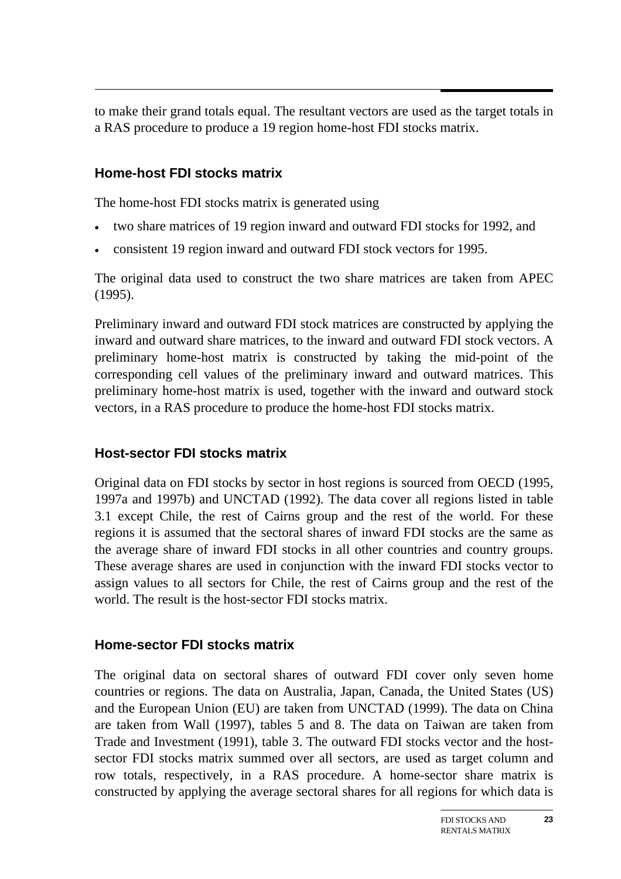to make their grand totals equal. The resultant vectors are used as the target totals in a RAS procedure to produce a 19 region home-host FDI stocks matrix.

### Home-host FDI stocks matrix

The home-host FDI stocks matrix is generated using

- two share matrices of 19 region inward and outward FDI stocks for 1992, and
- consistent 19 region inward and outward FDI stock vectors for 1995.

The original data used to construct the two share matrices are taken from APEC (1995).

Preliminary inward and outward FDI stock matrices are constructed by applying the inward and outward share matrices, to the inward and outward FDI stock vectors. A preliminary home-host matrix is constructed by taking the mid-point of the corresponding cell values of the preliminary inward and outward matrices. This preliminary home-host matrix is used, together with the inward and outward stock vectors, in a RAS procedure to produce the home-host FDI stocks matrix.

### Host-sector FDI stocks matrix

Original data on FDI stocks by sector in host regions is sourced from OECD (1995, 1997a and 1997b) and UNCTAD (1992). The data cover all regions listed in table 3.1 except Chile, the rest of Cairns group and the rest of the world. For these regions it is assumed that the sectoral shares of inward FDI stocks are the same as the average share of inward FDI stocks in all other countries and country groups. These average shares are used in conjunction with the inward FDI stocks vector to assign values to all sectors for Chile, the rest of Cairns group and the rest of the world. The result is the host-sector FDI stocks matrix.

### Home-sector FDI stocks matrix

The original data on sectoral shares of outward FDI cover only seven home countries or regions. The data on Australia, Japan, Canada, the United States (US) and the European Union (EU) are taken from UNCTAD (1999). The data on China are taken from Wall (1997), tables 5 and 8. The data on Taiwan are taken from Trade and Investment (1991), table 3. The outward FDI stocks vector and the host-sector FDI stocks matrix summed over all sectors, are used as target column and row totals, respectively, in a RAS procedure. A home-sector share matrix is constructed by applying the average sectoral shares for all regions for which data is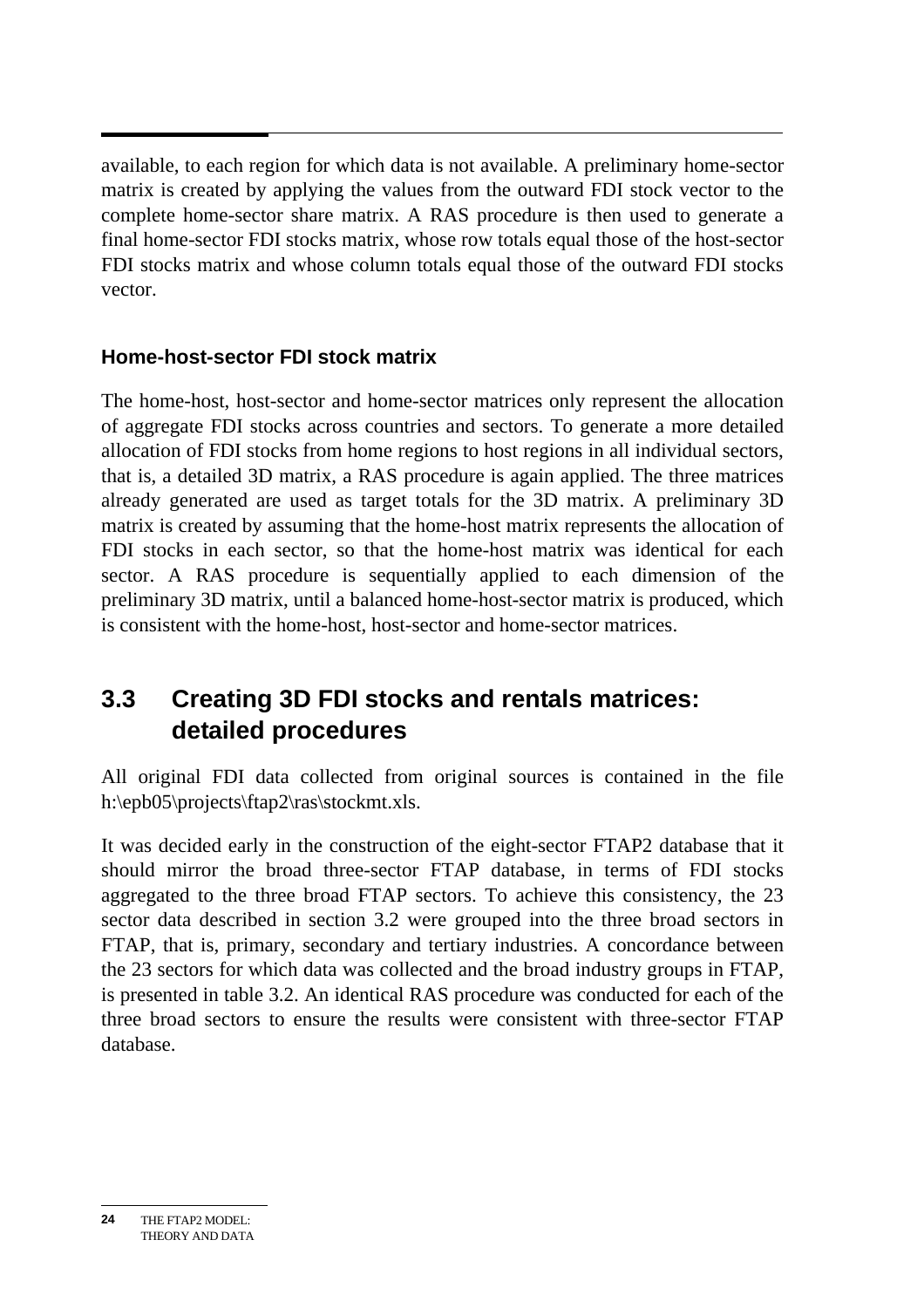available, to each region for which data is not available. A preliminary home-sector matrix is created by applying the values from the outward FDI stock vector to the complete home-sector share matrix. A RAS procedure is then used to generate a final home-sector FDI stocks matrix, whose row totals equal those of the host-sector FDI stocks matrix and whose column totals equal those of the outward FDI stocks vector.

### Home-host-sector FDI stock matrix

The home-host, host-sector and home-sector matrices only represent the allocation of aggregate FDI stocks across countries and sectors. To generate a more detailed allocation of FDI stocks from home regions to host regions in all individual sectors, that is, a detailed 3D matrix, a RAS procedure is again applied. The three matrices already generated are used as target totals for the 3D matrix. A preliminary 3D matrix is created by assuming that the home-host matrix represents the allocation of FDI stocks in each sector, so that the home-host matrix was identical for each sector. A RAS procedure is sequentially applied to each dimension of the preliminary 3D matrix, until a balanced home-host-sector matrix is produced, which is consistent with the home-host, host-sector and home-sector matrices.

## 3.3 Creating 3D FDI stocks and rentals matrices: detailed procedures

All original FDI data collected from original sources is contained in the file h:\epb05\projects\ftap2\ras\stockmt.xls.

It was decided early in the construction of the eight-sector FTAP2 database that it should mirror the broad three-sector FTAP database, in terms of FDI stocks aggregated to the three broad FTAP sectors. To achieve this consistency, the 23 sector data described in section 3.2 were grouped into the three broad sectors in FTAP, that is, primary, secondary and tertiary industries. A concordance between the 23 sectors for which data was collected and the broad industry groups in FTAP, is presented in table 3.2. An identical RAS procedure was conducted for each of the three broad sectors to ensure the results were consistent with three-sector FTAP database.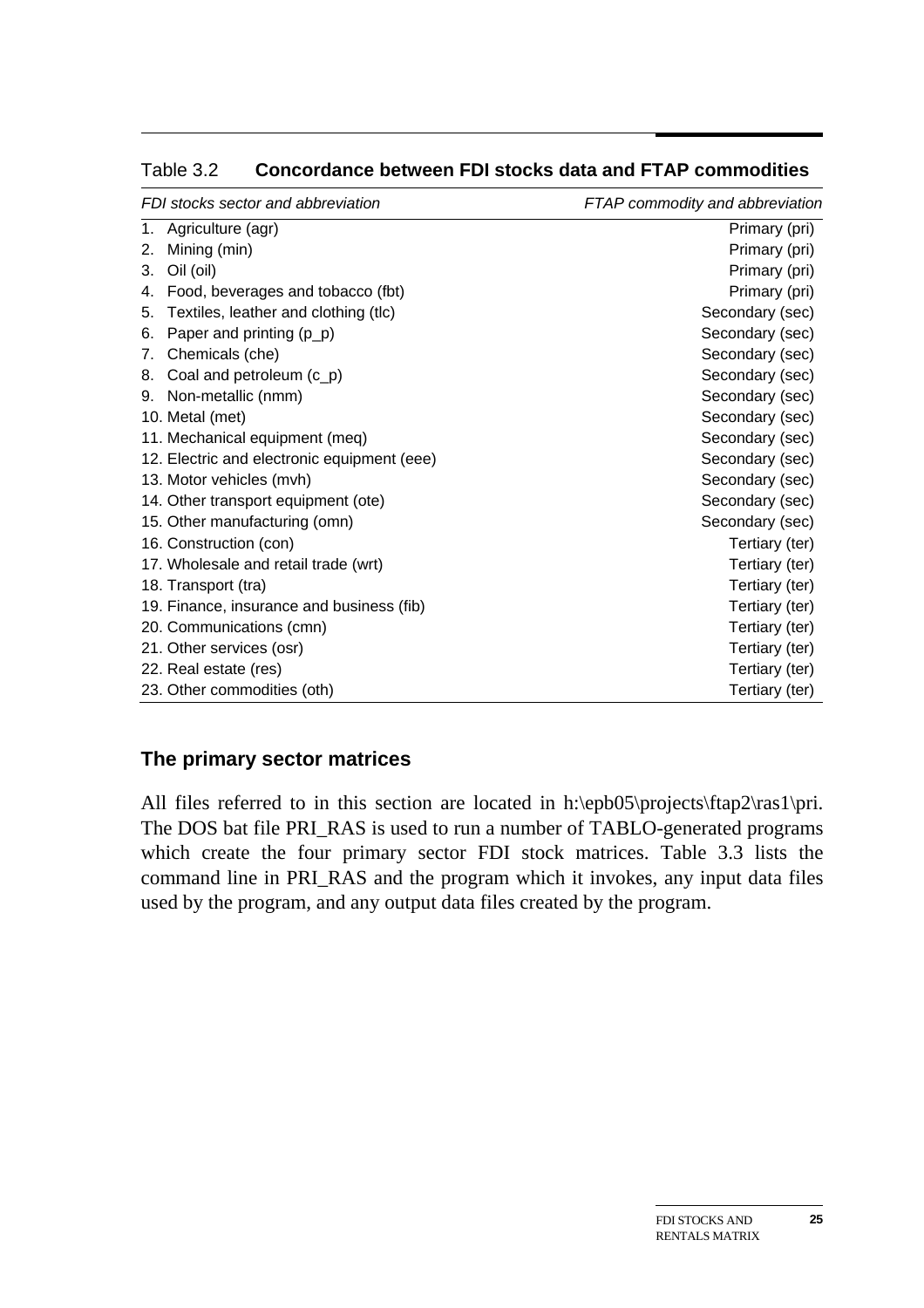Table 3.2 **Concordance between FDI stocks data and FTAP commodities**

| *FDI stocks sector and abbreviation* | *FTAP commodity and abbreviation* |
|---|---|
| 1. Agriculture (agr) | Primary (pri) |
| 2. Mining (min) | Primary (pri) |
| 3. Oil (oil) | Primary (pri) |
| 4. Food, beverages and tobacco (fbt) | Primary (pri) |
| 5. Textiles, leather and clothing (tlc) | Secondary (sec) |
| 6. Paper and printing (p_p) | Secondary (sec) |
| 7. Chemicals (che) | Secondary (sec) |
| 8. Coal and petroleum (c_p) | Secondary (sec) |
| 9. Non-metallic (nmm) | Secondary (sec) |
| 10. Metal (met) | Secondary (sec) |
| 11. Mechanical equipment (meq) | Secondary (sec) |
| 12. Electric and electronic equipment (eee) | Secondary (sec) |
| 13. Motor vehicles (mvh) | Secondary (sec) |
| 14. Other transport equipment (ote) | Secondary (sec) |
| 15. Other manufacturing (omn) | Secondary (sec) |
| 16. Construction (con) | Tertiary (ter) |
| 17. Wholesale and retail trade (wrt) | Tertiary (ter) |
| 18. Transport (tra) | Tertiary (ter) |
| 19. Finance, insurance and business (fib) | Tertiary (ter) |
| 20. Communications (cmn) | Tertiary (ter) |
| 21. Other services (osr) | Tertiary (ter) |
| 22. Real estate (res) | Tertiary (ter) |
| 23. Other commodities (oth) | Tertiary (ter) |

## The primary sector matrices

All files referred to in this section are located in h:\epb05\projects\ftap2\ras1\pri. The DOS bat file PRI_RAS is used to run a number of TABLO-generated programs which create the four primary sector FDI stock matrices. Table 3.3 lists the command line in PRI_RAS and the program which it invokes, any input data files used by the program, and any output data files created by the program.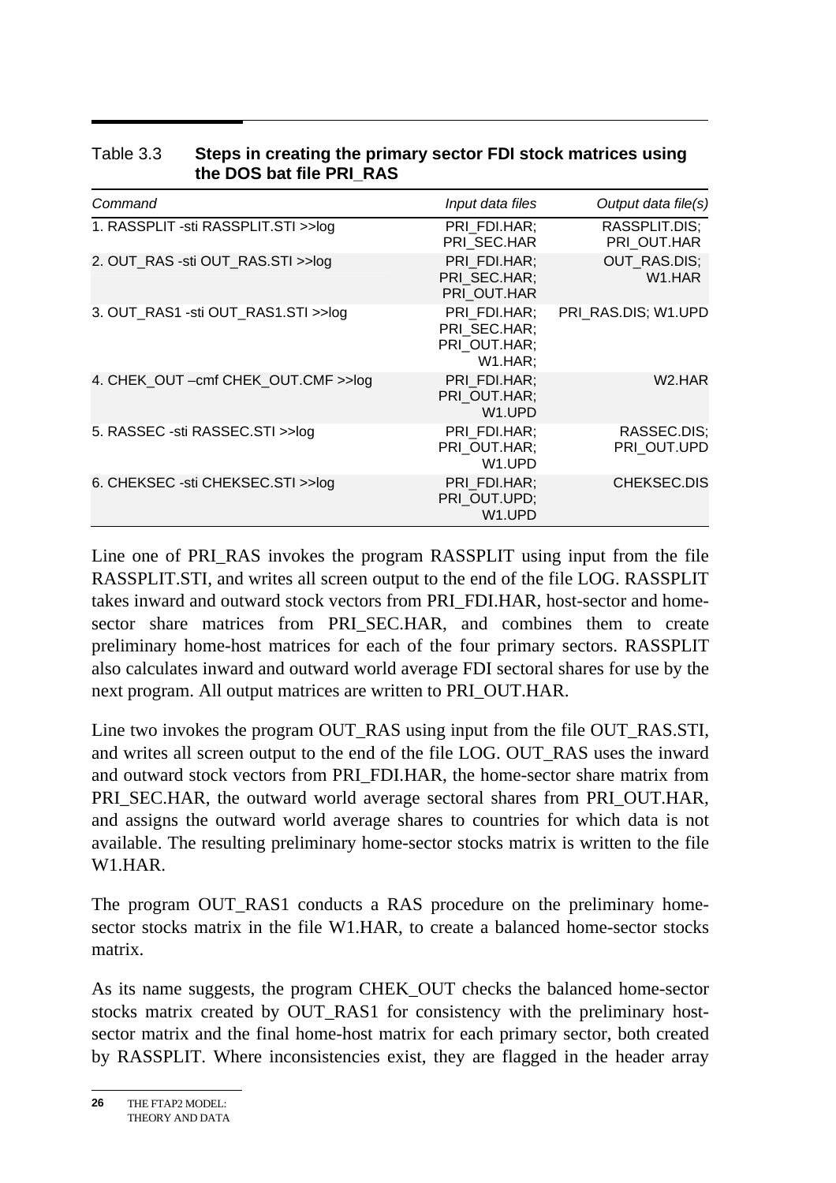Table 3.3 **Steps in creating the primary sector FDI stock matrices using the DOS bat file PRI_RAS**

| *Command* | *Input data files* | *Output data file(s)* |
|---|---|---|
| 1. RASSPLIT -sti RASSPLIT.STI >>log | PRI_FDI.HAR; PRI_SEC.HAR | RASSPLIT.DIS; PRI_OUT.HAR |
| 2. OUT_RAS -sti OUT_RAS.STI >>log | PRI_FDI.HAR; PRI_SEC.HAR; PRI_OUT.HAR | OUT_RAS.DIS; W1.HAR |
| 3. OUT_RAS1 -sti OUT_RAS1.STI >>log | PRI_FDI.HAR; PRI_SEC.HAR; PRI_OUT.HAR; W1.HAR; | PRI_RAS.DIS; W1.UPD |
| 4. CHEK_OUT –cmf CHEK_OUT.CMF >>log | PRI_FDI.HAR; PRI_OUT.HAR; W1.UPD | W2.HAR |
| 5. RASSEC -sti RASSEC.STI >>log | PRI_FDI.HAR; PRI_OUT.HAR; W1.UPD | RASSEC.DIS; PRI_OUT.UPD |
| 6. CHEKSEC -sti CHEKSEC.STI >>log | PRI_FDI.HAR; PRI_OUT.UPD; W1.UPD | CHEKSEC.DIS |

Line one of PRI_RAS invokes the program RASSPLIT using input from the file RASSPLIT.STI, and writes all screen output to the end of the file LOG. RASSPLIT takes inward and outward stock vectors from PRI_FDI.HAR, host-sector and home-sector share matrices from PRI_SEC.HAR, and combines them to create preliminary home-host matrices for each of the four primary sectors. RASSPLIT also calculates inward and outward world average FDI sectoral shares for use by the next program. All output matrices are written to PRI_OUT.HAR.

Line two invokes the program OUT_RAS using input from the file OUT_RAS.STI, and writes all screen output to the end of the file LOG. OUT_RAS uses the inward and outward stock vectors from PRI_FDI.HAR, the home-sector share matrix from PRI_SEC.HAR, the outward world average sectoral shares from PRI_OUT.HAR, and assigns the outward world average shares to countries for which data is not available. The resulting preliminary home-sector stocks matrix is written to the file W1.HAR.

The program OUT_RAS1 conducts a RAS procedure on the preliminary home-sector stocks matrix in the file W1.HAR, to create a balanced home-sector stocks matrix.

As its name suggests, the program CHEK_OUT checks the balanced home-sector stocks matrix created by OUT_RAS1 for consistency with the preliminary host-sector matrix and the final home-host matrix for each primary sector, both created by RASSPLIT. Where inconsistencies exist, they are flagged in the header array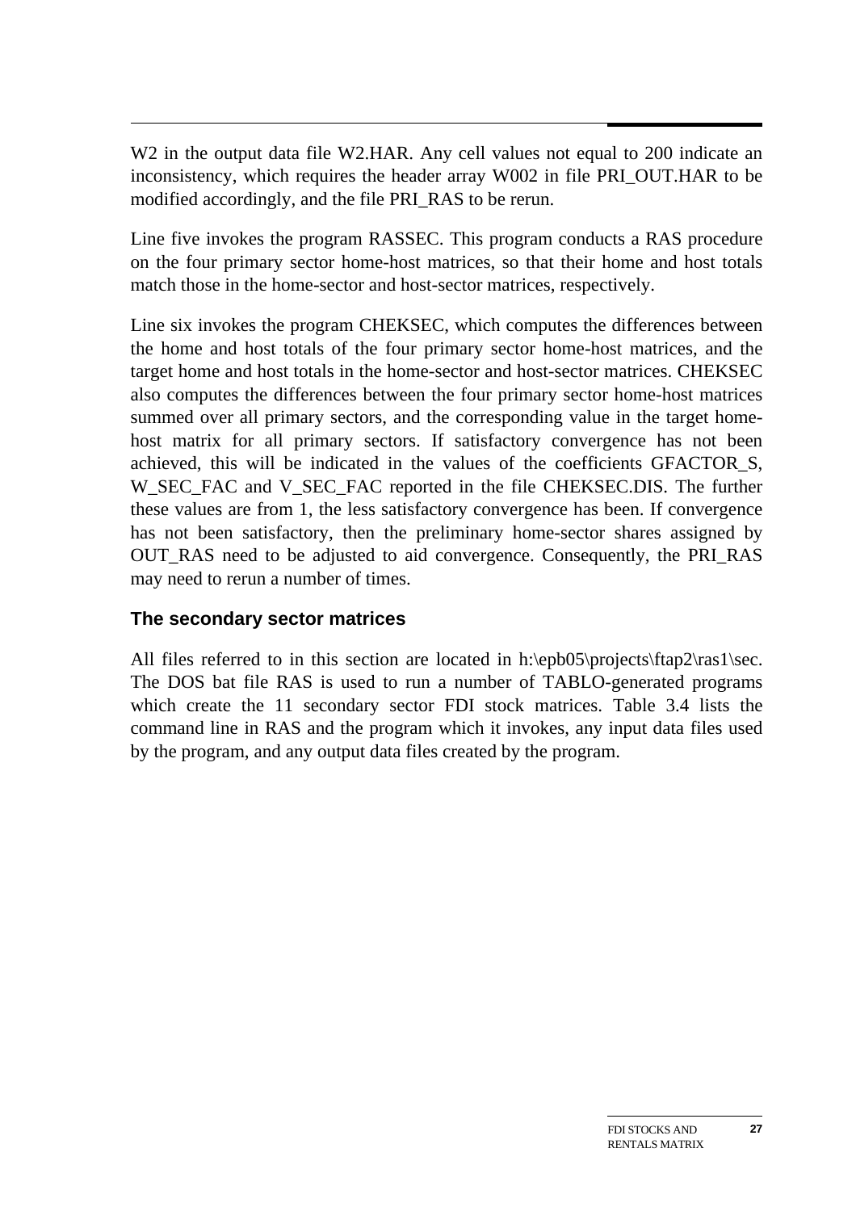W2 in the output data file W2.HAR. Any cell values not equal to 200 indicate an inconsistency, which requires the header array W002 in file PRI_OUT.HAR to be modified accordingly, and the file PRI_RAS to be rerun.

Line five invokes the program RASSEC. This program conducts a RAS procedure on the four primary sector home-host matrices, so that their home and host totals match those in the home-sector and host-sector matrices, respectively.

Line six invokes the program CHEKSEC, which computes the differences between the home and host totals of the four primary sector home-host matrices, and the target home and host totals in the home-sector and host-sector matrices. CHEKSEC also computes the differences between the four primary sector home-host matrices summed over all primary sectors, and the corresponding value in the target home-host matrix for all primary sectors. If satisfactory convergence has not been achieved, this will be indicated in the values of the coefficients GFACTOR_S, W_SEC_FAC and V_SEC_FAC reported in the file CHEKSEC.DIS. The further these values are from 1, the less satisfactory convergence has been. If convergence has not been satisfactory, then the preliminary home-sector shares assigned by OUT_RAS need to be adjusted to aid convergence. Consequently, the PRI_RAS may need to rerun a number of times.

### The secondary sector matrices

All files referred to in this section are located in h:\epb05\projects\ftap2\ras1\sec. The DOS bat file RAS is used to run a number of TABLO-generated programs which create the 11 secondary sector FDI stock matrices. Table 3.4 lists the command line in RAS and the program which it invokes, any input data files used by the program, and any output data files created by the program.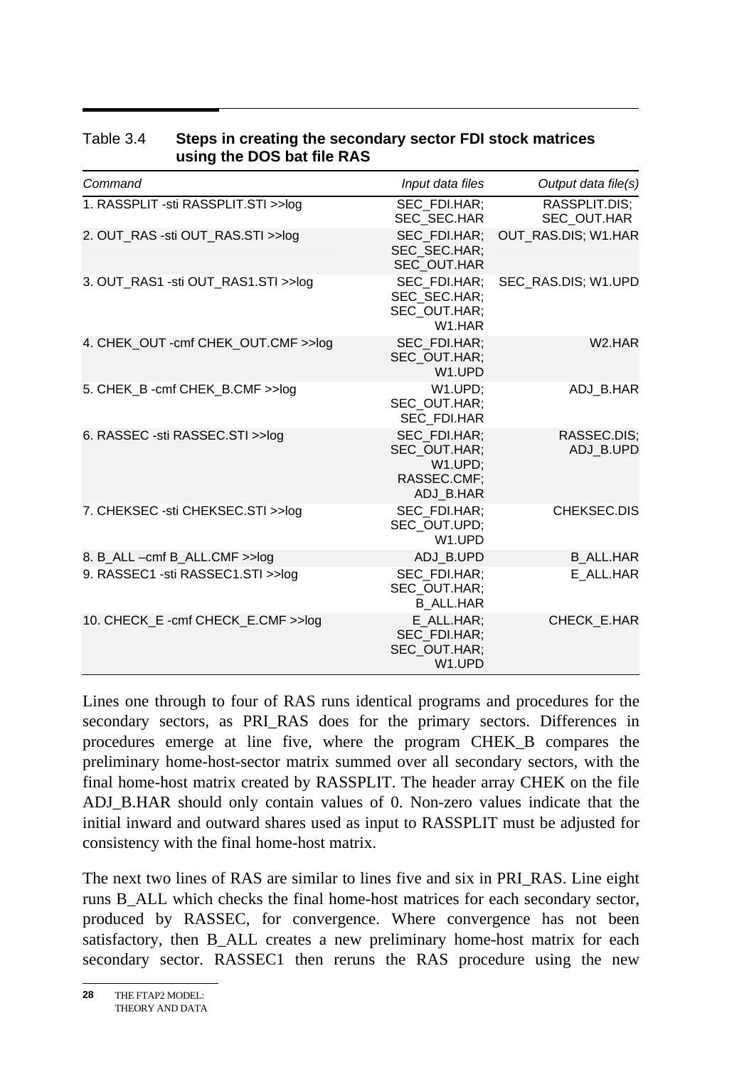Table 3.4 **Steps in creating the secondary sector FDI stock matrices using the DOS bat file RAS**

| *Command* | *Input data files* | *Output data file(s)* |
| --- | --- | --- |
| 1. RASSPLIT -sti RASSPLIT.STI >>log | SEC_FDI.HAR; SEC_SEC.HAR | RASSPLIT.DIS; SEC_OUT.HAR |
| 2. OUT_RAS -sti OUT_RAS.STI >>log | SEC_FDI.HAR; SEC_SEC.HAR; SEC_OUT.HAR | OUT_RAS.DIS; W1.HAR |
| 3. OUT_RAS1 -sti OUT_RAS1.STI >>log | SEC_FDI.HAR; SEC_SEC.HAR; SEC_OUT.HAR; W1.HAR | SEC_RAS.DIS; W1.UPD |
| 4. CHEK_OUT -cmf CHEK_OUT.CMF >>log | SEC_FDI.HAR; SEC_OUT.HAR; W1.UPD | W2.HAR |
| 5. CHEK_B -cmf CHEK_B.CMF >>log | W1.UPD; SEC_OUT.HAR; SEC_FDI.HAR | ADJ_B.HAR |
| 6. RASSEC -sti RASSEC.STI >>log | SEC_FDI.HAR; SEC_OUT.HAR; W1.UPD; RASSEC.CMF; ADJ_B.HAR | RASSEC.DIS; ADJ_B.UPD |
| 7. CHEKSEC -sti CHEKSEC.STI >>log | SEC_FDI.HAR; SEC_OUT.UPD; W1.UPD | CHEKSEC.DIS |
| 8. B_ALL –cmf B_ALL.CMF >>log | ADJ_B.UPD | B_ALL.HAR |
| 9. RASSEC1 -sti RASSEC1.STI >>log | SEC_FDI.HAR; SEC_OUT.HAR; B_ALL.HAR | E_ALL.HAR |
| 10. CHECK_E -cmf CHECK_E.CMF >>log | E_ALL.HAR; SEC_FDI.HAR; SEC_OUT.HAR; W1.UPD | CHECK_E.HAR |

Lines one through to four of RAS runs identical programs and procedures for the secondary sectors, as PRI_RAS does for the primary sectors. Differences in procedures emerge at line five, where the program CHEK_B compares the preliminary home-host-sector matrix summed over all secondary sectors, with the final home-host matrix created by RASSPLIT. The header array CHEK on the file ADJ_B.HAR should only contain values of 0. Non-zero values indicate that the initial inward and outward shares used as input to RASSPLIT must be adjusted for consistency with the final home-host matrix.

The next two lines of RAS are similar to lines five and six in PRI_RAS. Line eight runs B_ALL which checks the final home-host matrices for each secondary sector, produced by RASSEC, for convergence. Where convergence has not been satisfactory, then B_ALL creates a new preliminary home-host matrix for each secondary sector. RASSEC1 then reruns the RAS procedure using the new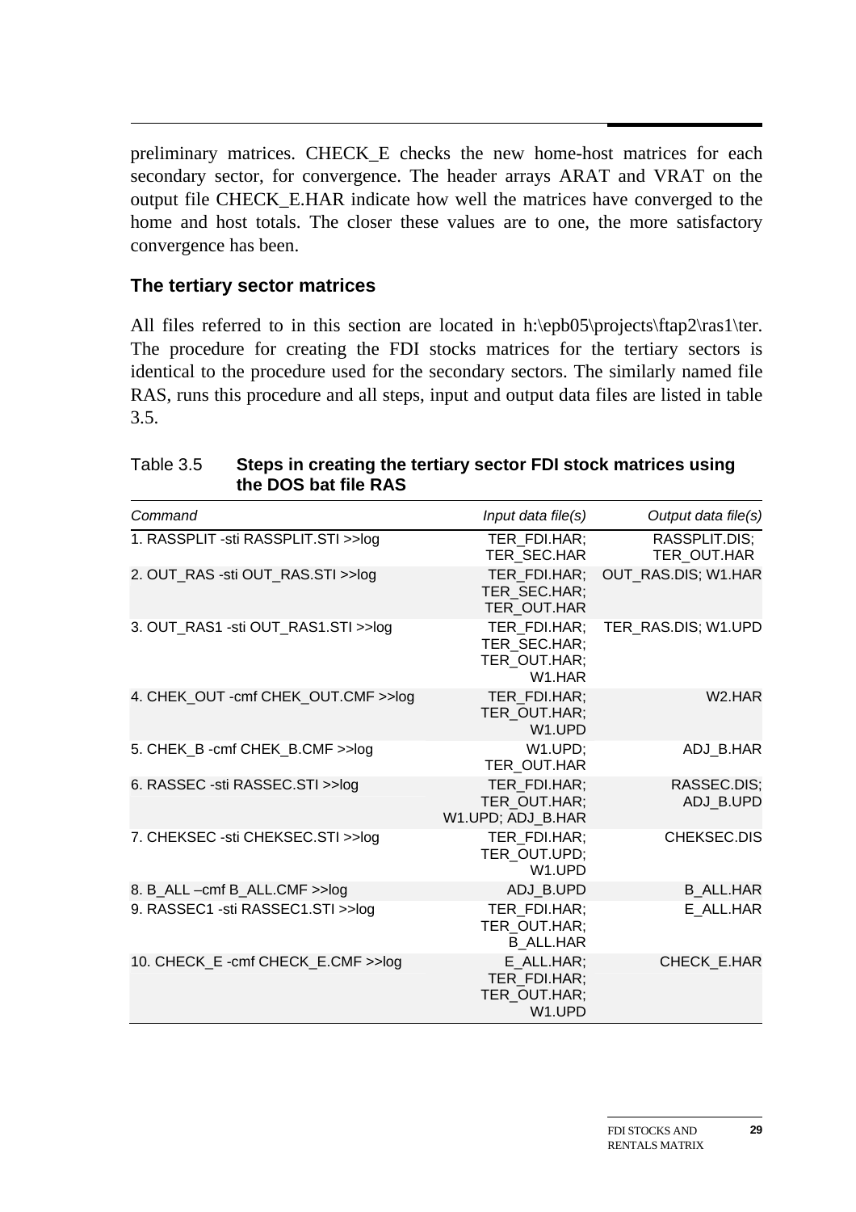preliminary matrices. CHECK_E checks the new home-host matrices for each secondary sector, for convergence. The header arrays ARAT and VRAT on the output file CHECK_E.HAR indicate how well the matrices have converged to the home and host totals. The closer these values are to one, the more satisfactory convergence has been.

### The tertiary sector matrices

All files referred to in this section are located in h:\epb05\projects\ftap2\ras1\ter. The procedure for creating the FDI stocks matrices for the tertiary sectors is identical to the procedure used for the secondary sectors. The similarly named file RAS, runs this procedure and all steps, input and output data files are listed in table 3.5.

Table 3.5 **Steps in creating the tertiary sector FDI stock matrices using the DOS bat file RAS**

| *Command* | *Input data file(s)* | *Output data file(s)* |
|---|---|---|
| 1. RASSPLIT -sti RASSPLIT.STI >>log | TER_FDI.HAR; TER_SEC.HAR | RASSPLIT.DIS; TER_OUT.HAR |
| 2. OUT_RAS -sti OUT_RAS.STI >>log | TER_FDI.HAR; TER_SEC.HAR; TER_OUT.HAR | OUT_RAS.DIS; W1.HAR |
| 3. OUT_RAS1 -sti OUT_RAS1.STI >>log | TER_FDI.HAR; TER_SEC.HAR; TER_OUT.HAR; W1.HAR | TER_RAS.DIS; W1.UPD |
| 4. CHEK_OUT -cmf CHEK_OUT.CMF >>log | TER_FDI.HAR; TER_OUT.HAR; W1.UPD | W2.HAR |
| 5. CHEK_B -cmf CHEK_B.CMF >>log | W1.UPD; TER_OUT.HAR | ADJ_B.HAR |
| 6. RASSEC -sti RASSEC.STI >>log | TER_FDI.HAR; TER_OUT.HAR; W1.UPD; ADJ_B.HAR | RASSEC.DIS; ADJ_B.UPD |
| 7. CHEKSEC -sti CHEKSEC.STI >>log | TER_FDI.HAR; TER_OUT.UPD; W1.UPD | CHEKSEC.DIS |
| 8. B_ALL –cmf B_ALL.CMF >>log | ADJ_B.UPD | B_ALL.HAR |
| 9. RASSEC1 -sti RASSEC1.STI >>log | TER_FDI.HAR; TER_OUT.HAR; B_ALL.HAR | E_ALL.HAR |
| 10. CHECK_E -cmf CHECK_E.CMF >>log | E_ALL.HAR; TER_FDI.HAR; TER_OUT.HAR; W1.UPD | CHECK_E.HAR |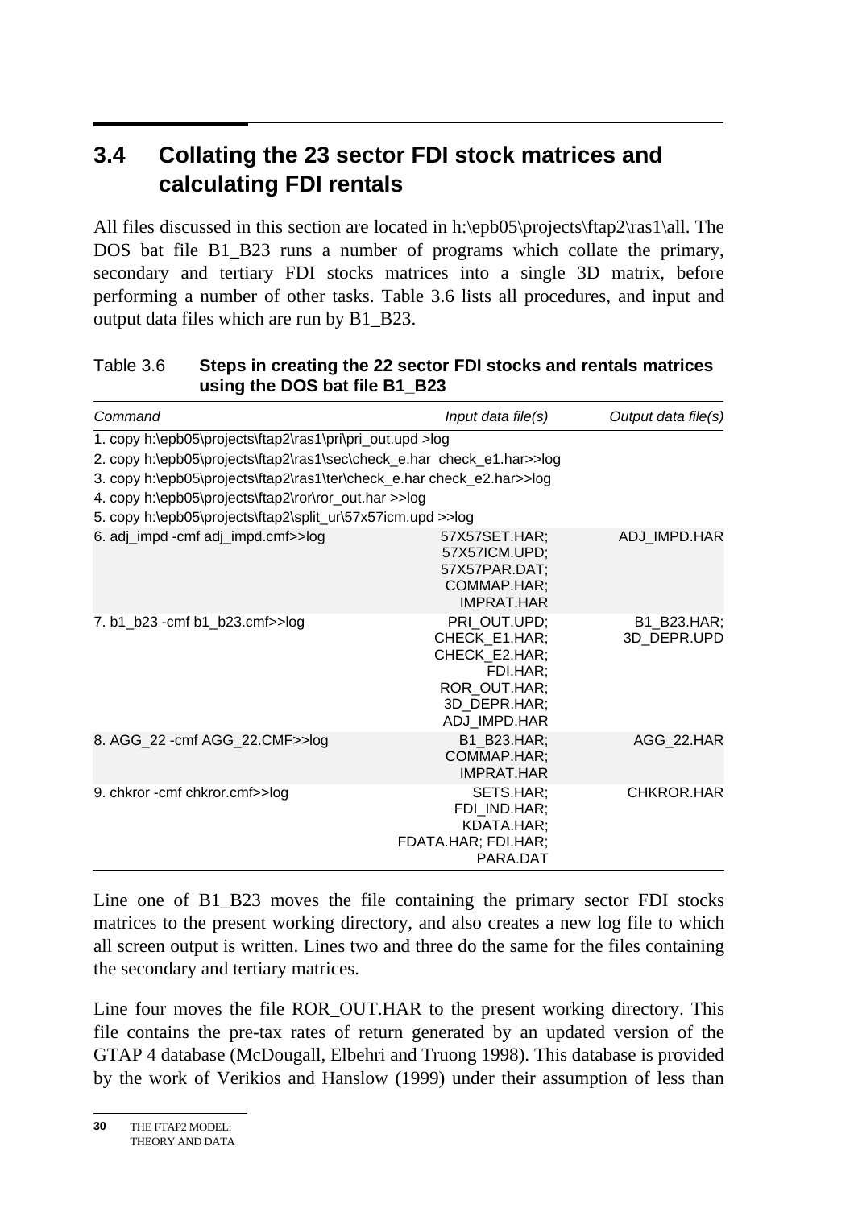## 3.4 Collating the 23 sector FDI stock matrices and calculating FDI rentals

All files discussed in this section are located in h:\epb05\projects\ftap2\ras1\all. The DOS bat file B1_B23 runs a number of programs which collate the primary, secondary and tertiary FDI stocks matrices into a single 3D matrix, before performing a number of other tasks. Table 3.6 lists all procedures, and input and output data files which are run by B1_B23.

Table 3.6 **Steps in creating the 22 sector FDI stocks and rentals matrices using the DOS bat file B1_B23**

| *Command* | *Input data file(s)* | *Output data file(s)* |
|---|---|---|
| 1. copy h:\epb05\projects\ftap2\ras1\pri\pri_out.upd >log | | |
| 2. copy h:\epb05\projects\ftap2\ras1\sec\check_e.har check_e1.har>>log | | |
| 3. copy h:\epb05\projects\ftap2\ras1\ter\check_e.har check_e2.har>>log | | |
| 4. copy h:\epb05\projects\ftap2\ror\ror_out.har >>log | | |
| 5. copy h:\epb05\projects\ftap2\split_ur\57x57icm.upd >>log | | |
| 6. adj_impd -cmf adj_impd.cmf>>log | 57X57SET.HAR; 57X57ICM.UPD; 57X57PAR.DAT; COMMAP.HAR; IMPRAT.HAR | ADJ_IMPD.HAR |
| 7. b1_b23 -cmf b1_b23.cmf>>log | PRI_OUT.UPD; CHECK_E1.HAR; CHECK_E2.HAR; FDI.HAR; ROR_OUT.HAR; 3D_DEPR.HAR; ADJ_IMPD.HAR | B1_B23.HAR; 3D_DEPR.UPD |
| 8. AGG_22 -cmf AGG_22.CMF>>log | B1_B23.HAR; COMMAP.HAR; IMPRAT.HAR | AGG_22.HAR |
| 9. chkror -cmf chkror.cmf>>log | SETS.HAR; FDI_IND.HAR; KDATA.HAR; FDATA.HAR; FDI.HAR; PARA.DAT | CHKROR.HAR |

Line one of B1_B23 moves the file containing the primary sector FDI stocks matrices to the present working directory, and also creates a new log file to which all screen output is written. Lines two and three do the same for the files containing the secondary and tertiary matrices.

Line four moves the file ROR_OUT.HAR to the present working directory. This file contains the pre-tax rates of return generated by an updated version of the GTAP 4 database (McDougall, Elbehri and Truong 1998). This database is provided by the work of Verikios and Hanslow (1999) under their assumption of less than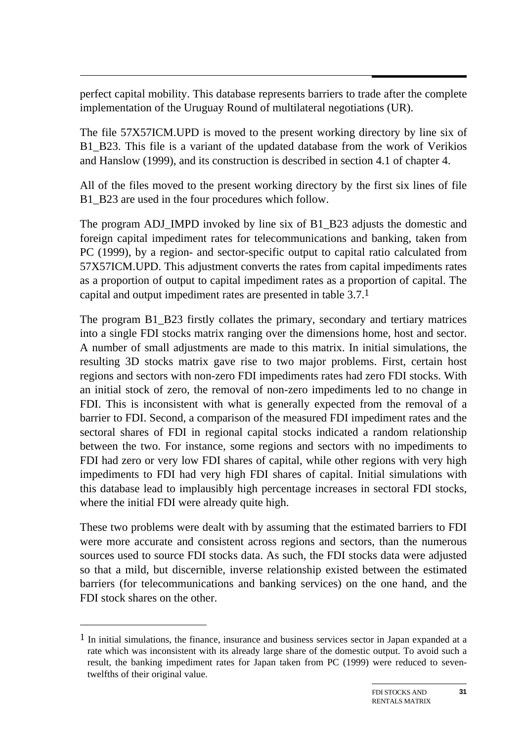perfect capital mobility. This database represents barriers to trade after the complete implementation of the Uruguay Round of multilateral negotiations (UR).

The file 57X57ICM.UPD is moved to the present working directory by line six of B1_B23. This file is a variant of the updated database from the work of Verikios and Hanslow (1999), and its construction is described in section 4.1 of chapter 4.

All of the files moved to the present working directory by the first six lines of file B1_B23 are used in the four procedures which follow.

The program ADJ_IMPD invoked by line six of B1_B23 adjusts the domestic and foreign capital impediment rates for telecommunications and banking, taken from PC (1999), by a region- and sector-specific output to capital ratio calculated from 57X57ICM.UPD. This adjustment converts the rates from capital impediments rates as a proportion of output to capital impediment rates as a proportion of capital. The capital and output impediment rates are presented in table 3.7.[1]

The program B1_B23 firstly collates the primary, secondary and tertiary matrices into a single FDI stocks matrix ranging over the dimensions home, host and sector. A number of small adjustments are made to this matrix. In initial simulations, the resulting 3D stocks matrix gave rise to two major problems. First, certain host regions and sectors with non-zero FDI impediments rates had zero FDI stocks. With an initial stock of zero, the removal of non-zero impediments led to no change in FDI. This is inconsistent with what is generally expected from the removal of a barrier to FDI. Second, a comparison of the measured FDI impediment rates and the sectoral shares of FDI in regional capital stocks indicated a random relationship between the two. For instance, some regions and sectors with no impediments to FDI had zero or very low FDI shares of capital, while other regions with very high impediments to FDI had very high FDI shares of capital. Initial simulations with this database lead to implausibly high percentage increases in sectoral FDI stocks, where the initial FDI were already quite high.

These two problems were dealt with by assuming that the estimated barriers to FDI were more accurate and consistent across regions and sectors, than the numerous sources used to source FDI stocks data. As such, the FDI stocks data were adjusted so that a mild, but discernible, inverse relationship existed between the estimated barriers (for telecommunications and banking services) on the one hand, and the FDI stock shares on the other.

---

[1] In initial simulations, the finance, insurance and business services sector in Japan expanded at a rate which was inconsistent with its already large share of the domestic output. To avoid such a result, the banking impediment rates for Japan taken from PC (1999) were reduced to seven-twelfths of their original value.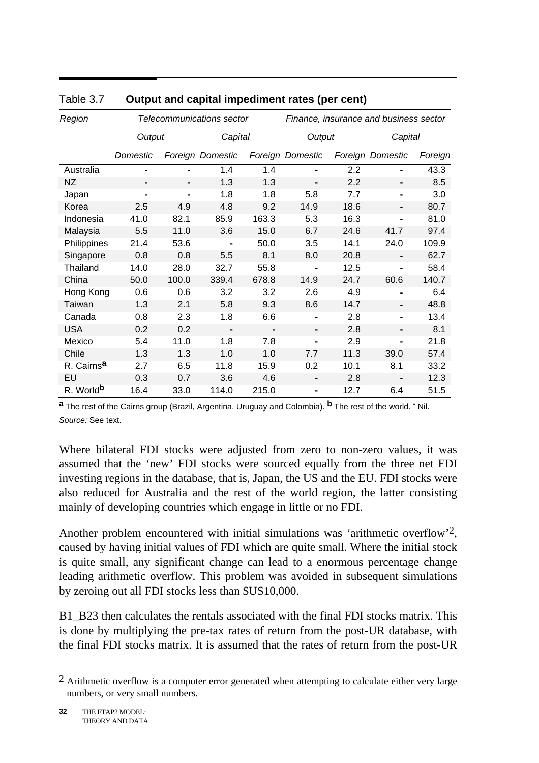Table 3.7 **Output and capital impediment rates (per cent)**

| *Region* | *Telecommunications sector* | | | | *Finance, insurance and business sector* | | | |
|---|---|---|---|---|---|---|---|---|
| | *Output* | | *Capital* | | *Output* | | *Capital* | |
| | *Domestic* | *Foreign* | *Domestic* | *Foreign* | *Domestic* | *Foreign* | *Domestic* | *Foreign* |
| Australia | - | - | 1.4 | 1.4 | - | 2.2 | - | 43.3 |
| NZ | - | - | 1.3 | 1.3 | - | 2.2 | - | 8.5 |
| Japan | - | - | 1.8 | 1.8 | 5.8 | 7.7 | - | 3.0 |
| Korea | 2.5 | 4.9 | 4.8 | 9.2 | 14.9 | 18.6 | - | 80.7 |
| Indonesia | 41.0 | 82.1 | 85.9 | 163.3 | 5.3 | 16.3 | - | 81.0 |
| Malaysia | 5.5 | 11.0 | 3.6 | 15.0 | 6.7 | 24.6 | 41.7 | 97.4 |
| Philippines | 21.4 | 53.6 | - | 50.0 | 3.5 | 14.1 | 24.0 | 109.9 |
| Singapore | 0.8 | 0.8 | 5.5 | 8.1 | 8.0 | 20.8 | - | 62.7 |
| Thailand | 14.0 | 28.0 | 32.7 | 55.8 | - | 12.5 | - | 58.4 |
| China | 50.0 | 100.0 | 339.4 | 678.8 | 14.9 | 24.7 | 60.6 | 140.7 |
| Hong Kong | 0.6 | 0.6 | 3.2 | 3.2 | 2.6 | 4.9 | - | 6.4 |
| Taiwan | 1.3 | 2.1 | 5.8 | 9.3 | 8.6 | 14.7 | - | 48.8 |
| Canada | 0.8 | 2.3 | 1.8 | 6.6 | - | 2.8 | - | 13.4 |
| USA | 0.2 | 0.2 | - | - | - | 2.8 | - | 8.1 |
| Mexico | 5.4 | 11.0 | 1.8 | 7.8 | - | 2.9 | - | 21.8 |
| Chile | 1.3 | 1.3 | 1.0 | 1.0 | 7.7 | 11.3 | 39.0 | 57.4 |
| R. Cairns[a] | 2.7 | 6.5 | 11.8 | 15.9 | 0.2 | 10.1 | 8.1 | 33.2 |
| EU | 0.3 | 0.7 | 3.6 | 4.6 | - | 2.8 | - | 12.3 |
| R. World[b] | 16.4 | 33.0 | 114.0 | 215.0 | - | 12.7 | 6.4 | 51.5 |

**a** The rest of the Cairns group (Brazil, Argentina, Uruguay and Colombia). **b** The rest of the world. **-** Nil.
*Source:* See text.

Where bilateral FDI stocks were adjusted from zero to non-zero values, it was assumed that the 'new' FDI stocks were sourced equally from the three net FDI investing regions in the database, that is, Japan, the US and the EU. FDI stocks were also reduced for Australia and the rest of the world region, the latter consisting mainly of developing countries which engage in little or no FDI.

Another problem encountered with initial simulations was 'arithmetic overflow'[2], caused by having initial values of FDI which are quite small. Where the initial stock is quite small, any significant change can lead to a enormous percentage change leading arithmetic overflow. This problem was avoided in subsequent simulations by zeroing out all FDI stocks less than $US10,000.

B1_B23 then calculates the rentals associated with the final FDI stocks matrix. This is done by multiplying the pre-tax rates of return from the post-UR database, with the final FDI stocks matrix. It is assumed that the rates of return from the post-UR

---

[2] Arithmetic overflow is a computer error generated when attempting to calculate either very large numbers, or very small numbers.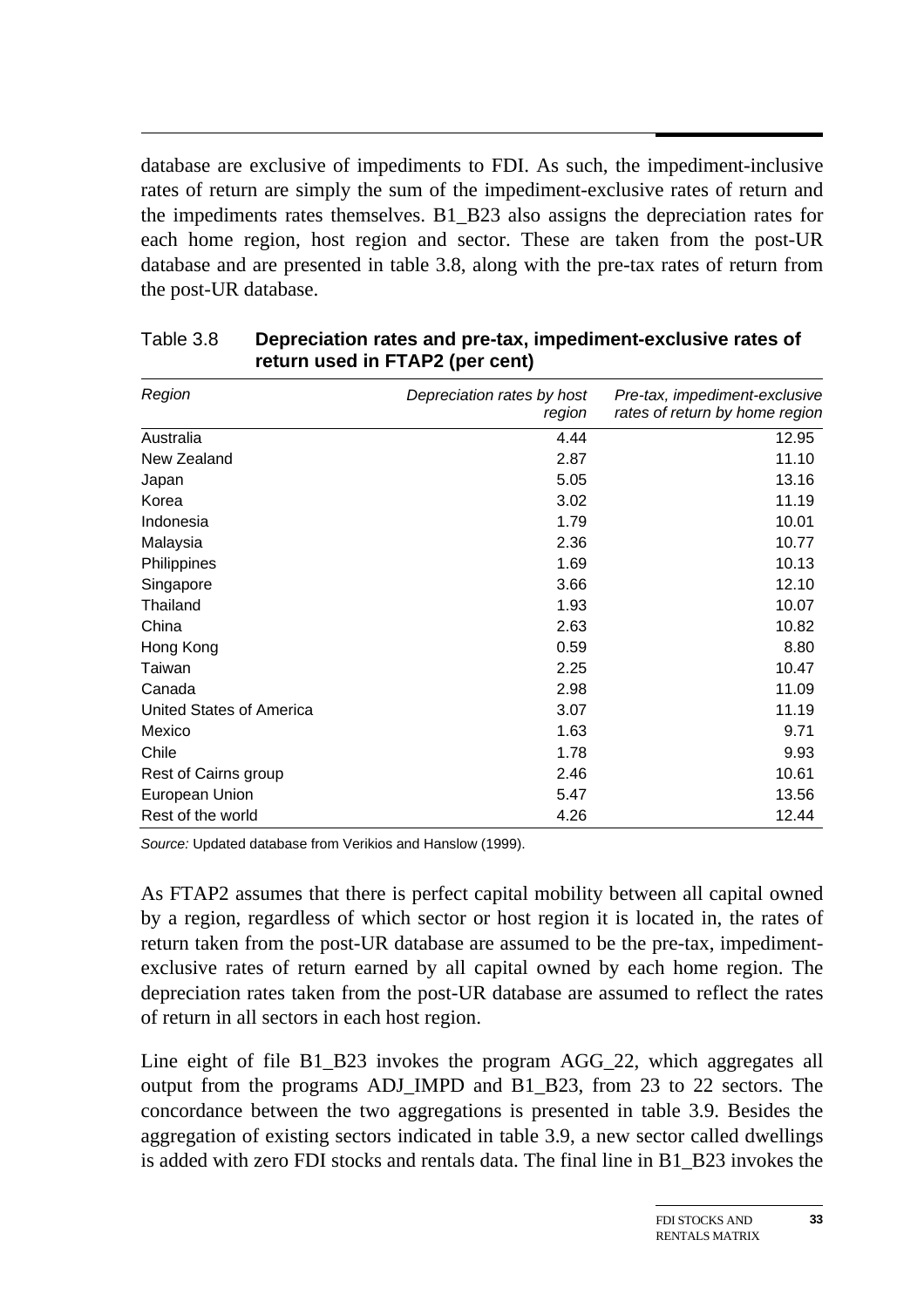database are exclusive of impediments to FDI. As such, the impediment-inclusive rates of return are simply the sum of the impediment-exclusive rates of return and the impediments rates themselves. B1_B23 also assigns the depreciation rates for each home region, host region and sector. These are taken from the post-UR database and are presented in table 3.8, along with the pre-tax rates of return from the post-UR database.

Table 3.8 **Depreciation rates and pre-tax, impediment-exclusive rates of return used in FTAP2 (per cent)**

| *Region* | *Depreciation rates by host region* | *Pre-tax, impediment-exclusive rates of return by home region* |
|---|---|---|
| Australia | 4.44 | 12.95 |
| New Zealand | 2.87 | 11.10 |
| Japan | 5.05 | 13.16 |
| Korea | 3.02 | 11.19 |
| Indonesia | 1.79 | 10.01 |
| Malaysia | 2.36 | 10.77 |
| Philippines | 1.69 | 10.13 |
| Singapore | 3.66 | 12.10 |
| Thailand | 1.93 | 10.07 |
| China | 2.63 | 10.82 |
| Hong Kong | 0.59 | 8.80 |
| Taiwan | 2.25 | 10.47 |
| Canada | 2.98 | 11.09 |
| United States of America | 3.07 | 11.19 |
| Mexico | 1.63 | 9.71 |
| Chile | 1.78 | 9.93 |
| Rest of Cairns group | 2.46 | 10.61 |
| European Union | 5.47 | 13.56 |
| Rest of the world | 4.26 | 12.44 |

*Source:* Updated database from Verikios and Hanslow (1999).

As FTAP2 assumes that there is perfect capital mobility between all capital owned by a region, regardless of which sector or host region it is located in, the rates of return taken from the post-UR database are assumed to be the pre-tax, impediment-exclusive rates of return earned by all capital owned by each home region. The depreciation rates taken from the post-UR database are assumed to reflect the rates of return in all sectors in each host region.

Line eight of file B1_B23 invokes the program AGG_22, which aggregates all output from the programs ADJ_IMPD and B1_B23, from 23 to 22 sectors. The concordance between the two aggregations is presented in table 3.9. Besides the aggregation of existing sectors indicated in table 3.9, a new sector called dwellings is added with zero FDI stocks and rentals data. The final line in B1_B23 invokes the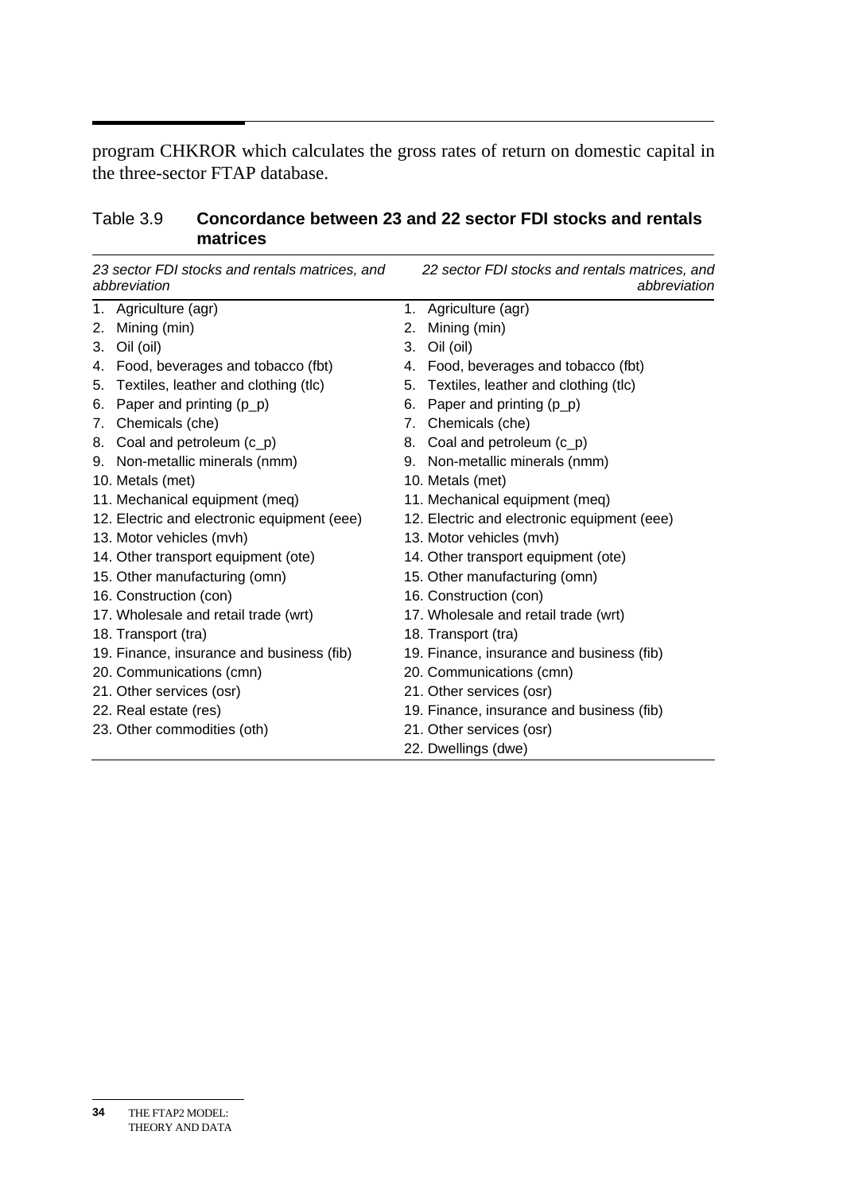program CHKROR which calculates the gross rates of return on domestic capital in the three-sector FTAP database.

Table 3.9 **Concordance between 23 and 22 sector FDI stocks and rentals matrices**

| *23 sector FDI stocks and rentals matrices, and abbreviation* | *22 sector FDI stocks and rentals matrices, and abbreviation* |
|---|---|
| 1. Agriculture (agr) | 1. Agriculture (agr) |
| 2. Mining (min) | 2. Mining (min) |
| 3. Oil (oil) | 3. Oil (oil) |
| 4. Food, beverages and tobacco (fbt) | 4. Food, beverages and tobacco (fbt) |
| 5. Textiles, leather and clothing (tlc) | 5. Textiles, leather and clothing (tlc) |
| 6. Paper and printing (p_p) | 6. Paper and printing (p_p) |
| 7. Chemicals (che) | 7. Chemicals (che) |
| 8. Coal and petroleum (c_p) | 8. Coal and petroleum (c_p) |
| 9. Non-metallic minerals (nmm) | 9. Non-metallic minerals (nmm) |
| 10. Metals (met) | 10. Metals (met) |
| 11. Mechanical equipment (meq) | 11. Mechanical equipment (meq) |
| 12. Electric and electronic equipment (eee) | 12. Electric and electronic equipment (eee) |
| 13. Motor vehicles (mvh) | 13. Motor vehicles (mvh) |
| 14. Other transport equipment (ote) | 14. Other transport equipment (ote) |
| 15. Other manufacturing (omn) | 15. Other manufacturing (omn) |
| 16. Construction (con) | 16. Construction (con) |
| 17. Wholesale and retail trade (wrt) | 17. Wholesale and retail trade (wrt) |
| 18. Transport (tra) | 18. Transport (tra) |
| 19. Finance, insurance and business (fib) | 19. Finance, insurance and business (fib) |
| 20. Communications (cmn) | 20. Communications (cmn) |
| 21. Other services (osr) | 21. Other services (osr) |
| 22. Real estate (res) | 19. Finance, insurance and business (fib) |
| 23. Other commodities (oth) | 21. Other services (osr) |
| | 22. Dwellings (dwe) |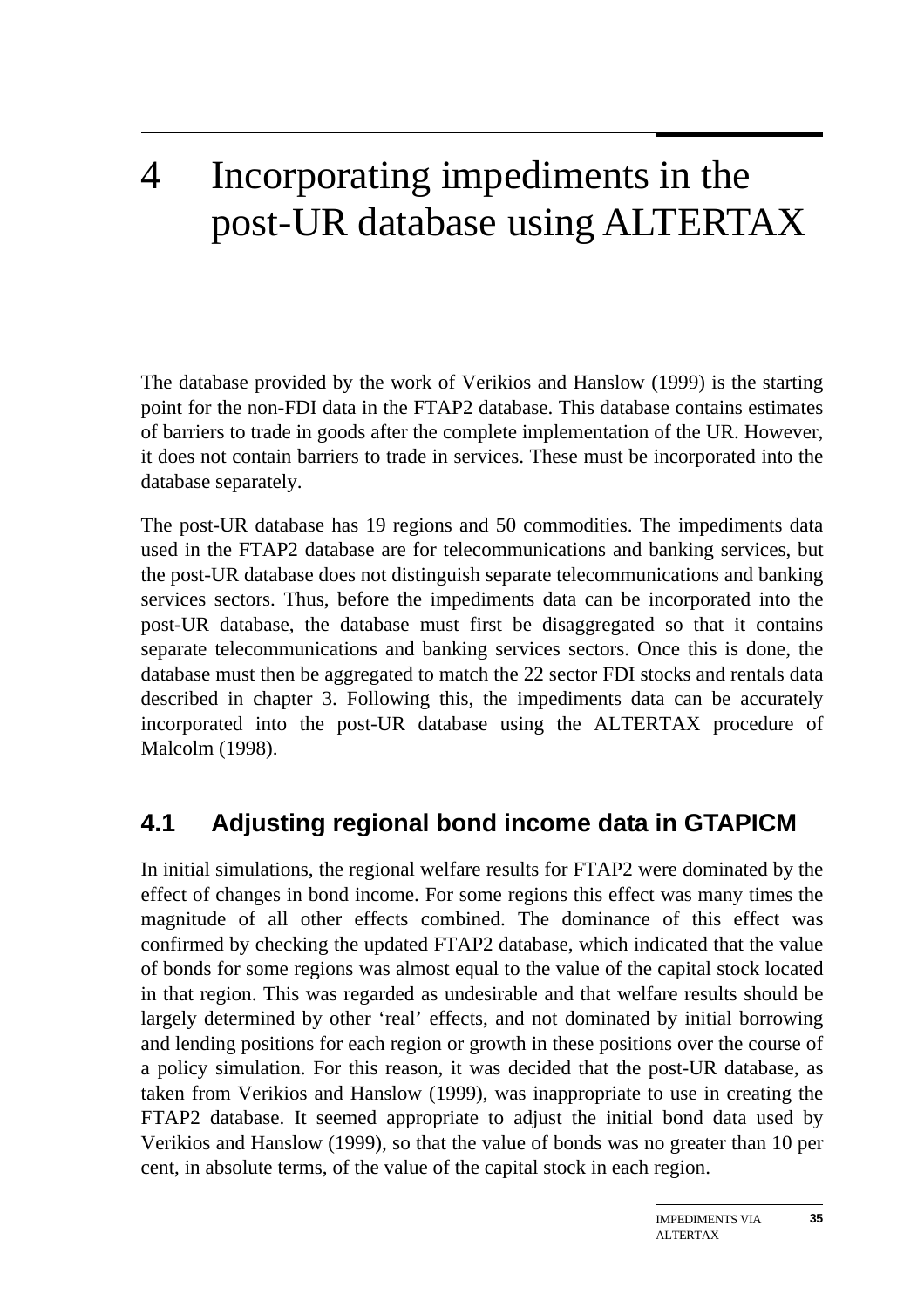# 4 Incorporating impediments in the post-UR database using ALTERTAX

The database provided by the work of Verikios and Hanslow (1999) is the starting point for the non-FDI data in the FTAP2 database. This database contains estimates of barriers to trade in goods after the complete implementation of the UR. However, it does not contain barriers to trade in services. These must be incorporated into the database separately.

The post-UR database has 19 regions and 50 commodities. The impediments data used in the FTAP2 database are for telecommunications and banking services, but the post-UR database does not distinguish separate telecommunications and banking services sectors. Thus, before the impediments data can be incorporated into the post-UR database, the database must first be disaggregated so that it contains separate telecommunications and banking services sectors. Once this is done, the database must then be aggregated to match the 22 sector FDI stocks and rentals data described in chapter 3. Following this, the impediments data can be accurately incorporated into the post-UR database using the ALTERTAX procedure of Malcolm (1998).

## 4.1 Adjusting regional bond income data in GTAPICM

In initial simulations, the regional welfare results for FTAP2 were dominated by the effect of changes in bond income. For some regions this effect was many times the magnitude of all other effects combined. The dominance of this effect was confirmed by checking the updated FTAP2 database, which indicated that the value of bonds for some regions was almost equal to the value of the capital stock located in that region. This was regarded as undesirable and that welfare results should be largely determined by other 'real' effects, and not dominated by initial borrowing and lending positions for each region or growth in these positions over the course of a policy simulation. For this reason, it was decided that the post-UR database, as taken from Verikios and Hanslow (1999), was inappropriate to use in creating the FTAP2 database. It seemed appropriate to adjust the initial bond data used by Verikios and Hanslow (1999), so that the value of bonds was no greater than 10 per cent, in absolute terms, of the value of the capital stock in each region.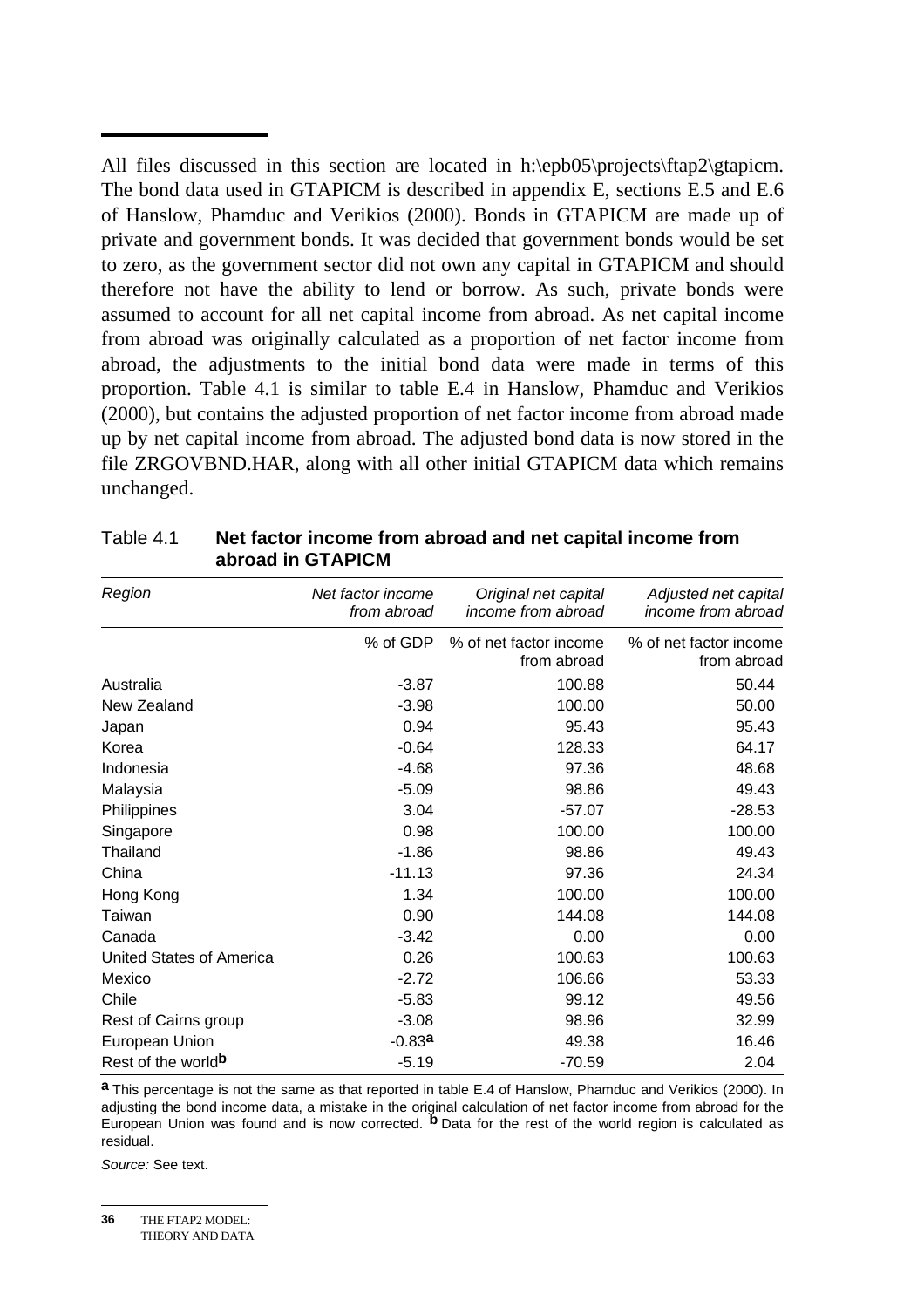All files discussed in this section are located in h:\epb05\projects\ftap2\gtapicm. The bond data used in GTAPICM is described in appendix E, sections E.5 and E.6 of Hanslow, Phamduc and Verikios (2000). Bonds in GTAPICM are made up of private and government bonds. It was decided that government bonds would be set to zero, as the government sector did not own any capital in GTAPICM and should therefore not have the ability to lend or borrow. As such, private bonds were assumed to account for all net capital income from abroad. As net capital income from abroad was originally calculated as a proportion of net factor income from abroad, the adjustments to the initial bond data were made in terms of this proportion. Table 4.1 is similar to table E.4 in Hanslow, Phamduc and Verikios (2000), but contains the adjusted proportion of net factor income from abroad made up by net capital income from abroad. The adjusted bond data is now stored in the file ZRGOVBND.HAR, along with all other initial GTAPICM data which remains unchanged.

Table 4.1 **Net factor income from abroad and net capital income from abroad in GTAPICM**

| *Region* | *Net factor income from abroad* | *Original net capital income from abroad* | *Adjusted net capital income from abroad* |
|---|---|---|---|
| | % of GDP | % of net factor income from abroad | % of net factor income from abroad |
| Australia | -3.87 | 100.88 | 50.44 |
| New Zealand | -3.98 | 100.00 | 50.00 |
| Japan | 0.94 | 95.43 | 95.43 |
| Korea | -0.64 | 128.33 | 64.17 |
| Indonesia | -4.68 | 97.36 | 48.68 |
| Malaysia | -5.09 | 98.86 | 49.43 |
| Philippines | 3.04 | -57.07 | -28.53 |
| Singapore | 0.98 | 100.00 | 100.00 |
| Thailand | -1.86 | 98.86 | 49.43 |
| China | -11.13 | 97.36 | 24.34 |
| Hong Kong | 1.34 | 100.00 | 100.00 |
| Taiwan | 0.90 | 144.08 | 144.08 |
| Canada | -3.42 | 0.00 | 0.00 |
| United States of America | 0.26 | 100.63 | 100.63 |
| Mexico | -2.72 | 106.66 | 53.33 |
| Chile | -5.83 | 99.12 | 49.56 |
| Rest of Cairns group | -3.08 | 98.96 | 32.99 |
| European Union | -0.83[a] | 49.38 | 16.46 |
| Rest of the world[b] | -5.19 | -70.59 | 2.04 |

**a** This percentage is not the same as that reported in table E.4 of Hanslow, Phamduc and Verikios (2000). In adjusting the bond income data, a mistake in the original calculation of net factor income from abroad for the European Union was found and is now corrected. **b** Data for the rest of the world region is calculated as residual.

*Source:* See text.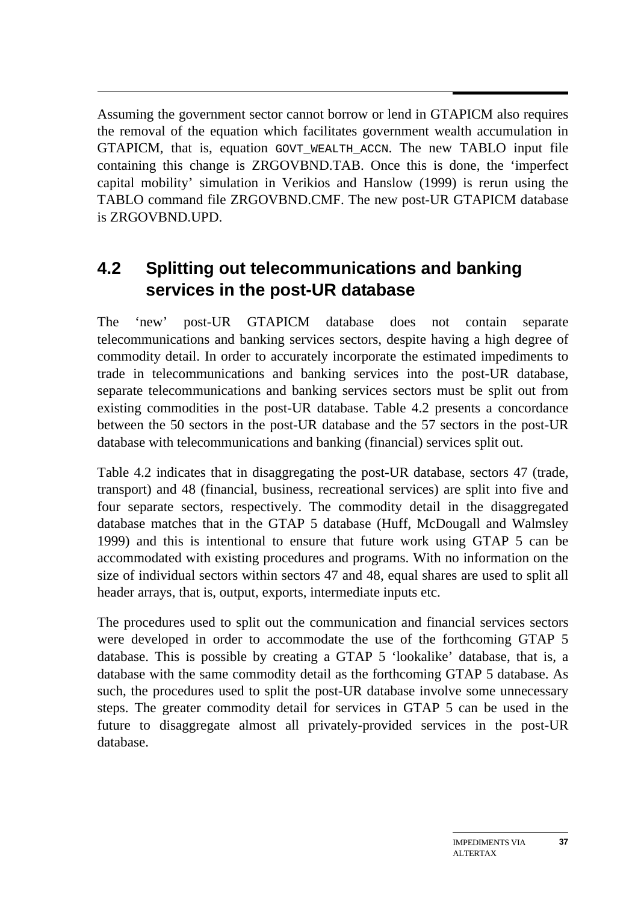Assuming the government sector cannot borrow or lend in GTAPICM also requires the removal of the equation which facilitates government wealth accumulation in GTAPICM, that is, equation `GOVT_WEALTH_ACCN`. The new TABLO input file containing this change is ZRGOVBND.TAB. Once this is done, the 'imperfect capital mobility' simulation in Verikios and Hanslow (1999) is rerun using the TABLO command file ZRGOVBND.CMF. The new post-UR GTAPICM database is ZRGOVBND.UPD.

## 4.2 Splitting out telecommunications and banking services in the post-UR database

The 'new' post-UR GTAPICM database does not contain separate telecommunications and banking services sectors, despite having a high degree of commodity detail. In order to accurately incorporate the estimated impediments to trade in telecommunications and banking services into the post-UR database, separate telecommunications and banking services sectors must be split out from existing commodities in the post-UR database. Table 4.2 presents a concordance between the 50 sectors in the post-UR database and the 57 sectors in the post-UR database with telecommunications and banking (financial) services split out.

Table 4.2 indicates that in disaggregating the post-UR database, sectors 47 (trade, transport) and 48 (financial, business, recreational services) are split into five and four separate sectors, respectively. The commodity detail in the disaggregated database matches that in the GTAP 5 database (Huff, McDougall and Walmsley 1999) and this is intentional to ensure that future work using GTAP 5 can be accommodated with existing procedures and programs. With no information on the size of individual sectors within sectors 47 and 48, equal shares are used to split all header arrays, that is, output, exports, intermediate inputs etc.

The procedures used to split out the communication and financial services sectors were developed in order to accommodate the use of the forthcoming GTAP 5 database. This is possible by creating a GTAP 5 'lookalike' database, that is, a database with the same commodity detail as the forthcoming GTAP 5 database. As such, the procedures used to split the post-UR database involve some unnecessary steps. The greater commodity detail for services in GTAP 5 can be used in the future to disaggregate almost all privately-provided services in the post-UR database.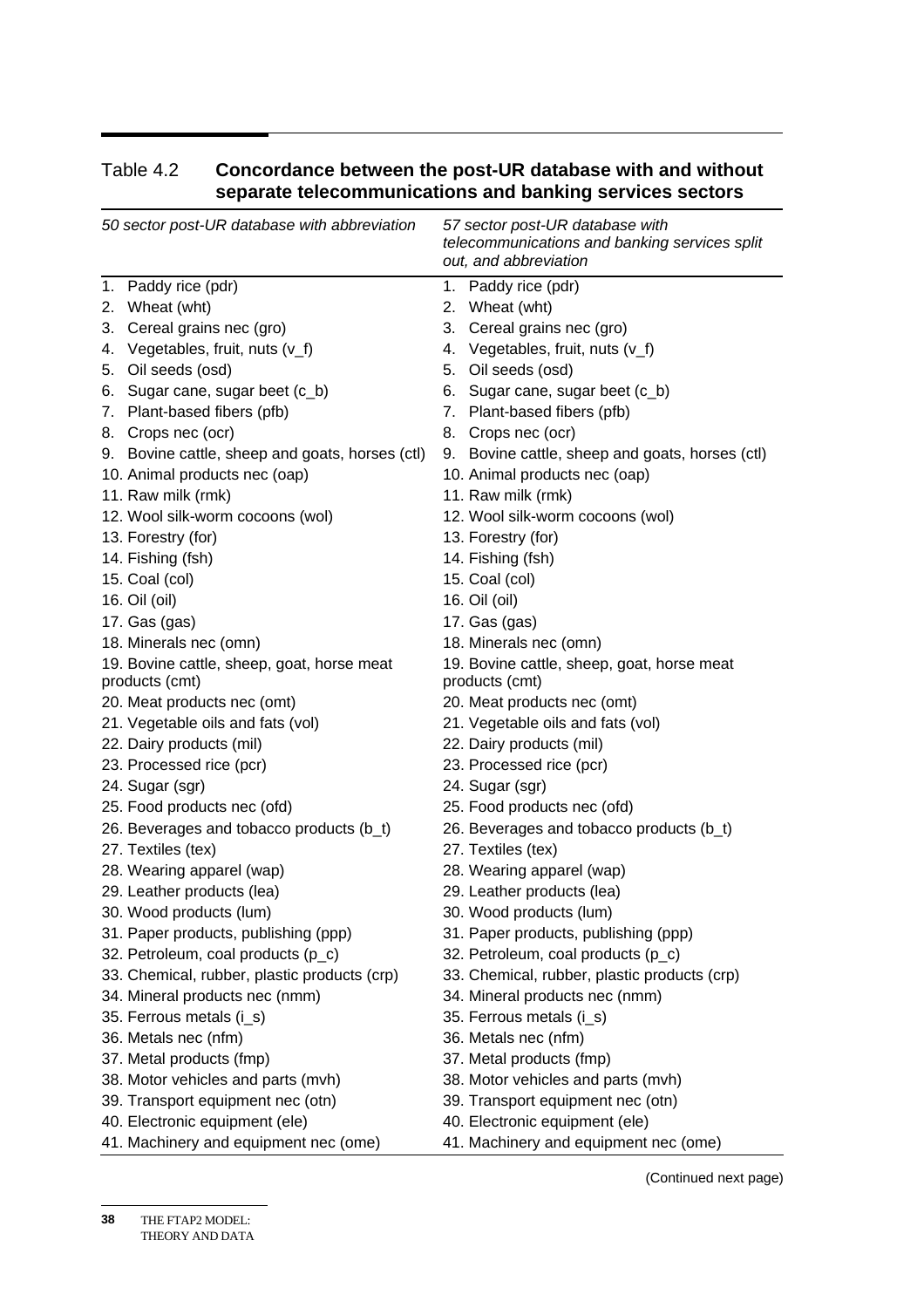Table 4.2 **Concordance between the post-UR database with and without separate telecommunications and banking services sectors**

| *50 sector post-UR database with abbreviation* | *57 sector post-UR database with telecommunications and banking services split out, and abbreviation* |
|---|---|
| 1. Paddy rice (pdr) | 1. Paddy rice (pdr) |
| 2. Wheat (wht) | 2. Wheat (wht) |
| 3. Cereal grains nec (gro) | 3. Cereal grains nec (gro) |
| 4. Vegetables, fruit, nuts (v_f) | 4. Vegetables, fruit, nuts (v_f) |
| 5. Oil seeds (osd) | 5. Oil seeds (osd) |
| 6. Sugar cane, sugar beet (c_b) | 6. Sugar cane, sugar beet (c_b) |
| 7. Plant-based fibers (pfb) | 7. Plant-based fibers (pfb) |
| 8. Crops nec (ocr) | 8. Crops nec (ocr) |
| 9. Bovine cattle, sheep and goats, horses (ctl) | 9. Bovine cattle, sheep and goats, horses (ctl) |
| 10. Animal products nec (oap) | 10. Animal products nec (oap) |
| 11. Raw milk (rmk) | 11. Raw milk (rmk) |
| 12. Wool silk-worm cocoons (wol) | 12. Wool silk-worm cocoons (wol) |
| 13. Forestry (for) | 13. Forestry (for) |
| 14. Fishing (fsh) | 14. Fishing (fsh) |
| 15. Coal (col) | 15. Coal (col) |
| 16. Oil (oil) | 16. Oil (oil) |
| 17. Gas (gas) | 17. Gas (gas) |
| 18. Minerals nec (omn) | 18. Minerals nec (omn) |
| 19. Bovine cattle, sheep, goat, horse meat products (cmt) | 19. Bovine cattle, sheep, goat, horse meat products (cmt) |
| 20. Meat products nec (omt) | 20. Meat products nec (omt) |
| 21. Vegetable oils and fats (vol) | 21. Vegetable oils and fats (vol) |
| 22. Dairy products (mil) | 22. Dairy products (mil) |
| 23. Processed rice (pcr) | 23. Processed rice (pcr) |
| 24. Sugar (sgr) | 24. Sugar (sgr) |
| 25. Food products nec (ofd) | 25. Food products nec (ofd) |
| 26. Beverages and tobacco products (b_t) | 26. Beverages and tobacco products (b_t) |
| 27. Textiles (tex) | 27. Textiles (tex) |
| 28. Wearing apparel (wap) | 28. Wearing apparel (wap) |
| 29. Leather products (lea) | 29. Leather products (lea) |
| 30. Wood products (lum) | 30. Wood products (lum) |
| 31. Paper products, publishing (ppp) | 31. Paper products, publishing (ppp) |
| 32. Petroleum, coal products (p_c) | 32. Petroleum, coal products (p_c) |
| 33. Chemical, rubber, plastic products (crp) | 33. Chemical, rubber, plastic products (crp) |
| 34. Mineral products nec (nmm) | 34. Mineral products nec (nmm) |
| 35. Ferrous metals (i_s) | 35. Ferrous metals (i_s) |
| 36. Metals nec (nfm) | 36. Metals nec (nfm) |
| 37. Metal products (fmp) | 37. Metal products (fmp) |
| 38. Motor vehicles and parts (mvh) | 38. Motor vehicles and parts (mvh) |
| 39. Transport equipment nec (otn) | 39. Transport equipment nec (otn) |
| 40. Electronic equipment (ele) | 40. Electronic equipment (ele) |
| 41. Machinery and equipment nec (ome) | 41. Machinery and equipment nec (ome) |

(Continued next page)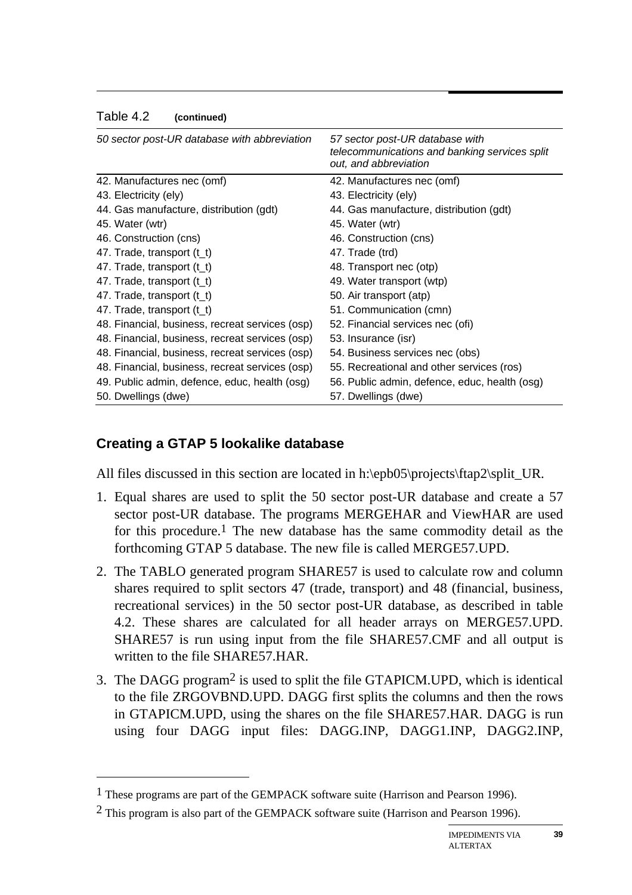Table 4.2 **(continued)**

| *50 sector post-UR database with abbreviation* | *57 sector post-UR database with telecommunications and banking services split out, and abbreviation* |
|---|---|
| 42. Manufactures nec (omf) | 42. Manufactures nec (omf) |
| 43. Electricity (ely) | 43. Electricity (ely) |
| 44. Gas manufacture, distribution (gdt) | 44. Gas manufacture, distribution (gdt) |
| 45. Water (wtr) | 45. Water (wtr) |
| 46. Construction (cns) | 46. Construction (cns) |
| 47. Trade, transport (t_t) | 47. Trade (trd) |
| 47. Trade, transport (t_t) | 48. Transport nec (otp) |
| 47. Trade, transport (t_t) | 49. Water transport (wtp) |
| 47. Trade, transport (t_t) | 50. Air transport (atp) |
| 47. Trade, transport (t_t) | 51. Communication (cmn) |
| 48. Financial, business, recreat services (osp) | 52. Financial services nec (ofi) |
| 48. Financial, business, recreat services (osp) | 53. Insurance (isr) |
| 48. Financial, business, recreat services (osp) | 54. Business services nec (obs) |
| 48. Financial, business, recreat services (osp) | 55. Recreational and other services (ros) |
| 49. Public admin, defence, educ, health (osg) | 56. Public admin, defence, educ, health (osg) |
| 50. Dwellings (dwe) | 57. Dwellings (dwe) |

## Creating a GTAP 5 lookalike database

All files discussed in this section are located in h:\epb05\projects\ftap2\split_UR.

1. Equal shares are used to split the 50 sector post-UR database and create a 57 sector post-UR database. The programs MERGEHAR and ViewHAR are used for this procedure.[1] The new database has the same commodity detail as the forthcoming GTAP 5 database. The new file is called MERGE57.UPD.

2. The TABLO generated program SHARE57 is used to calculate row and column shares required to split sectors 47 (trade, transport) and 48 (financial, business, recreational services) in the 50 sector post-UR database, as described in table 4.2. These shares are calculated for all header arrays on MERGE57.UPD. SHARE57 is run using input from the file SHARE57.CMF and all output is written to the file SHARE57.HAR.

3. The DAGG program[2] is used to split the file GTAPICM.UPD, which is identical to the file ZRGOVBND.UPD. DAGG first splits the columns and then the rows in GTAPICM.UPD, using the shares on the file SHARE57.HAR. DAGG is run using four DAGG input files: DAGG.INP, DAGG1.INP, DAGG2.INP,

[1] These programs are part of the GEMPACK software suite (Harrison and Pearson 1996).

[2] This program is also part of the GEMPACK software suite (Harrison and Pearson 1996).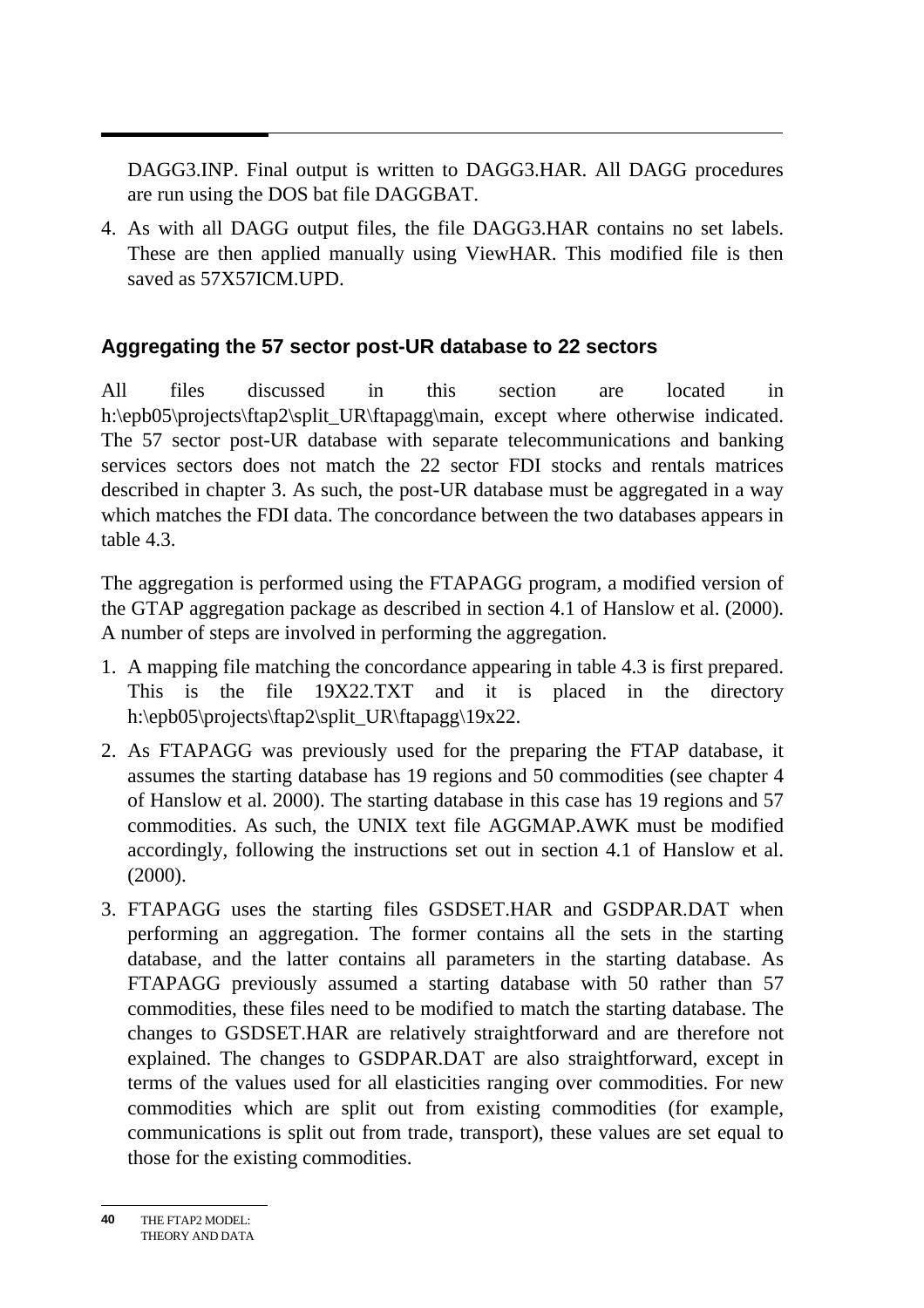DAGG3.INP. Final output is written to DAGG3.HAR. All DAGG procedures are run using the DOS bat file DAGGBAT.

4. As with all DAGG output files, the file DAGG3.HAR contains no set labels. These are then applied manually using ViewHAR. This modified file is then saved as 57X57ICM.UPD.

### Aggregating the 57 sector post-UR database to 22 sectors

All files discussed in this section are located in h:\epb05\projects\ftap2\split_UR\ftapagg\main, except where otherwise indicated. The 57 sector post-UR database with separate telecommunications and banking services sectors does not match the 22 sector FDI stocks and rentals matrices described in chapter 3. As such, the post-UR database must be aggregated in a way which matches the FDI data. The concordance between the two databases appears in table 4.3.

The aggregation is performed using the FTAPAGG program, a modified version of the GTAP aggregation package as described in section 4.1 of Hanslow et al. (2000). A number of steps are involved in performing the aggregation.

1. A mapping file matching the concordance appearing in table 4.3 is first prepared. This is the file 19X22.TXT and it is placed in the directory h:\epb05\projects\ftap2\split_UR\ftapagg\19x22.
2. As FTAPAGG was previously used for the preparing the FTAP database, it assumes the starting database has 19 regions and 50 commodities (see chapter 4 of Hanslow et al. 2000). The starting database in this case has 19 regions and 57 commodities. As such, the UNIX text file AGGMAP.AWK must be modified accordingly, following the instructions set out in section 4.1 of Hanslow et al. (2000).
3. FTAPAGG uses the starting files GSDSET.HAR and GSDPAR.DAT when performing an aggregation. The former contains all the sets in the starting database, and the latter contains all parameters in the starting database. As FTAPAGG previously assumed a starting database with 50 rather than 57 commodities, these files need to be modified to match the starting database. The changes to GSDSET.HAR are relatively straightforward and are therefore not explained. The changes to GSDPAR.DAT are also straightforward, except in terms of the values used for all elasticities ranging over commodities. For new commodities which are split out from existing commodities (for example, communications is split out from trade, transport), these values are set equal to those for the existing commodities.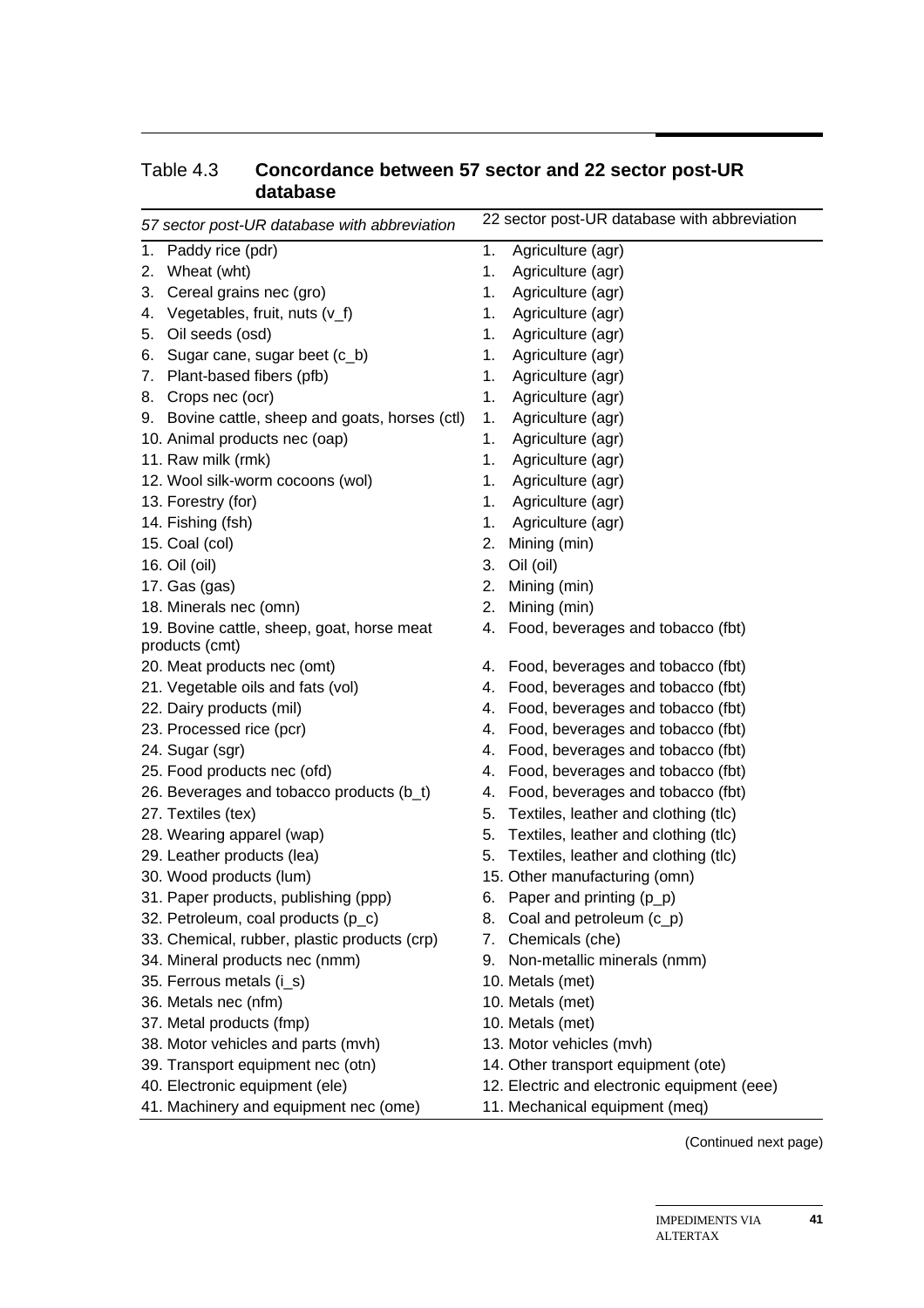## Table 4.3 **Concordance between 57 sector and 22 sector post-UR database**

| *57 sector post-UR database with abbreviation* | 22 sector post-UR database with abbreviation |
|---|---|
| 1. Paddy rice (pdr) | 1. Agriculture (agr) |
| 2. Wheat (wht) | 1. Agriculture (agr) |
| 3. Cereal grains nec (gro) | 1. Agriculture (agr) |
| 4. Vegetables, fruit, nuts (v_f) | 1. Agriculture (agr) |
| 5. Oil seeds (osd) | 1. Agriculture (agr) |
| 6. Sugar cane, sugar beet (c_b) | 1. Agriculture (agr) |
| 7. Plant-based fibers (pfb) | 1. Agriculture (agr) |
| 8. Crops nec (ocr) | 1. Agriculture (agr) |
| 9. Bovine cattle, sheep and goats, horses (ctl) | 1. Agriculture (agr) |
| 10. Animal products nec (oap) | 1. Agriculture (agr) |
| 11. Raw milk (rmk) | 1. Agriculture (agr) |
| 12. Wool silk-worm cocoons (wol) | 1. Agriculture (agr) |
| 13. Forestry (for) | 1. Agriculture (agr) |
| 14. Fishing (fsh) | 1. Agriculture (agr) |
| 15. Coal (col) | 2. Mining (min) |
| 16. Oil (oil) | 3. Oil (oil) |
| 17. Gas (gas) | 2. Mining (min) |
| 18. Minerals nec (omn) | 2. Mining (min) |
| 19. Bovine cattle, sheep, goat, horse meat products (cmt) | 4. Food, beverages and tobacco (fbt) |
| 20. Meat products nec (omt) | 4. Food, beverages and tobacco (fbt) |
| 21. Vegetable oils and fats (vol) | 4. Food, beverages and tobacco (fbt) |
| 22. Dairy products (mil) | 4. Food, beverages and tobacco (fbt) |
| 23. Processed rice (pcr) | 4. Food, beverages and tobacco (fbt) |
| 24. Sugar (sgr) | 4. Food, beverages and tobacco (fbt) |
| 25. Food products nec (ofd) | 4. Food, beverages and tobacco (fbt) |
| 26. Beverages and tobacco products (b_t) | 4. Food, beverages and tobacco (fbt) |
| 27. Textiles (tex) | 5. Textiles, leather and clothing (tlc) |
| 28. Wearing apparel (wap) | 5. Textiles, leather and clothing (tlc) |
| 29. Leather products (lea) | 5. Textiles, leather and clothing (tlc) |
| 30. Wood products (lum) | 15. Other manufacturing (omn) |
| 31. Paper products, publishing (ppp) | 6. Paper and printing (p_p) |
| 32. Petroleum, coal products (p_c) | 8. Coal and petroleum (c_p) |
| 33. Chemical, rubber, plastic products (crp) | 7. Chemicals (che) |
| 34. Mineral products nec (nmm) | 9. Non-metallic minerals (nmm) |
| 35. Ferrous metals (i_s) | 10. Metals (met) |
| 36. Metals nec (nfm) | 10. Metals (met) |
| 37. Metal products (fmp) | 10. Metals (met) |
| 38. Motor vehicles and parts (mvh) | 13. Motor vehicles (mvh) |
| 39. Transport equipment nec (otn) | 14. Other transport equipment (ote) |
| 40. Electronic equipment (ele) | 12. Electric and electronic equipment (eee) |
| 41. Machinery and equipment nec (ome) | 11. Mechanical equipment (meq) |

(Continued next page)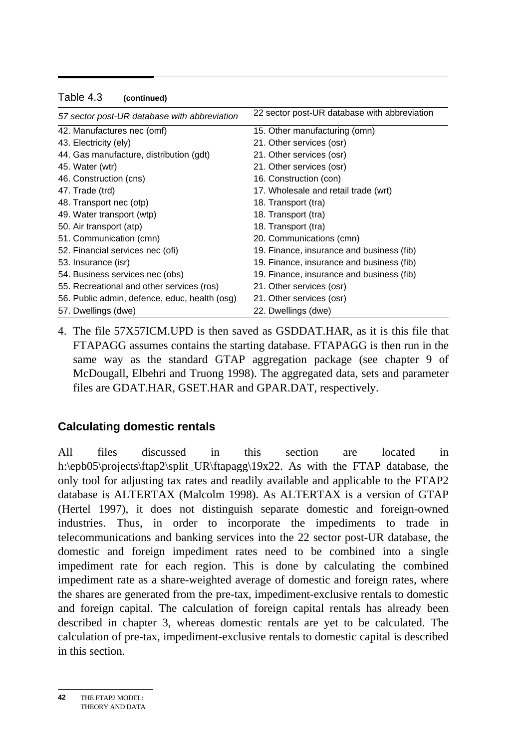Table 4.3 **(continued)**

| *57 sector post-UR database with abbreviation* | 22 sector post-UR database with abbreviation |
|---|---|
| 42. Manufactures nec (omf) | 15. Other manufacturing (omn) |
| 43. Electricity (ely) | 21. Other services (osr) |
| 44. Gas manufacture, distribution (gdt) | 21. Other services (osr) |
| 45. Water (wtr) | 21. Other services (osr) |
| 46. Construction (cns) | 16. Construction (con) |
| 47. Trade (trd) | 17. Wholesale and retail trade (wrt) |
| 48. Transport nec (otp) | 18. Transport (tra) |
| 49. Water transport (wtp) | 18. Transport (tra) |
| 50. Air transport (atp) | 18. Transport (tra) |
| 51. Communication (cmn) | 20. Communications (cmn) |
| 52. Financial services nec (ofi) | 19. Finance, insurance and business (fib) |
| 53. Insurance (isr) | 19. Finance, insurance and business (fib) |
| 54. Business services nec (obs) | 19. Finance, insurance and business (fib) |
| 55. Recreational and other services (ros) | 21. Other services (osr) |
| 56. Public admin, defence, educ, health (osg) | 21. Other services (osr) |
| 57. Dwellings (dwe) | 22. Dwellings (dwe) |

4. The file 57X57ICM.UPD is then saved as GSDDAT.HAR, as it is this file that FTAPAGG assumes contains the starting database. FTAPAGG is then run in the same way as the standard GTAP aggregation package (see chapter 9 of McDougall, Elbehri and Truong 1998). The aggregated data, sets and parameter files are GDAT.HAR, GSET.HAR and GPAR.DAT, respectively.

### Calculating domestic rentals

All files discussed in this section are located in h:\epb05\projects\ftap2\split_UR\ftapagg\19x22. As with the FTAP database, the only tool for adjusting tax rates and readily available and applicable to the FTAP2 database is ALTERTAX (Malcolm 1998). As ALTERTAX is a version of GTAP (Hertel 1997), it does not distinguish separate domestic and foreign-owned industries. Thus, in order to incorporate the impediments to trade in telecommunications and banking services into the 22 sector post-UR database, the domestic and foreign impediment rates need to be combined into a single impediment rate for each region. This is done by calculating the combined impediment rate as a share-weighted average of domestic and foreign rates, where the shares are generated from the pre-tax, impediment-exclusive rentals to domestic and foreign capital. The calculation of foreign capital rentals has already been described in chapter 3, whereas domestic rentals are yet to be calculated. The calculation of pre-tax, impediment-exclusive rentals to domestic capital is described in this section.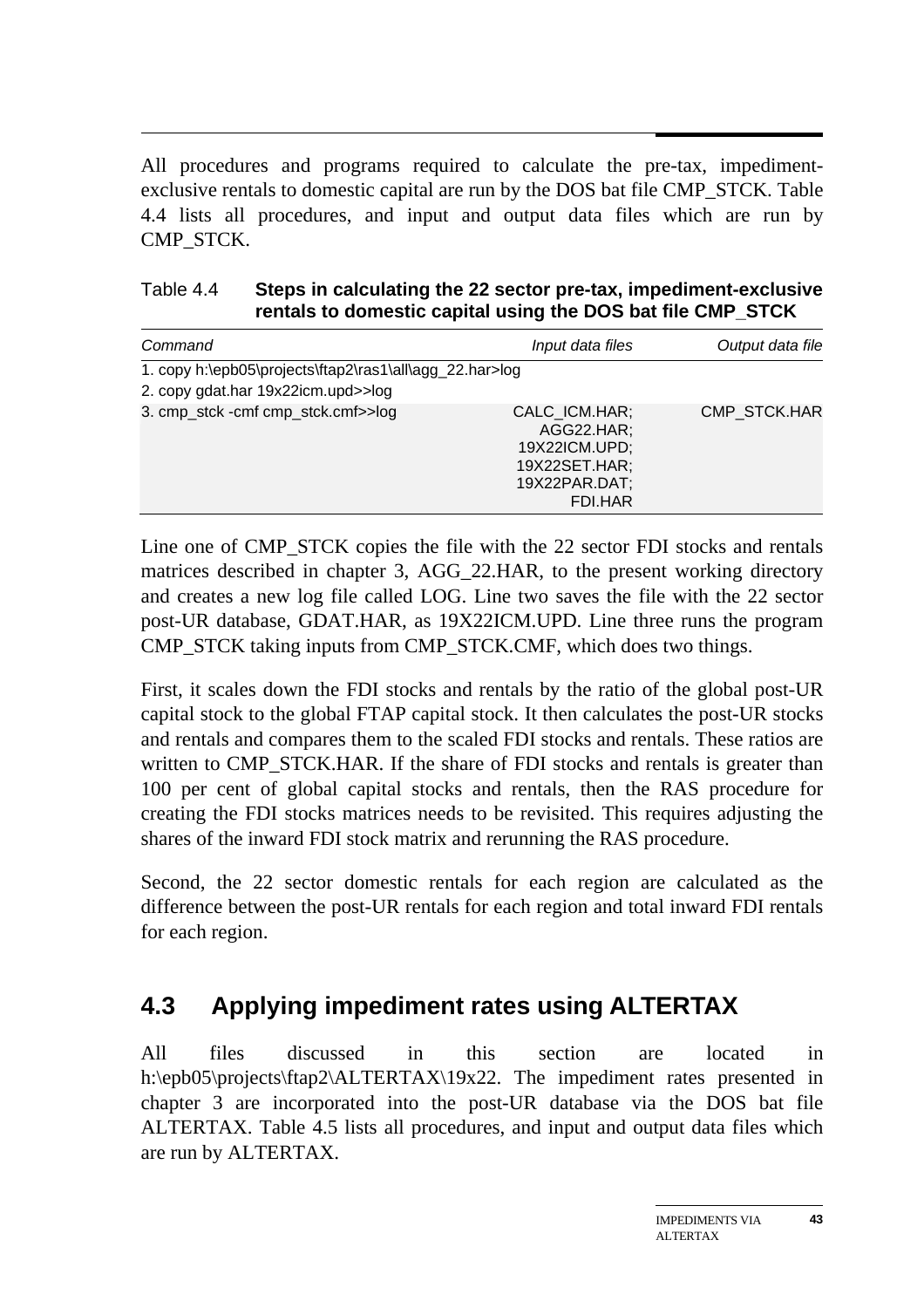All procedures and programs required to calculate the pre-tax, impediment-exclusive rentals to domestic capital are run by the DOS bat file CMP_STCK. Table 4.4 lists all procedures, and input and output data files which are run by CMP_STCK.

Table 4.4 **Steps in calculating the 22 sector pre-tax, impediment-exclusive rentals to domestic capital using the DOS bat file CMP_STCK**

| *Command* | *Input data files* | *Output data file* |
|---|---|---|
| 1. copy h:\epb05\projects\ftap2\ras1\all\agg_22.har>log | | |
| 2. copy gdat.har 19x22icm.upd>>log | | |
| 3. cmp_stck -cmf cmp_stck.cmf>>log | CALC_ICM.HAR; AGG22.HAR; 19X22ICM.UPD; 19X22SET.HAR; 19X22PAR.DAT; FDI.HAR | CMP_STCK.HAR |

Line one of CMP_STCK copies the file with the 22 sector FDI stocks and rentals matrices described in chapter 3, AGG_22.HAR, to the present working directory and creates a new log file called LOG. Line two saves the file with the 22 sector post-UR database, GDAT.HAR, as 19X22ICM.UPD. Line three runs the program CMP_STCK taking inputs from CMP_STCK.CMF, which does two things.

First, it scales down the FDI stocks and rentals by the ratio of the global post-UR capital stock to the global FTAP capital stock. It then calculates the post-UR stocks and rentals and compares them to the scaled FDI stocks and rentals. These ratios are written to CMP_STCK.HAR. If the share of FDI stocks and rentals is greater than 100 per cent of global capital stocks and rentals, then the RAS procedure for creating the FDI stocks matrices needs to be revisited. This requires adjusting the shares of the inward FDI stock matrix and rerunning the RAS procedure.

Second, the 22 sector domestic rentals for each region are calculated as the difference between the post-UR rentals for each region and total inward FDI rentals for each region.

## 4.3 Applying impediment rates using ALTERTAX

All files discussed in this section are located in h:\epb05\projects\ftap2\ALTERTAX\19x22. The impediment rates presented in chapter 3 are incorporated into the post-UR database via the DOS bat file ALTERTAX. Table 4.5 lists all procedures, and input and output data files which are run by ALTERTAX.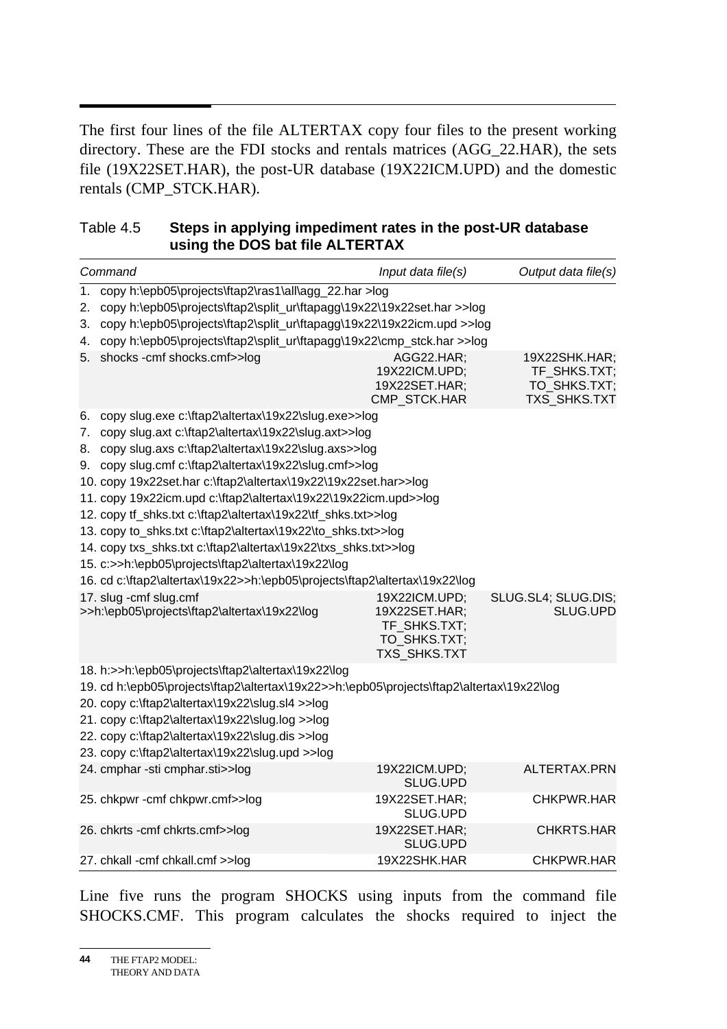The first four lines of the file ALTERTAX copy four files to the present working directory. These are the FDI stocks and rentals matrices (AGG_22.HAR), the sets file (19X22SET.HAR), the post-UR database (19X22ICM.UPD) and the domestic rentals (CMP_STCK.HAR).

Table 4.5 **Steps in applying impediment rates in the post-UR database using the DOS bat file ALTERTAX**

| *Command* | *Input data file(s)* | *Output data file(s)* |
|---|---|---|
| 1. copy h:\epb05\projects\ftap2\ras1\all\agg_22.har >log | | |
| 2. copy h:\epb05\projects\ftap2\split_ur\ftapagg\19x22\19x22set.har >>log | | |
| 3. copy h:\epb05\projects\ftap2\split_ur\ftapagg\19x22\19x22icm.upd >>log | | |
| 4. copy h:\epb05\projects\ftap2\split_ur\ftapagg\19x22\cmp_stck.har >>log | | |
| 5. shocks -cmf shocks.cmf>>log | AGG22.HAR; 19X22ICM.UPD; 19X22SET.HAR; CMP_STCK.HAR | 19X22SHK.HAR; TF_SHKS.TXT; TO_SHKS.TXT; TXS_SHKS.TXT |
| 6. copy slug.exe c:\ftap2\altertax\19x22\slug.exe>>log | | |
| 7. copy slug.axt c:\ftap2\altertax\19x22\slug.axt>>log | | |
| 8. copy slug.axs c:\ftap2\altertax\19x22\slug.axs>>log | | |
| 9. copy slug.cmf c:\ftap2\altertax\19x22\slug.cmf>>log | | |
| 10. copy 19x22set.har c:\ftap2\altertax\19x22\19x22set.har>>log | | |
| 11. copy 19x22icm.upd c:\ftap2\altertax\19x22\19x22icm.upd>>log | | |
| 12. copy tf_shks.txt c:\ftap2\altertax\19x22\tf_shks.txt>>log | | |
| 13. copy to_shks.txt c:\ftap2\altertax\19x22\to_shks.txt>>log | | |
| 14. copy txs_shks.txt c:\ftap2\altertax\19x22\txs_shks.txt>>log | | |
| 15. c:>>h:\epb05\projects\ftap2\altertax\19x22\log | | |
| 16. cd c:\ftap2\altertax\19x22>>h:\epb05\projects\ftap2\altertax\19x22\log | | |
| 17. slug -cmf slug.cmf >>h:\epb05\projects\ftap2\altertax\19x22\log | 19X22ICM.UPD; 19X22SET.HAR; TF_SHKS.TXT; TO_SHKS.TXT; TXS_SHKS.TXT | SLUG.SL4; SLUG.DIS; SLUG.UPD |
| 18. h:>>h:\epb05\projects\ftap2\altertax\19x22\log | | |
| 19. cd h:\epb05\projects\ftap2\altertax\19x22>>h:\epb05\projects\ftap2\altertax\19x22\log | | |
| 20. copy c:\ftap2\altertax\19x22\slug.sl4 >>log | | |
| 21. copy c:\ftap2\altertax\19x22\slug.log >>log | | |
| 22. copy c:\ftap2\altertax\19x22\slug.dis >>log | | |
| 23. copy c:\ftap2\altertax\19x22\slug.upd >>log | | |
| 24. cmphar -sti cmphar.sti>>log | 19X22ICM.UPD; SLUG.UPD | ALTERTAX.PRN |
| 25. chkpwr -cmf chkpwr.cmf>>log | 19X22SET.HAR; SLUG.UPD | CHKPWR.HAR |
| 26. chkrts -cmf chkrts.cmf>>log | 19X22SET.HAR; SLUG.UPD | CHKRTS.HAR |
| 27. chkall -cmf chkall.cmf >>log | 19X22SHK.HAR | CHKPWR.HAR |

Line five runs the program SHOCKS using inputs from the command file SHOCKS.CMF. This program calculates the shocks required to inject the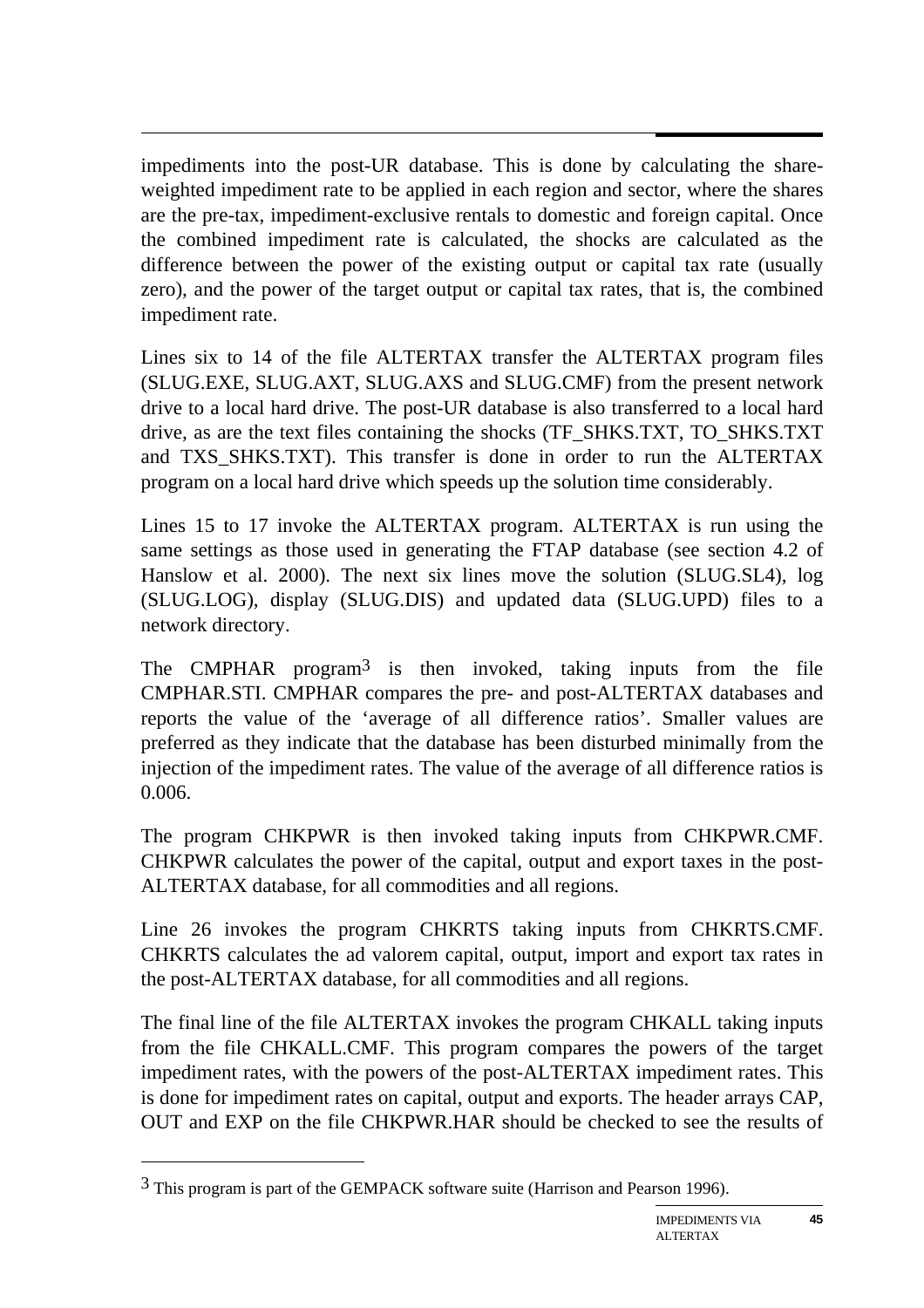impediments into the post-UR database. This is done by calculating the share-weighted impediment rate to be applied in each region and sector, where the shares are the pre-tax, impediment-exclusive rentals to domestic and foreign capital. Once the combined impediment rate is calculated, the shocks are calculated as the difference between the power of the existing output or capital tax rate (usually zero), and the power of the target output or capital tax rates, that is, the combined impediment rate.

Lines six to 14 of the file ALTERTAX transfer the ALTERTAX program files (SLUG.EXE, SLUG.AXT, SLUG.AXS and SLUG.CMF) from the present network drive to a local hard drive. The post-UR database is also transferred to a local hard drive, as are the text files containing the shocks (TF_SHKS.TXT, TO_SHKS.TXT and TXS_SHKS.TXT). This transfer is done in order to run the ALTERTAX program on a local hard drive which speeds up the solution time considerably.

Lines 15 to 17 invoke the ALTERTAX program. ALTERTAX is run using the same settings as those used in generating the FTAP database (see section 4.2 of Hanslow et al. 2000). The next six lines move the solution (SLUG.SL4), log (SLUG.LOG), display (SLUG.DIS) and updated data (SLUG.UPD) files to a network directory.

The CMPHAR program[3] is then invoked, taking inputs from the file CMPHAR.STI. CMPHAR compares the pre- and post-ALTERTAX databases and reports the value of the 'average of all difference ratios'. Smaller values are preferred as they indicate that the database has been disturbed minimally from the injection of the impediment rates. The value of the average of all difference ratios is 0.006.

The program CHKPWR is then invoked taking inputs from CHKPWR.CMF. CHKPWR calculates the power of the capital, output and export taxes in the post-ALTERTAX database, for all commodities and all regions.

Line 26 invokes the program CHKRTS taking inputs from CHKRTS.CMF. CHKRTS calculates the ad valorem capital, output, import and export tax rates in the post-ALTERTAX database, for all commodities and all regions.

The final line of the file ALTERTAX invokes the program CHKALL taking inputs from the file CHKALL.CMF. This program compares the powers of the target impediment rates, with the powers of the post-ALTERTAX impediment rates. This is done for impediment rates on capital, output and exports. The header arrays CAP, OUT and EXP on the file CHKPWR.HAR should be checked to see the results of

---

[3] This program is part of the GEMPACK software suite (Harrison and Pearson 1996).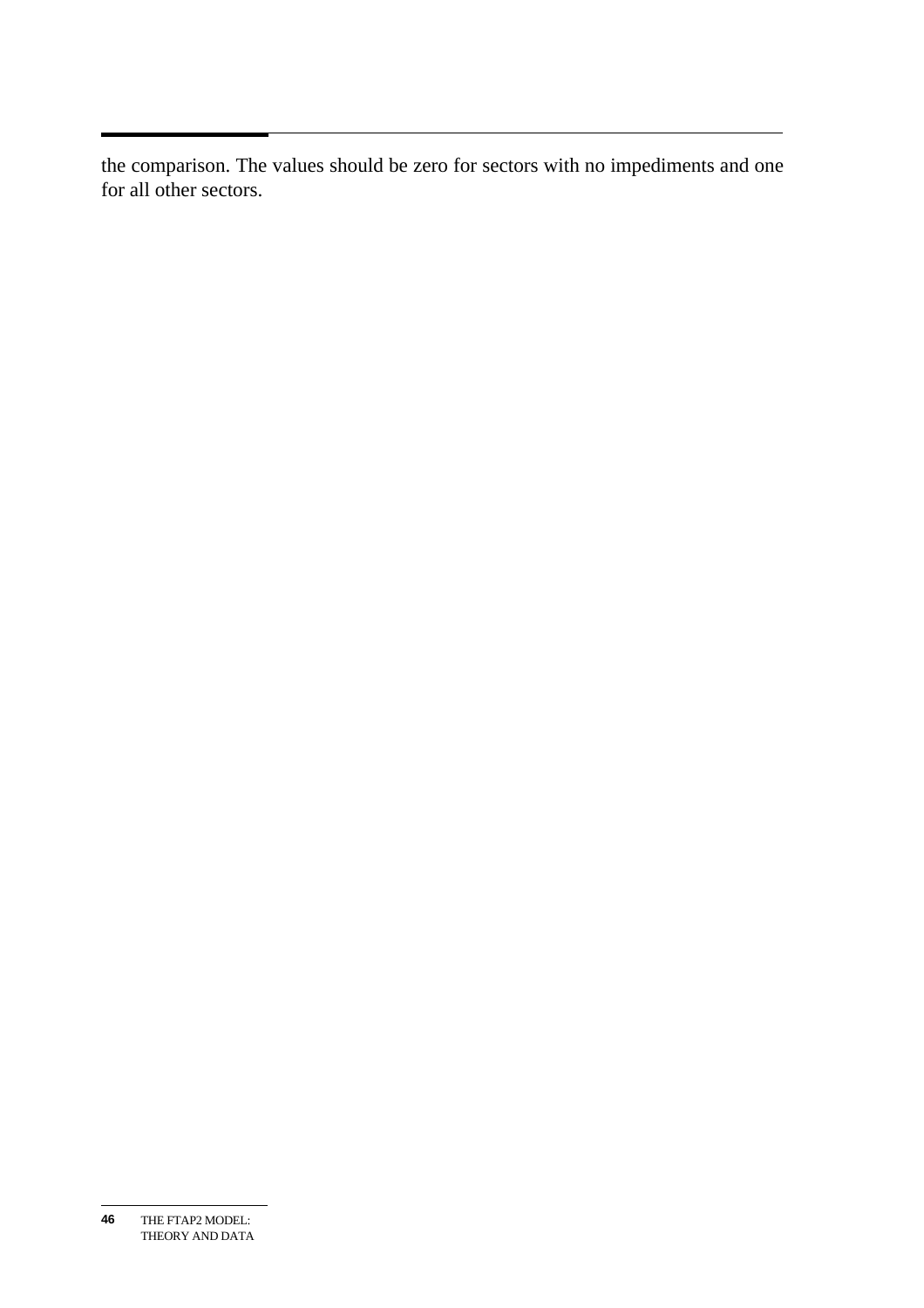the comparison. The values should be zero for sectors with no impediments and one for all other sectors.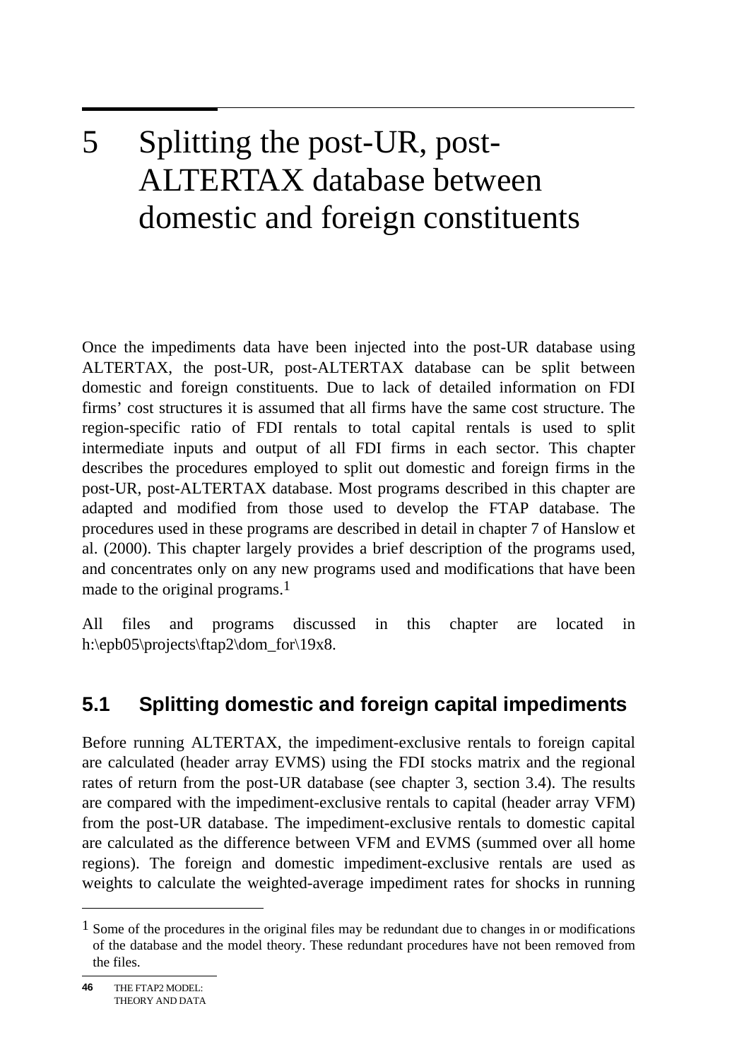// Chapter heading
# 5 Splitting the post-UR, post-ALTERTAX database between domestic and foreign constituents

Once the impediments data have been injected into the post-UR database using ALTERTAX, the post-UR, post-ALTERTAX database can be split between domestic and foreign constituents. Due to lack of detailed information on FDI firms' cost structures it is assumed that all firms have the same cost structure. The region-specific ratio of FDI rentals to total capital rentals is used to split intermediate inputs and output of all FDI firms in each sector. This chapter describes the procedures employed to split out domestic and foreign firms in the post-UR, post-ALTERTAX database. Most programs described in this chapter are adapted and modified from those used to develop the FTAP database. The procedures used in these programs are described in detail in chapter 7 of Hanslow et al. (2000). This chapter largely provides a brief description of the programs used, and concentrates only on any new programs used and modifications that have been made to the original programs.[1]

All files and programs discussed in this chapter are located in h:\epb05\projects\ftap2\dom_for\19x8.

## 5.1 Splitting domestic and foreign capital impediments

Before running ALTERTAX, the impediment-exclusive rentals to foreign capital are calculated (header array EVMS) using the FDI stocks matrix and the regional rates of return from the post-UR database (see chapter 3, section 3.4). The results are compared with the impediment-exclusive rentals to capital (header array VFM) from the post-UR database. The impediment-exclusive rentals to domestic capital are calculated as the difference between VFM and EVMS (summed over all home regions). The foreign and domestic impediment-exclusive rentals are used as weights to calculate the weighted-average impediment rates for shocks in running

[1] Some of the procedures in the original files may be redundant due to changes in or modifications of the database and the model theory. These redundant procedures have not been removed from the files.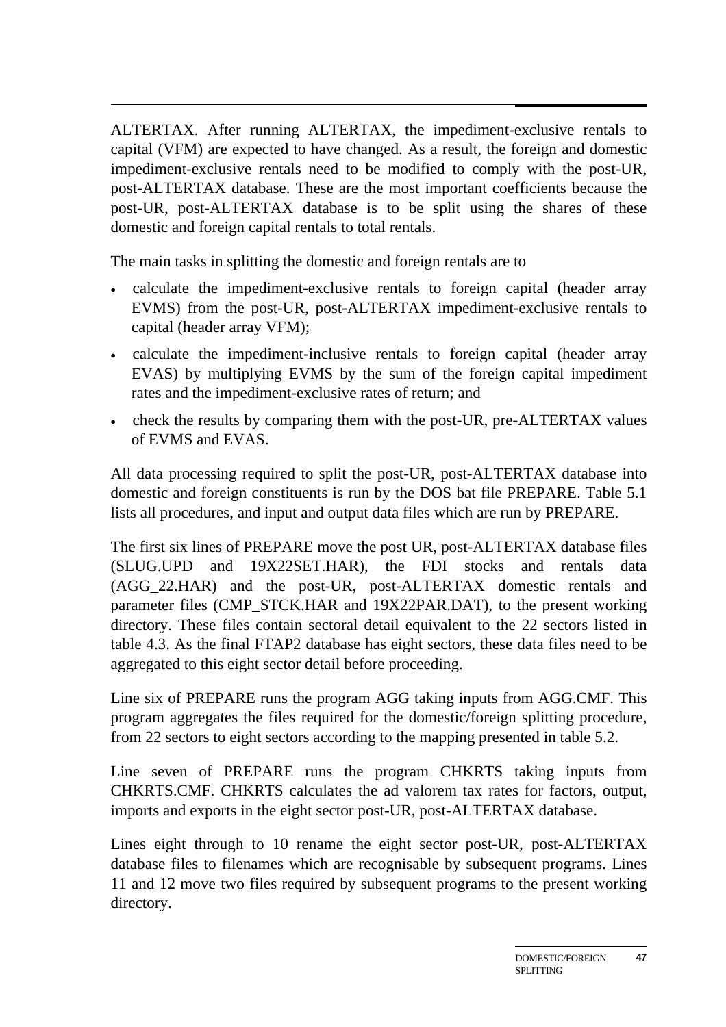ALTERTAX. After running ALTERTAX, the impediment-exclusive rentals to capital (VFM) are expected to have changed. As a result, the foreign and domestic impediment-exclusive rentals need to be modified to comply with the post-UR, post-ALTERTAX database. These are the most important coefficients because the post-UR, post-ALTERTAX database is to be split using the shares of these domestic and foreign capital rentals to total rentals.

The main tasks in splitting the domestic and foreign rentals are to

- calculate the impediment-exclusive rentals to foreign capital (header array EVMS) from the post-UR, post-ALTERTAX impediment-exclusive rentals to capital (header array VFM);
- calculate the impediment-inclusive rentals to foreign capital (header array EVAS) by multiplying EVMS by the sum of the foreign capital impediment rates and the impediment-exclusive rates of return; and
- check the results by comparing them with the post-UR, pre-ALTERTAX values of EVMS and EVAS.

All data processing required to split the post-UR, post-ALTERTAX database into domestic and foreign constituents is run by the DOS bat file PREPARE. Table 5.1 lists all procedures, and input and output data files which are run by PREPARE.

The first six lines of PREPARE move the post UR, post-ALTERTAX database files (SLUG.UPD and 19X22SET.HAR), the FDI stocks and rentals data (AGG_22.HAR) and the post-UR, post-ALTERTAX domestic rentals and parameter files (CMP_STCK.HAR and 19X22PAR.DAT), to the present working directory. These files contain sectoral detail equivalent to the 22 sectors listed in table 4.3. As the final FTAP2 database has eight sectors, these data files need to be aggregated to this eight sector detail before proceeding.

Line six of PREPARE runs the program AGG taking inputs from AGG.CMF. This program aggregates the files required for the domestic/foreign splitting procedure, from 22 sectors to eight sectors according to the mapping presented in table 5.2.

Line seven of PREPARE runs the program CHKRTS taking inputs from CHKRTS.CMF. CHKRTS calculates the ad valorem tax rates for factors, output, imports and exports in the eight sector post-UR, post-ALTERTAX database.

Lines eight through to 10 rename the eight sector post-UR, post-ALTERTAX database files to filenames which are recognisable by subsequent programs. Lines 11 and 12 move two files required by subsequent programs to the present working directory.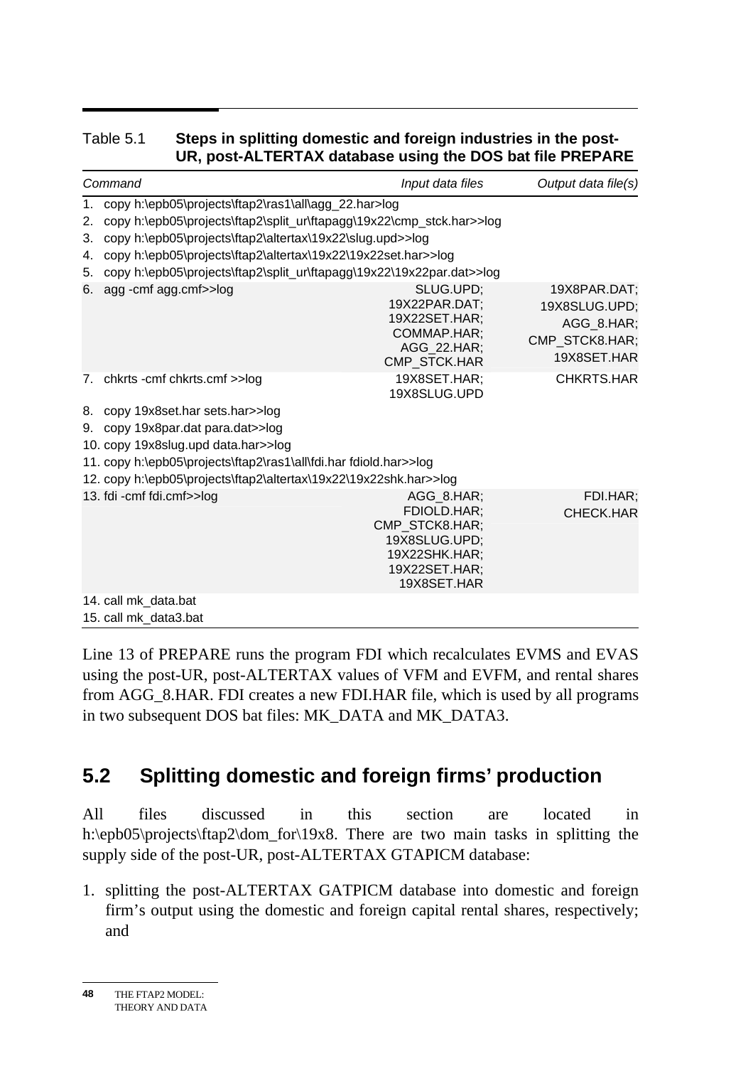Table 5.1 **Steps in splitting domestic and foreign industries in the post-UR, post-ALTERTAX database using the DOS bat file PREPARE**

| *Command* | *Input data files* | *Output data file(s)* |
|---|---|---|
| 1. copy h:\epb05\projects\ftap2\ras1\all\agg_22.har>log | | |
| 2. copy h:\epb05\projects\ftap2\split_ur\ftapagg\19x22\cmp_stck.har>>log | | |
| 3. copy h:\epb05\projects\ftap2\altertax\19x22\slug.upd>>log | | |
| 4. copy h:\epb05\projects\ftap2\altertax\19x22\19x22set.har>>log | | |
| 5. copy h:\epb05\projects\ftap2\split_ur\ftapagg\19x22\19x22par.dat>>log | | |
| 6. agg -cmf agg.cmf>>log | SLUG.UPD; 19X22PAR.DAT; 19X22SET.HAR; COMMAP.HAR; AGG_22.HAR; CMP_STCK.HAR | 19X8PAR.DAT; 19X8SLUG.UPD; AGG_8.HAR; CMP_STCK8.HAR; 19X8SET.HAR |
| 7. chkrts -cmf chkrts.cmf >>log | 19X8SET.HAR; 19X8SLUG.UPD | CHKRTS.HAR |
| 8. copy 19x8set.har sets.har>>log | | |
| 9. copy 19x8par.dat para.dat>>log | | |
| 10. copy 19x8slug.upd data.har>>log | | |
| 11. copy h:\epb05\projects\ftap2\ras1\all\fdi.har fdiold.har>>log | | |
| 12. copy h:\epb05\projects\ftap2\altertax\19x22\19x22shk.har>>log | | |
| 13. fdi -cmf fdi.cmf>>log | AGG_8.HAR; FDIOLD.HAR; CMP_STCK8.HAR; 19X8SLUG.UPD; 19X22SHK.HAR; 19X22SET.HAR; 19X8SET.HAR | FDI.HAR; CHECK.HAR |
| 14. call mk_data.bat | | |
| 15. call mk_data3.bat | | |

Line 13 of PREPARE runs the program FDI which recalculates EVMS and EVAS using the post-UR, post-ALTERTAX values of VFM and EVFM, and rental shares from AGG_8.HAR. FDI creates a new FDI.HAR file, which is used by all programs in two subsequent DOS bat files: MK_DATA and MK_DATA3.

## 5.2 Splitting domestic and foreign firms' production

All files discussed in this section are located in h:\epb05\projects\ftap2\dom_for\19x8. There are two main tasks in splitting the supply side of the post-UR, post-ALTERTAX GTAPICM database:

1. splitting the post-ALTERTAX GATPICM database into domestic and foreign firm's output using the domestic and foreign capital rental shares, respectively; and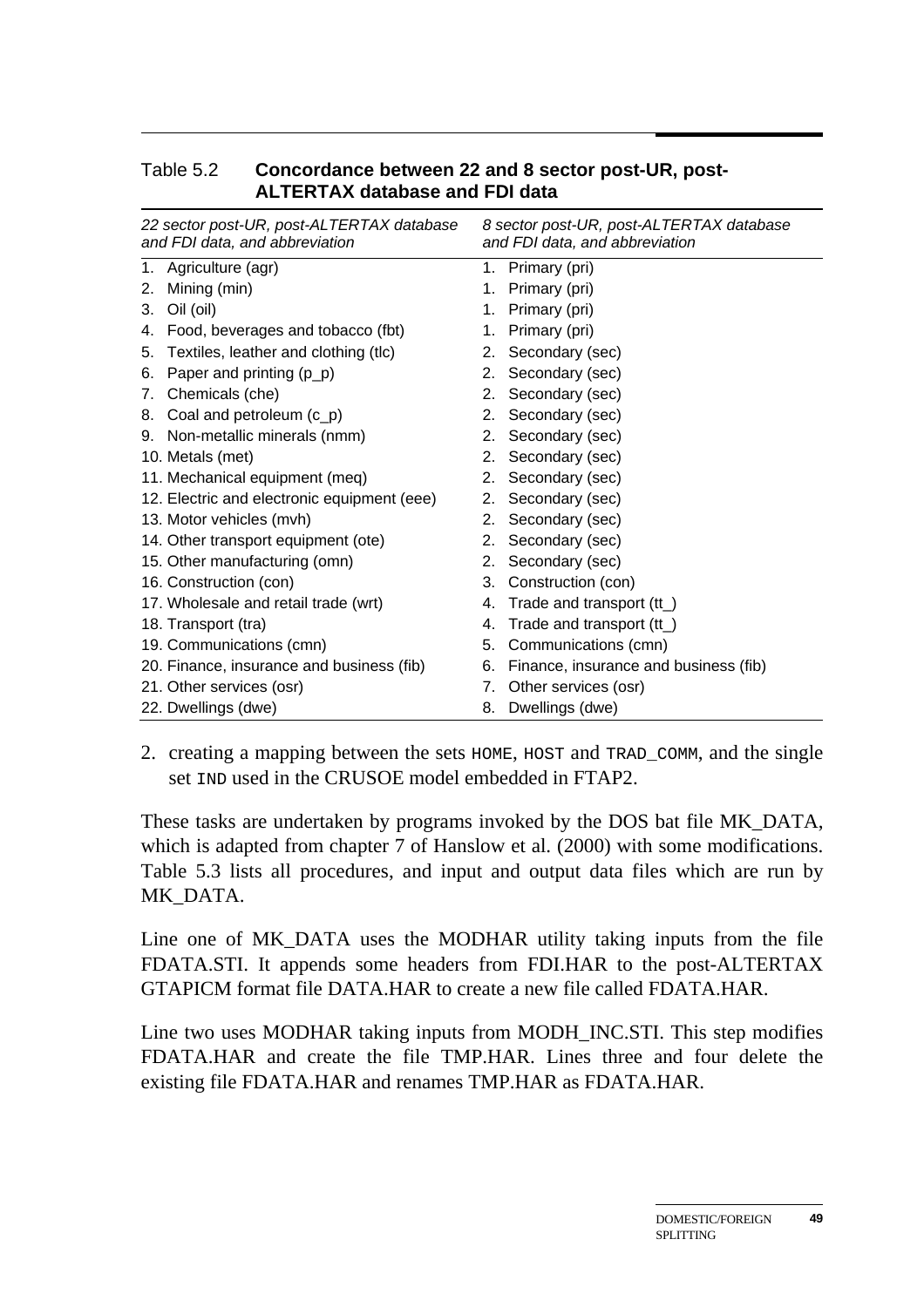Table 5.2 **Concordance between 22 and 8 sector post-UR, post-ALTERTAX database and FDI data**

| *22 sector post-UR, post-ALTERTAX database and FDI data, and abbreviation* | *8 sector post-UR, post-ALTERTAX database and FDI data, and abbreviation* |
|---|---|
| 1. Agriculture (agr) | 1. Primary (pri) |
| 2. Mining (min) | 1. Primary (pri) |
| 3. Oil (oil) | 1. Primary (pri) |
| 4. Food, beverages and tobacco (fbt) | 1. Primary (pri) |
| 5. Textiles, leather and clothing (tlc) | 2. Secondary (sec) |
| 6. Paper and printing (p_p) | 2. Secondary (sec) |
| 7. Chemicals (che) | 2. Secondary (sec) |
| 8. Coal and petroleum (c_p) | 2. Secondary (sec) |
| 9. Non-metallic minerals (nmm) | 2. Secondary (sec) |
| 10. Metals (met) | 2. Secondary (sec) |
| 11. Mechanical equipment (meq) | 2. Secondary (sec) |
| 12. Electric and electronic equipment (eee) | 2. Secondary (sec) |
| 13. Motor vehicles (mvh) | 2. Secondary (sec) |
| 14. Other transport equipment (ote) | 2. Secondary (sec) |
| 15. Other manufacturing (omn) | 2. Secondary (sec) |
| 16. Construction (con) | 3. Construction (con) |
| 17. Wholesale and retail trade (wrt) | 4. Trade and transport (tt_) |
| 18. Transport (tra) | 4. Trade and transport (tt_) |
| 19. Communications (cmn) | 5. Communications (cmn) |
| 20. Finance, insurance and business (fib) | 6. Finance, insurance and business (fib) |
| 21. Other services (osr) | 7. Other services (osr) |
| 22. Dwellings (dwe) | 8. Dwellings (dwe) |

2. creating a mapping between the sets `HOME`, `HOST` and `TRAD_COMM`, and the single set `IND` used in the CRUSOE model embedded in FTAP2.

These tasks are undertaken by programs invoked by the DOS bat file MK_DATA, which is adapted from chapter 7 of Hanslow et al. (2000) with some modifications. Table 5.3 lists all procedures, and input and output data files which are run by MK_DATA.

Line one of MK_DATA uses the MODHAR utility taking inputs from the file FDATA.STI. It appends some headers from FDI.HAR to the post-ALTERTAX GTAPICM format file DATA.HAR to create a new file called FDATA.HAR.

Line two uses MODHAR taking inputs from MODH_INC.STI. This step modifies FDATA.HAR and create the file TMP.HAR. Lines three and four delete the existing file FDATA.HAR and renames TMP.HAR as FDATA.HAR.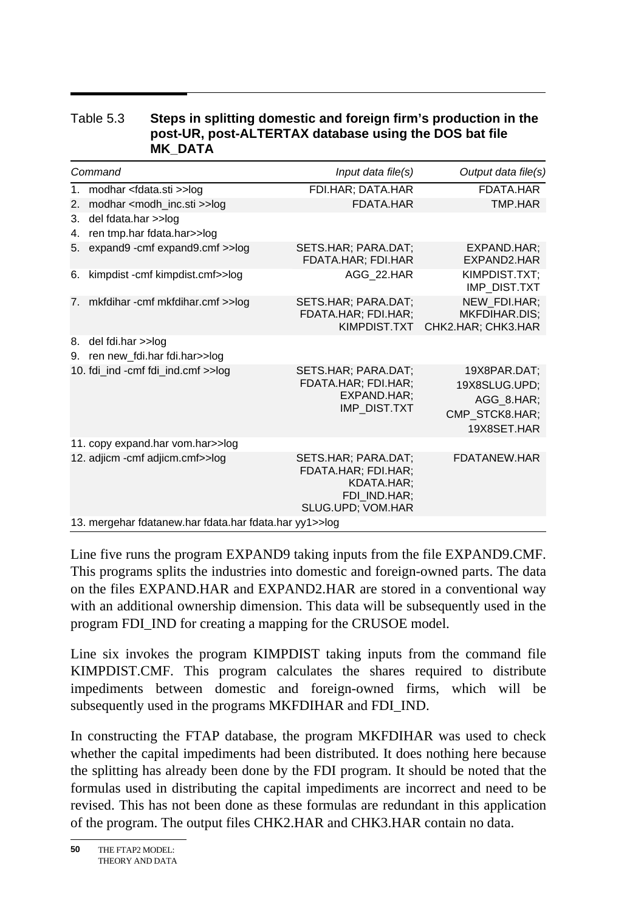Table 5.3 **Steps in splitting domestic and foreign firm's production in the post-UR, post-ALTERTAX database using the DOS bat file MK_DATA**

| *Command* | *Input data file(s)* | *Output data file(s)* |
|---|---|---|
| 1. modhar <fdata.sti >>log | FDI.HAR; DATA.HAR | FDATA.HAR |
| 2. modhar <modh_inc.sti >>log | FDATA.HAR | TMP.HAR |
| 3. del fdata.har >>log | | |
| 4. ren tmp.har fdata.har>>log | | |
| 5. expand9 -cmf expand9.cmf >>log | SETS.HAR; PARA.DAT; FDATA.HAR; FDI.HAR | EXPAND.HAR; EXPAND2.HAR |
| 6. kimpdist -cmf kimpdist.cmf>>log | AGG_22.HAR | KIMPDIST.TXT; IMP_DIST.TXT |
| 7. mkfdihar -cmf mkfdihar.cmf >>log | SETS.HAR; PARA.DAT; FDATA.HAR; FDI.HAR; KIMPDIST.TXT | NEW_FDI.HAR; MKFDIHAR.DIS; CHK2.HAR; CHK3.HAR |
| 8. del fdi.har >>log | | |
| 9. ren new_fdi.har fdi.har>>log | | |
| 10. fdi_ind -cmf fdi_ind.cmf >>log | SETS.HAR; PARA.DAT; FDATA.HAR; FDI.HAR; EXPAND.HAR; IMP_DIST.TXT | 19X8PAR.DAT; 19X8SLUG.UPD; AGG_8.HAR; CMP_STCK8.HAR; 19X8SET.HAR |
| 11. copy expand.har vom.har>>log | | |
| 12. adjicm -cmf adjicm.cmf>>log | SETS.HAR; PARA.DAT; FDATA.HAR; FDI.HAR; KDATA.HAR; FDI_IND.HAR; SLUG.UPD; VOM.HAR | FDATANEW.HAR |
| 13. mergehar fdatanew.har fdata.har fdata.har yy1>>log | | |

Line five runs the program EXPAND9 taking inputs from the file EXPAND9.CMF. This programs splits the industries into domestic and foreign-owned parts. The data on the files EXPAND.HAR and EXPAND2.HAR are stored in a conventional way with an additional ownership dimension. This data will be subsequently used in the program FDI_IND for creating a mapping for the CRUSOE model.

Line six invokes the program KIMPDIST taking inputs from the command file KIMPDIST.CMF. This program calculates the shares required to distribute impediments between domestic and foreign-owned firms, which will be subsequently used in the programs MKFDIHAR and FDI_IND.

In constructing the FTAP database, the program MKFDIHAR was used to check whether the capital impediments had been distributed. It does nothing here because the splitting has already been done by the FDI program. It should be noted that the formulas used in distributing the capital impediments are incorrect and need to be revised. This has not been done as these formulas are redundant in this application of the program. The output files CHK2.HAR and CHK3.HAR contain no data.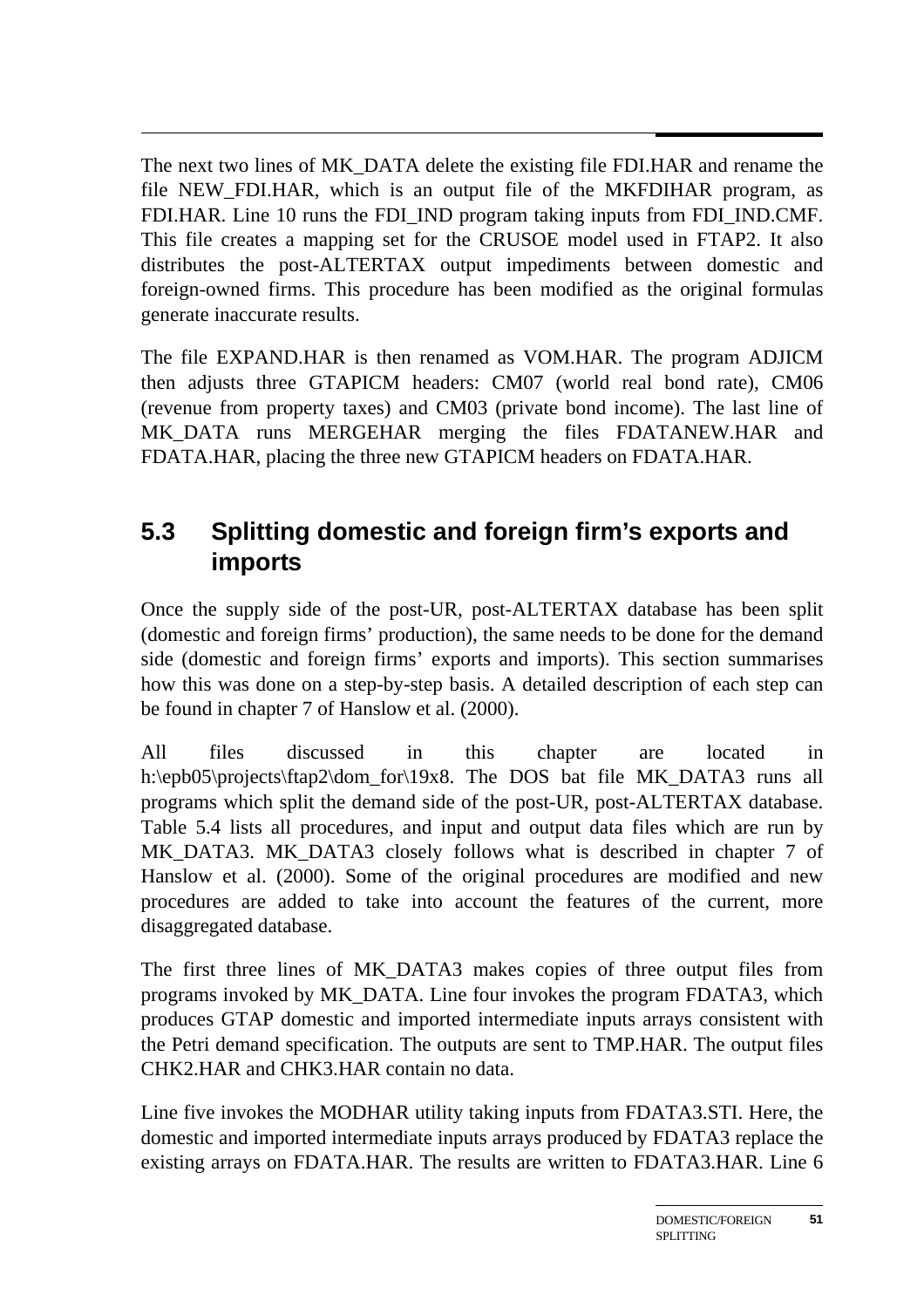The next two lines of MK_DATA delete the existing file FDI.HAR and rename the file NEW_FDI.HAR, which is an output file of the MKFDIHAR program, as FDI.HAR. Line 10 runs the FDI_IND program taking inputs from FDI_IND.CMF. This file creates a mapping set for the CRUSOE model used in FTAP2. It also distributes the post-ALTERTAX output impediments between domestic and foreign-owned firms. This procedure has been modified as the original formulas generate inaccurate results.

The file EXPAND.HAR is then renamed as VOM.HAR. The program ADJICM then adjusts three GTAPICM headers: CM07 (world real bond rate), CM06 (revenue from property taxes) and CM03 (private bond income). The last line of MK_DATA runs MERGEHAR merging the files FDATANEW.HAR and FDATA.HAR, placing the three new GTAPICM headers on FDATA.HAR.

## 5.3 Splitting domestic and foreign firm's exports and imports

Once the supply side of the post-UR, post-ALTERTAX database has been split (domestic and foreign firms' production), the same needs to be done for the demand side (domestic and foreign firms' exports and imports). This section summarises how this was done on a step-by-step basis. A detailed description of each step can be found in chapter 7 of Hanslow et al. (2000).

All files discussed in this chapter are located in h:\epb05\projects\ftap2\dom_for\19x8. The DOS bat file MK_DATA3 runs all programs which split the demand side of the post-UR, post-ALTERTAX database. Table 5.4 lists all procedures, and input and output data files which are run by MK_DATA3. MK_DATA3 closely follows what is described in chapter 7 of Hanslow et al. (2000). Some of the original procedures are modified and new procedures are added to take into account the features of the current, more disaggregated database.

The first three lines of MK_DATA3 makes copies of three output files from programs invoked by MK_DATA. Line four invokes the program FDATA3, which produces GTAP domestic and imported intermediate inputs arrays consistent with the Petri demand specification. The outputs are sent to TMP.HAR. The output files CHK2.HAR and CHK3.HAR contain no data.

Line five invokes the MODHAR utility taking inputs from FDATA3.STI. Here, the domestic and imported intermediate inputs arrays produced by FDATA3 replace the existing arrays on FDATA.HAR. The results are written to FDATA3.HAR. Line 6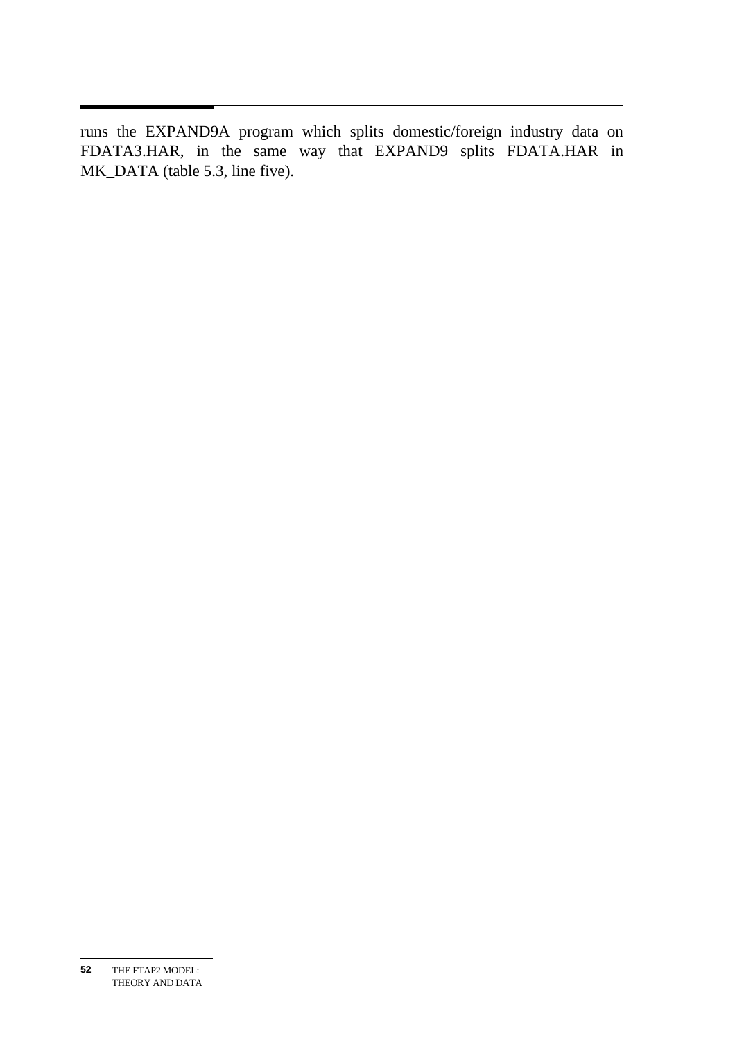runs the EXPAND9A program which splits domestic/foreign industry data on FDATA3.HAR, in the same way that EXPAND9 splits FDATA.HAR in MK_DATA (table 5.3, line five).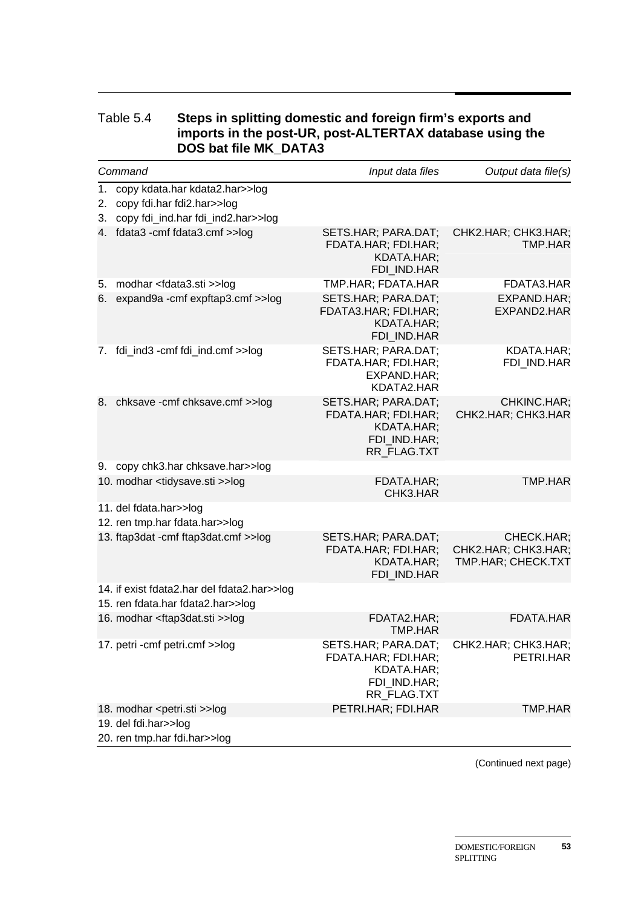Table 5.4 **Steps in splitting domestic and foreign firm's exports and imports in the post-UR, post-ALTERTAX database using the DOS bat file MK_DATA3**

| *Command* | *Input data files* | *Output data file(s)* |
|---|---|---|
| 1. copy kdata.har kdata2.har>>log | | |
| 2. copy fdi.har fdi2.har>>log | | |
| 3. copy fdi_ind.har fdi_ind2.har>>log | | |
| 4. fdata3 -cmf fdata3.cmf >>log | SETS.HAR; PARA.DAT; FDATA.HAR; FDI.HAR; KDATA.HAR; FDI_IND.HAR | CHK2.HAR; CHK3.HAR; TMP.HAR |
| 5. modhar <fdata3.sti >>log | TMP.HAR; FDATA.HAR | FDATA3.HAR |
| 6. expand9a -cmf expftap3.cmf >>log | SETS.HAR; PARA.DAT; FDATA3.HAR; FDI.HAR; KDATA.HAR; FDI_IND.HAR | EXPAND.HAR; EXPAND2.HAR |
| 7. fdi_ind3 -cmf fdi_ind.cmf >>log | SETS.HAR; PARA.DAT; FDATA.HAR; FDI.HAR; EXPAND.HAR; KDATA2.HAR | KDATA.HAR; FDI_IND.HAR |
| 8. chksave -cmf chksave.cmf >>log | SETS.HAR; PARA.DAT; FDATA.HAR; FDI.HAR; KDATA.HAR; FDI_IND.HAR; RR_FLAG.TXT | CHKINC.HAR; CHK2.HAR; CHK3.HAR |
| 9. copy chk3.har chksave.har>>log | | |
| 10. modhar <tidysave.sti >>log | FDATA.HAR; CHK3.HAR | TMP.HAR |
| 11. del fdata.har>>log | | |
| 12. ren tmp.har fdata.har>>log | | |
| 13. ftap3dat -cmf ftap3dat.cmf >>log | SETS.HAR; PARA.DAT; FDATA.HAR; FDI.HAR; KDATA.HAR; FDI_IND.HAR | CHECK.HAR; CHK2.HAR; CHK3.HAR; TMP.HAR; CHECK.TXT |
| 14. if exist fdata2.har del fdata2.har>>log | | |
| 15. ren fdata.har fdata2.har>>log | | |
| 16. modhar <ftap3dat.sti >>log | FDATA2.HAR; TMP.HAR | FDATA.HAR |
| 17. petri -cmf petri.cmf >>log | SETS.HAR; PARA.DAT; FDATA.HAR; FDI.HAR; KDATA.HAR; FDI_IND.HAR; RR_FLAG.TXT | CHK2.HAR; CHK3.HAR; PETRI.HAR |
| 18. modhar <petri.sti >>log | PETRI.HAR; FDI.HAR | TMP.HAR |
| 19. del fdi.har>>log | | |
| 20. ren tmp.har fdi.har>>log | | |

(Continued next page)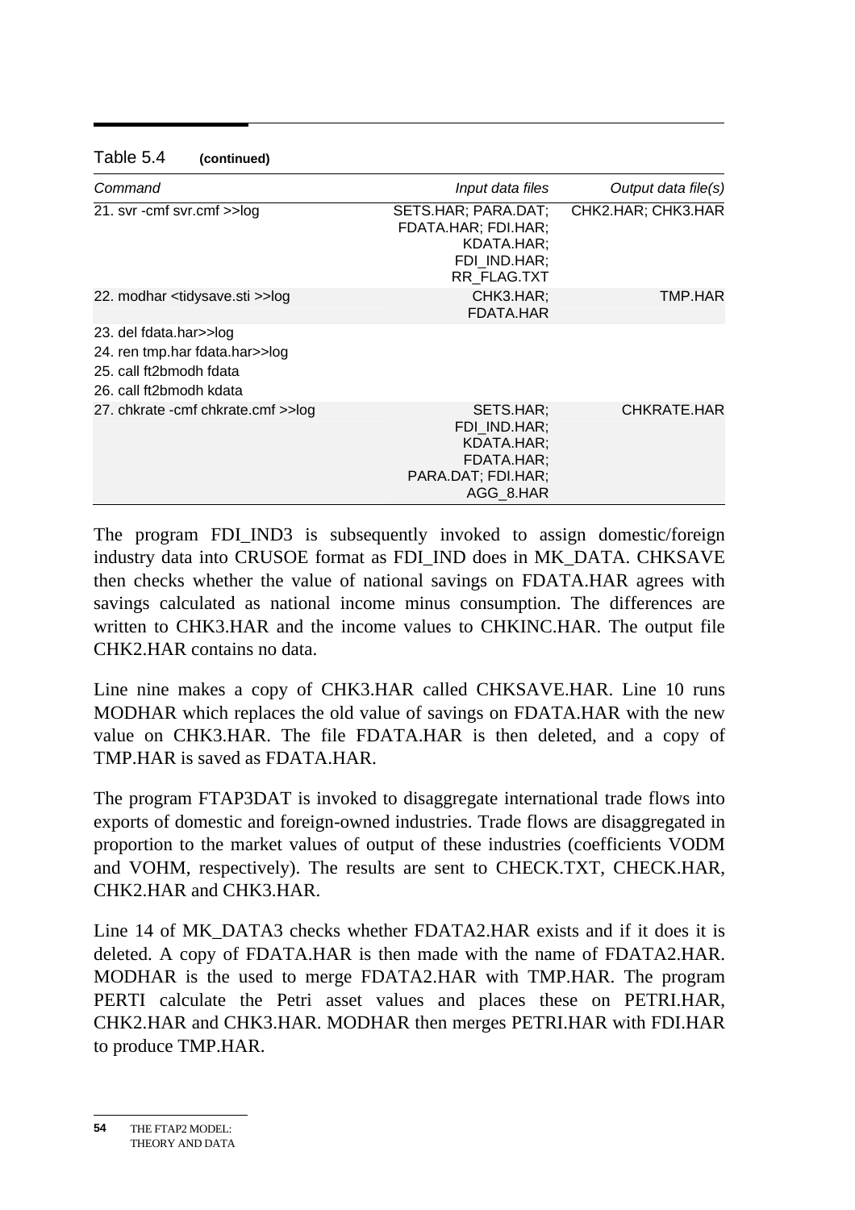Table 5.4 **(continued)**

| *Command* | *Input data files* | *Output data file(s)* |
| --- | --- | --- |
| 21. svr -cmf svr.cmf >>log | SETS.HAR; PARA.DAT; FDATA.HAR; FDI.HAR; KDATA.HAR; FDI_IND.HAR; RR_FLAG.TXT | CHK2.HAR; CHK3.HAR |
| 22. modhar <tidysave.sti >>log | CHK3.HAR; FDATA.HAR | TMP.HAR |
| 23. del fdata.har>>log | | |
| 24. ren tmp.har fdata.har>>log | | |
| 25. call ft2bmodh fdata | | |
| 26. call ft2bmodh kdata | | |
| 27. chkrate -cmf chkrate.cmf >>log | SETS.HAR; FDI_IND.HAR; KDATA.HAR; FDATA.HAR; PARA.DAT; FDI.HAR; AGG_8.HAR | CHKRATE.HAR |

The program FDI_IND3 is subsequently invoked to assign domestic/foreign industry data into CRUSOE format as FDI_IND does in MK_DATA. CHKSAVE then checks whether the value of national savings on FDATA.HAR agrees with savings calculated as national income minus consumption. The differences are written to CHK3.HAR and the income values to CHKINC.HAR. The output file CHK2.HAR contains no data.

Line nine makes a copy of CHK3.HAR called CHKSAVE.HAR. Line 10 runs MODHAR which replaces the old value of savings on FDATA.HAR with the new value on CHK3.HAR. The file FDATA.HAR is then deleted, and a copy of TMP.HAR is saved as FDATA.HAR.

The program FTAP3DAT is invoked to disaggregate international trade flows into exports of domestic and foreign-owned industries. Trade flows are disaggregated in proportion to the market values of output of these industries (coefficients VODM and VOHM, respectively). The results are sent to CHECK.TXT, CHECK.HAR, CHK2.HAR and CHK3.HAR.

Line 14 of MK_DATA3 checks whether FDATA2.HAR exists and if it does it is deleted. A copy of FDATA.HAR is then made with the name of FDATA2.HAR. MODHAR is the used to merge FDATA2.HAR with TMP.HAR. The program PERTI calculate the Petri asset values and places these on PETRI.HAR, CHK2.HAR and CHK3.HAR. MODHAR then merges PETRI.HAR with FDI.HAR to produce TMP.HAR.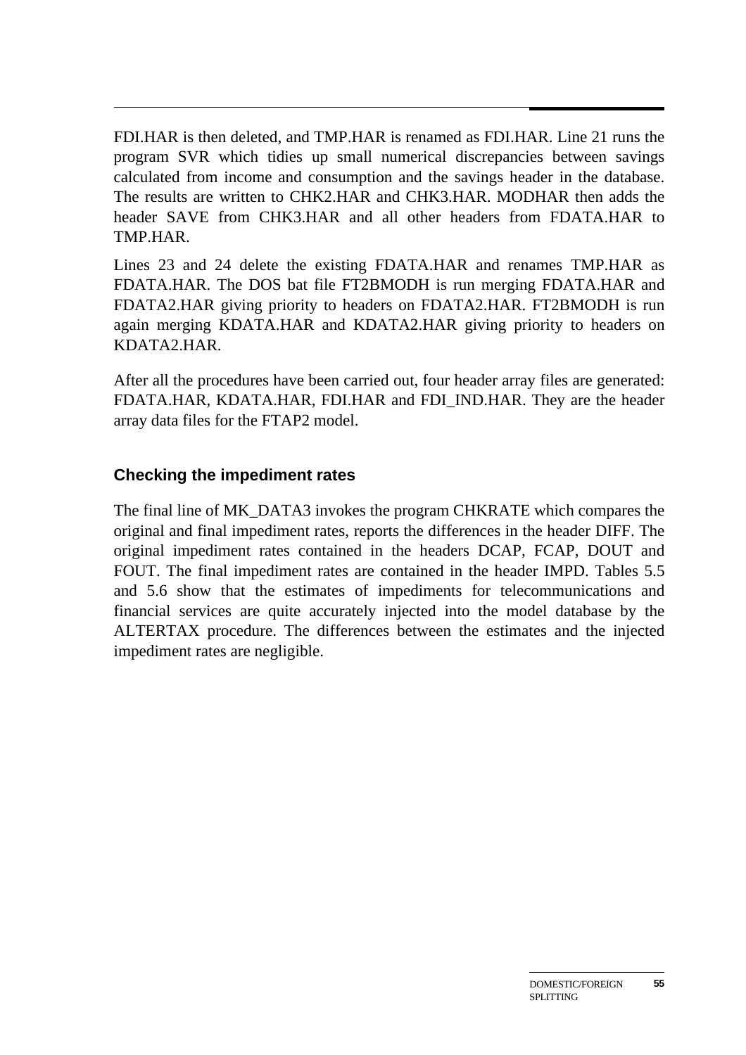FDI.HAR is then deleted, and TMP.HAR is renamed as FDI.HAR. Line 21 runs the program SVR which tidies up small numerical discrepancies between savings calculated from income and consumption and the savings header in the database. The results are written to CHK2.HAR and CHK3.HAR. MODHAR then adds the header SAVE from CHK3.HAR and all other headers from FDATA.HAR to TMP.HAR.

Lines 23 and 24 delete the existing FDATA.HAR and renames TMP.HAR as FDATA.HAR. The DOS bat file FT2BMODH is run merging FDATA.HAR and FDATA2.HAR giving priority to headers on FDATA2.HAR. FT2BMODH is run again merging KDATA.HAR and KDATA2.HAR giving priority to headers on KDATA2.HAR.

After all the procedures have been carried out, four header array files are generated: FDATA.HAR, KDATA.HAR, FDI.HAR and FDI_IND.HAR. They are the header array data files for the FTAP2 model.

### Checking the impediment rates

The final line of MK_DATA3 invokes the program CHKRATE which compares the original and final impediment rates, reports the differences in the header DIFF. The original impediment rates contained in the headers DCAP, FCAP, DOUT and FOUT. The final impediment rates are contained in the header IMPD. Tables 5.5 and 5.6 show that the estimates of impediments for telecommunications and financial services are quite accurately injected into the model database by the ALTERTAX procedure. The differences between the estimates and the injected impediment rates are negligible.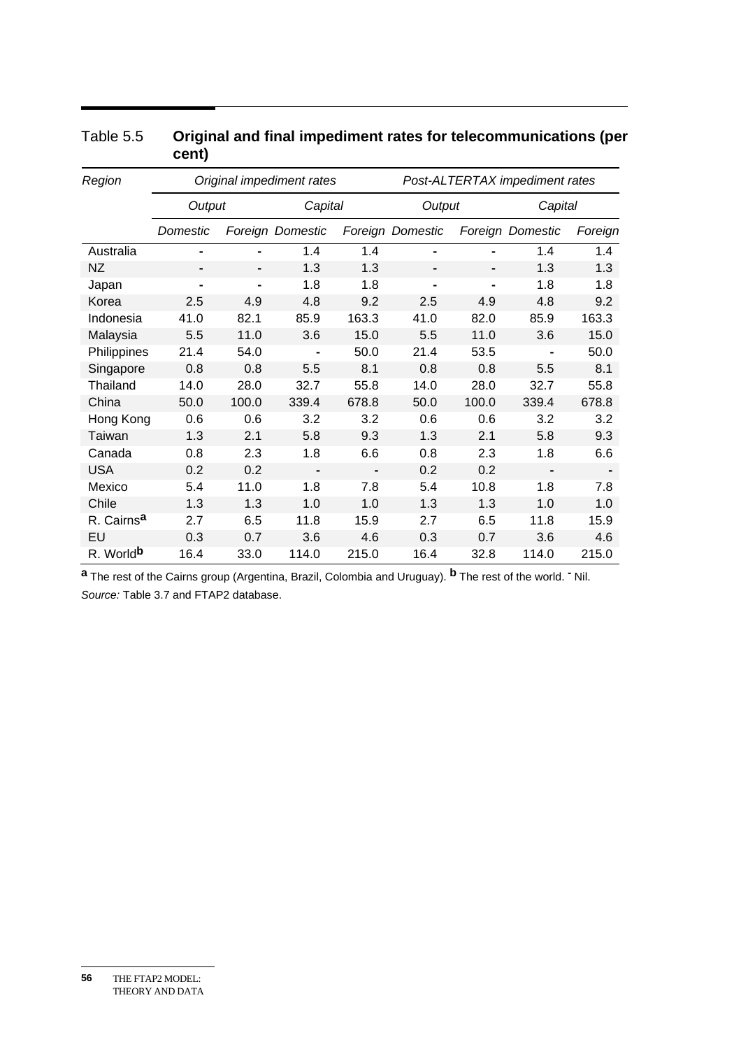Table 5.5 **Original and final impediment rates for telecommunications (per cent)**

| *Region* | *Original impediment rates* | | | | *Post-ALTERTAX impediment rates* | | | |
|---|---|---|---|---|---|---|---|---|
| | *Output* | | *Capital* | | *Output* | | *Capital* | |
| | *Domestic* | *Foreign* | *Domestic* | *Foreign* | *Domestic* | *Foreign* | *Domestic* | *Foreign* |
| Australia | - | - | 1.4 | 1.4 | - | - | 1.4 | 1.4 |
| NZ | - | - | 1.3 | 1.3 | - | - | 1.3 | 1.3 |
| Japan | - | - | 1.8 | 1.8 | - | - | 1.8 | 1.8 |
| Korea | 2.5 | 4.9 | 4.8 | 9.2 | 2.5 | 4.9 | 4.8 | 9.2 |
| Indonesia | 41.0 | 82.1 | 85.9 | 163.3 | 41.0 | 82.0 | 85.9 | 163.3 |
| Malaysia | 5.5 | 11.0 | 3.6 | 15.0 | 5.5 | 11.0 | 3.6 | 15.0 |
| Philippines | 21.4 | 54.0 | - | 50.0 | 21.4 | 53.5 | - | 50.0 |
| Singapore | 0.8 | 0.8 | 5.5 | 8.1 | 0.8 | 0.8 | 5.5 | 8.1 |
| Thailand | 14.0 | 28.0 | 32.7 | 55.8 | 14.0 | 28.0 | 32.7 | 55.8 |
| China | 50.0 | 100.0 | 339.4 | 678.8 | 50.0 | 100.0 | 339.4 | 678.8 |
| Hong Kong | 0.6 | 0.6 | 3.2 | 3.2 | 0.6 | 0.6 | 3.2 | 3.2 |
| Taiwan | 1.3 | 2.1 | 5.8 | 9.3 | 1.3 | 2.1 | 5.8 | 9.3 |
| Canada | 0.8 | 2.3 | 1.8 | 6.6 | 0.8 | 2.3 | 1.8 | 6.6 |
| USA | 0.2 | 0.2 | - | - | 0.2 | 0.2 | - | - |
| Mexico | 5.4 | 11.0 | 1.8 | 7.8 | 5.4 | 10.8 | 1.8 | 7.8 |
| Chile | 1.3 | 1.3 | 1.0 | 1.0 | 1.3 | 1.3 | 1.0 | 1.0 |
| R. Cairns[a] | 2.7 | 6.5 | 11.8 | 15.9 | 2.7 | 6.5 | 11.8 | 15.9 |
| EU | 0.3 | 0.7 | 3.6 | 4.6 | 0.3 | 0.7 | 3.6 | 4.6 |
| R. World[b] | 16.4 | 33.0 | 114.0 | 215.0 | 16.4 | 32.8 | 114.0 | 215.0 |

[a] The rest of the Cairns group (Argentina, Brazil, Colombia and Uruguay). [b] The rest of the world. - Nil.

*Source:* Table 3.7 and FTAP2 database.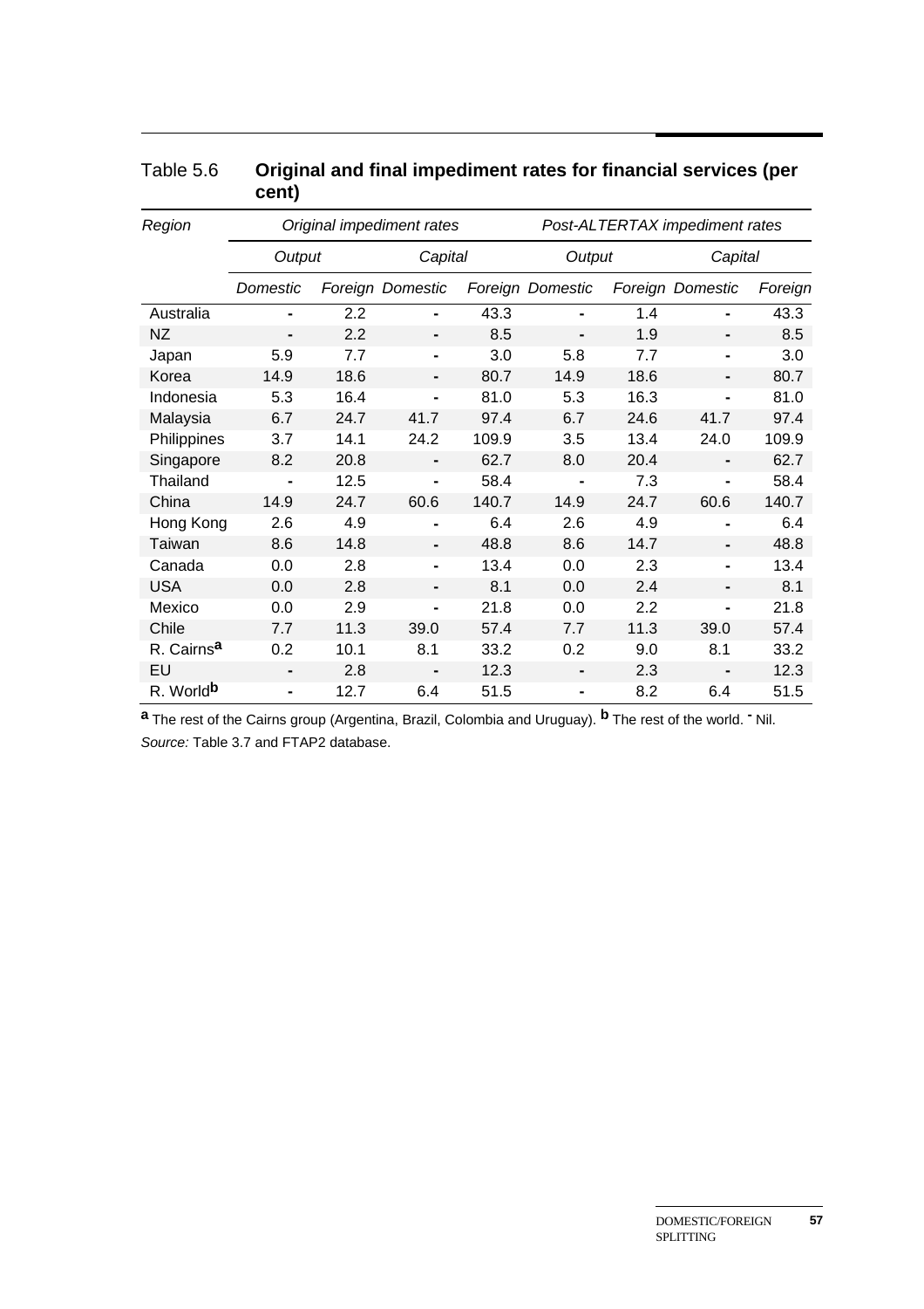Table 5.6 **Original and final impediment rates for financial services (per cent)**

| *Region* | *Original impediment rates* | | | | *Post-ALTERTAX impediment rates* | | | |
|---|---|---|---|---|---|---|---|---|
| | *Output* | | *Capital* | | *Output* | | *Capital* | |
| | *Domestic* | *Foreign* | *Domestic* | *Foreign* | *Domestic* | *Foreign* | *Domestic* | *Foreign* |
| Australia | - | 2.2 | - | 43.3 | - | 1.4 | - | 43.3 |
| NZ | - | 2.2 | - | 8.5 | - | 1.9 | - | 8.5 |
| Japan | 5.9 | 7.7 | - | 3.0 | 5.8 | 7.7 | - | 3.0 |
| Korea | 14.9 | 18.6 | - | 80.7 | 14.9 | 18.6 | - | 80.7 |
| Indonesia | 5.3 | 16.4 | - | 81.0 | 5.3 | 16.3 | - | 81.0 |
| Malaysia | 6.7 | 24.7 | 41.7 | 97.4 | 6.7 | 24.6 | 41.7 | 97.4 |
| Philippines | 3.7 | 14.1 | 24.2 | 109.9 | 3.5 | 13.4 | 24.0 | 109.9 |
| Singapore | 8.2 | 20.8 | - | 62.7 | 8.0 | 20.4 | - | 62.7 |
| Thailand | - | 12.5 | - | 58.4 | - | 7.3 | - | 58.4 |
| China | 14.9 | 24.7 | 60.6 | 140.7 | 14.9 | 24.7 | 60.6 | 140.7 |
| Hong Kong | 2.6 | 4.9 | - | 6.4 | 2.6 | 4.9 | - | 6.4 |
| Taiwan | 8.6 | 14.8 | - | 48.8 | 8.6 | 14.7 | - | 48.8 |
| Canada | 0.0 | 2.8 | - | 13.4 | 0.0 | 2.3 | - | 13.4 |
| USA | 0.0 | 2.8 | - | 8.1 | 0.0 | 2.4 | - | 8.1 |
| Mexico | 0.0 | 2.9 | - | 21.8 | 0.0 | 2.2 | - | 21.8 |
| Chile | 7.7 | 11.3 | 39.0 | 57.4 | 7.7 | 11.3 | 39.0 | 57.4 |
| R. Cairns[a] | 0.2 | 10.1 | 8.1 | 33.2 | 0.2 | 9.0 | 8.1 | 33.2 |
| EU | - | 2.8 | - | 12.3 | - | 2.3 | - | 12.3 |
| R. World[b] | - | 12.7 | 6.4 | 51.5 | - | 8.2 | 6.4 | 51.5 |

**a** The rest of the Cairns group (Argentina, Brazil, Colombia and Uruguay). **b** The rest of the world. **-** Nil.

*Source:* Table 3.7 and FTAP2 database.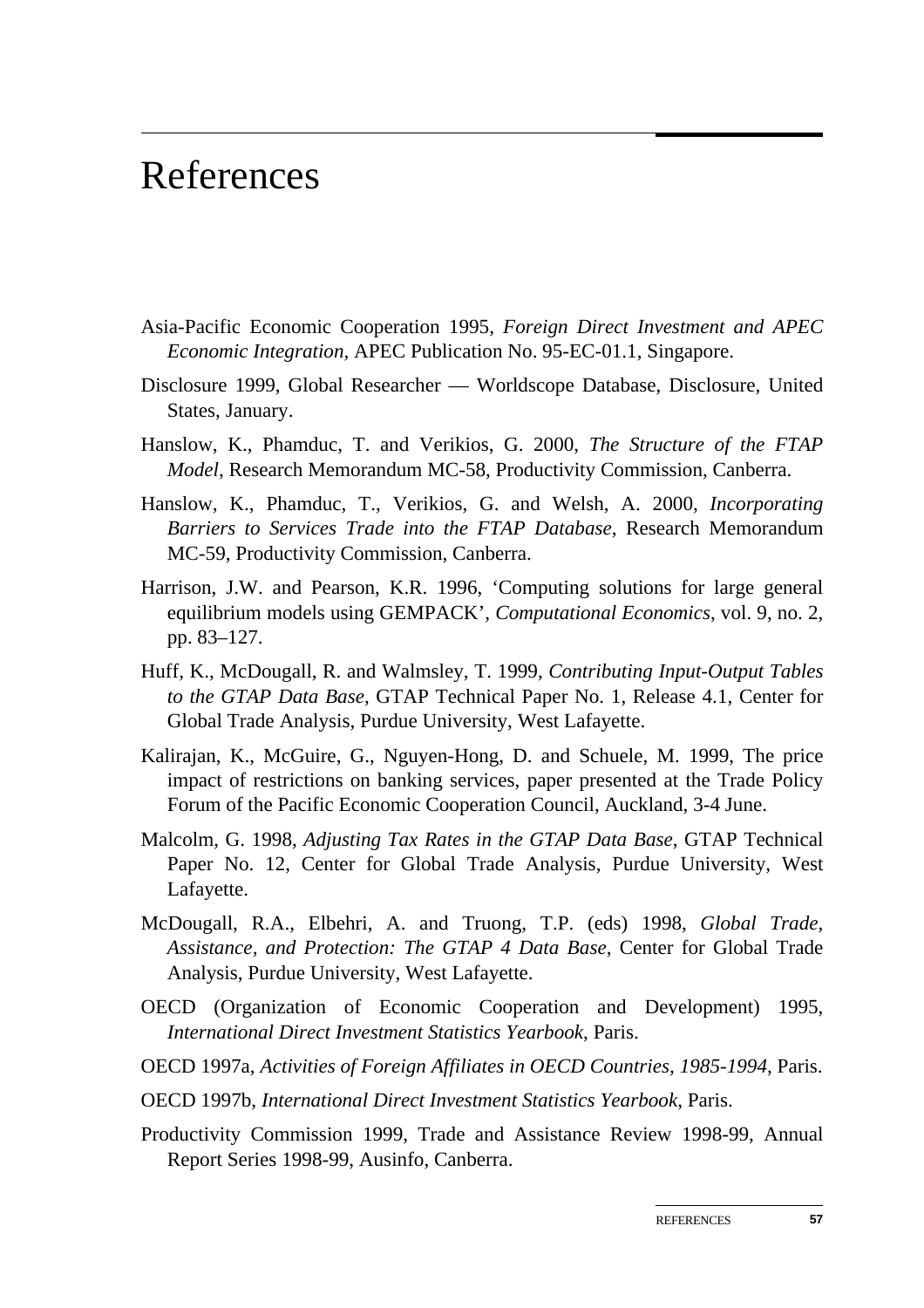# References

Asia-Pacific Economic Cooperation 1995, *Foreign Direct Investment and APEC Economic Integration,* APEC Publication No. 95-EC-01.1, Singapore.

Disclosure 1999, Global Researcher — Worldscope Database, Disclosure, United States, January.

Hanslow, K., Phamduc, T. and Verikios, G. 2000, *The Structure of the FTAP Model*, Research Memorandum MC-58, Productivity Commission, Canberra.

Hanslow, K., Phamduc, T., Verikios, G. and Welsh, A. 2000, *Incorporating Barriers to Services Trade into the FTAP Database*, Research Memorandum MC-59, Productivity Commission, Canberra.

Harrison, J.W. and Pearson, K.R. 1996, 'Computing solutions for large general equilibrium models using GEMPACK', *Computational Economics*, vol. 9, no. 2, pp. 83–127.

Huff, K., McDougall, R. and Walmsley, T. 1999, *Contributing Input-Output Tables to the GTAP Data Base*, GTAP Technical Paper No. 1, Release 4.1, Center for Global Trade Analysis, Purdue University, West Lafayette.

Kalirajan, K., McGuire, G., Nguyen-Hong, D. and Schuele, M. 1999, The price impact of restrictions on banking services, paper presented at the Trade Policy Forum of the Pacific Economic Cooperation Council, Auckland, 3-4 June.

Malcolm, G. 1998, *Adjusting Tax Rates in the GTAP Data Base*, GTAP Technical Paper No. 12, Center for Global Trade Analysis, Purdue University, West Lafayette.

McDougall, R.A., Elbehri, A. and Truong, T.P. (eds) 1998, *Global Trade, Assistance, and Protection: The GTAP 4 Data Base*, Center for Global Trade Analysis, Purdue University, West Lafayette.

OECD (Organization of Economic Cooperation and Development) 1995, *International Direct Investment Statistics Yearbook*, Paris.

OECD 1997a, *Activities of Foreign Affiliates in OECD Countries, 1985-1994*, Paris.

OECD 1997b, *International Direct Investment Statistics Yearbook*, Paris.

Productivity Commission 1999, Trade and Assistance Review 1998-99, Annual Report Series 1998-99, Ausinfo, Canberra.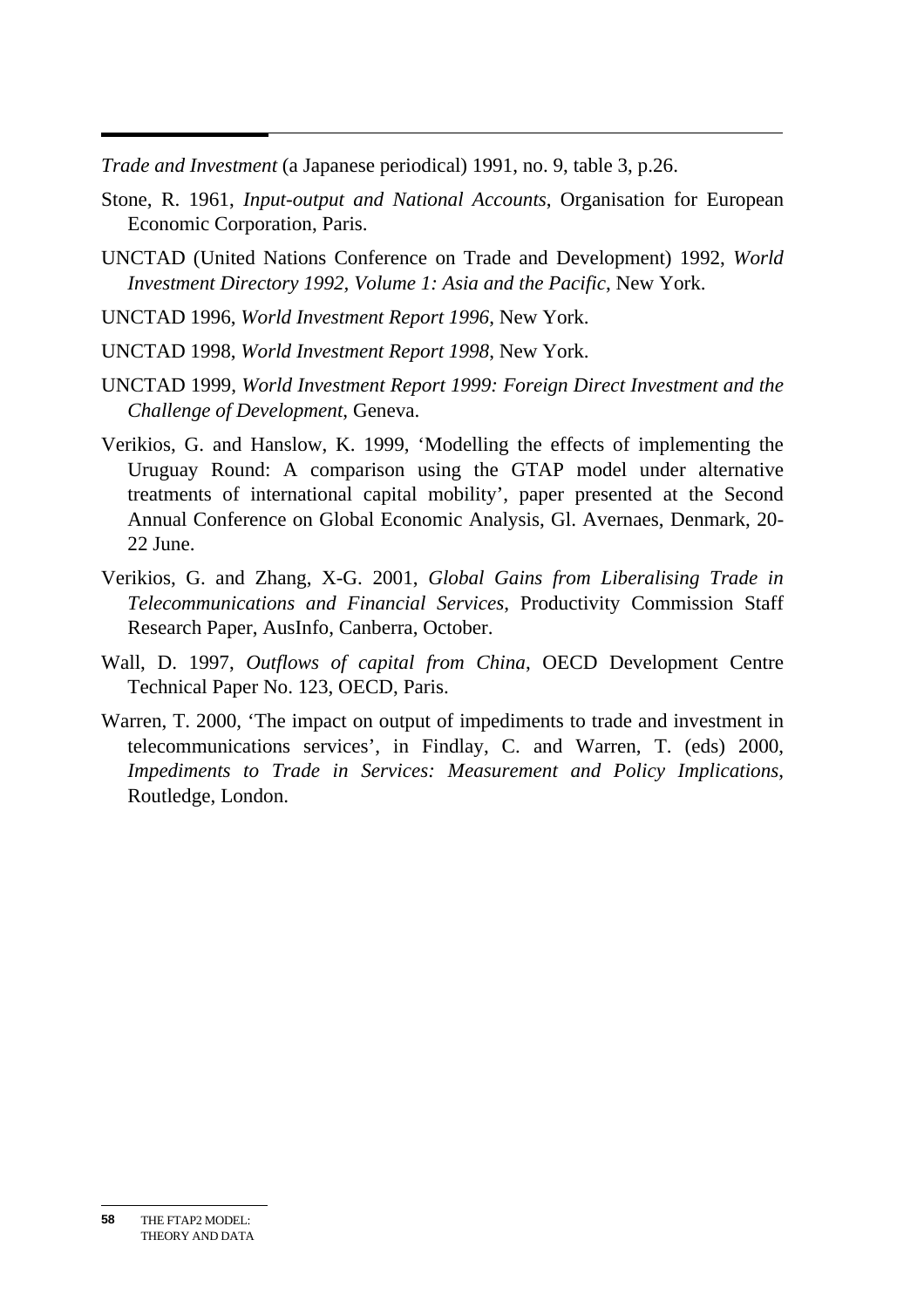*Trade and Investment* (a Japanese periodical) 1991, no. 9, table 3, p.26.

Stone, R. 1961, *Input-output and National Accounts*, Organisation for European Economic Corporation, Paris.

UNCTAD (United Nations Conference on Trade and Development) 1992, *World Investment Directory 1992, Volume 1: Asia and the Pacific*, New York.

UNCTAD 1996, *World Investment Report 1996*, New York.

UNCTAD 1998, *World Investment Report 1998*, New York.

UNCTAD 1999, *World Investment Report 1999: Foreign Direct Investment and the Challenge of Development*, Geneva.

Verikios, G. and Hanslow, K. 1999, 'Modelling the effects of implementing the Uruguay Round: A comparison using the GTAP model under alternative treatments of international capital mobility', paper presented at the Second Annual Conference on Global Economic Analysis, Gl. Avernaes, Denmark, 20-22 June.

Verikios, G. and Zhang, X-G. 2001, *Global Gains from Liberalising Trade in Telecommunications and Financial Services*, Productivity Commission Staff Research Paper, AusInfo, Canberra, October.

Wall, D. 1997, *Outflows of capital from China*, OECD Development Centre Technical Paper No. 123, OECD, Paris.

Warren, T. 2000, 'The impact on output of impediments to trade and investment in telecommunications services', in Findlay, C. and Warren, T. (eds) 2000, *Impediments to Trade in Services: Measurement and Policy Implications*, Routledge, London.